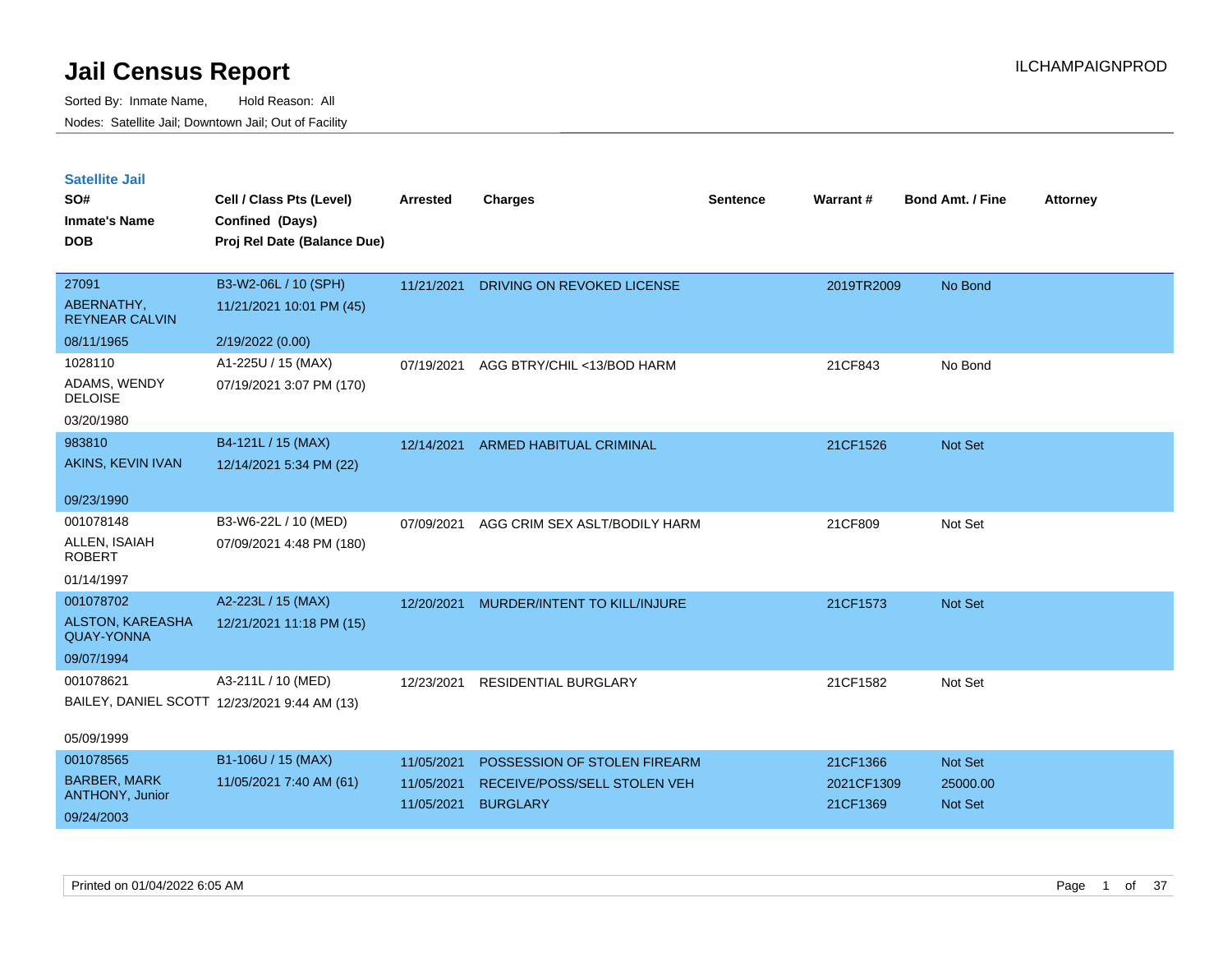# Jail Census Report

ILCHAMPAIGNPROD

Sorted By: Inmate Name, Hold Reason: All

Nodes: Satellite Jail; Downtown Jail; Out of Facility

## Satellite Jail

| SO# / Inmate's Name / DOB | Cell / Class Pts (Level) / Confined (Days) / Proj Rel Date (Balance Due) | Arrested | Charges | Sentence | Warrant # | Bond Amt. / Fine | Attorney |
|---|---|---|---|---|---|---|---|
| 27091<br>ABERNATHY, REYNEAR CALVIN<br>08/11/1965 | B3-W2-06L / 10 (SPH)<br>11/21/2021 10:01 PM (45)<br>2/19/2022 (0.00) | 11/21/2021 | DRIVING ON REVOKED LICENSE | | 2019TR2009 | No Bond | |
| 1028110<br>ADAMS, WENDY DELOISE<br>03/20/1980 | A1-225U / 15 (MAX)<br>07/19/2021 3:07 PM (170) | 07/19/2021 | AGG BTRY/CHIL <13/BOD HARM | | 21CF843 | No Bond | |
| 983810<br>AKINS, KEVIN IVAN<br>09/23/1990 | B4-121L / 15 (MAX)<br>12/14/2021 5:34 PM (22) | 12/14/2021 | ARMED HABITUAL CRIMINAL | | 21CF1526 | Not Set | |
| 001078148<br>ALLEN, ISAIAH ROBERT<br>01/14/1997 | B3-W6-22L / 10 (MED)<br>07/09/2021 4:48 PM (180) | 07/09/2021 | AGG CRIM SEX ASLT/BODILY HARM | | 21CF809 | Not Set | |
| 001078702<br>ALSTON, KAREASHA QUAY-YONNA<br>09/07/1994 | A2-223L / 15 (MAX)<br>12/21/2021 11:18 PM (15) | 12/20/2021 | MURDER/INTENT TO KILL/INJURE | | 21CF1573 | Not Set | |
| 001078621<br>BAILEY, DANIEL SCOTT<br>05/09/1999 | A3-211L / 10 (MED)<br>12/23/2021 9:44 AM (13) | 12/23/2021 | RESIDENTIAL BURGLARY | | 21CF1582 | Not Set | |
| 001078565<br>BARBER, MARK ANTHONY, Junior<br>09/24/2003 | B1-106U / 15 (MAX)<br>11/05/2021 7:40 AM (61) | 11/05/2021 | POSSESSION OF STOLEN FIREARM | | 21CF1366 | Not Set | |
| | | 11/05/2021 | RECEIVE/POSS/SELL STOLEN VEH | | 2021CF1309 | 25000.00 | |
| | | 11/05/2021 | BURGLARY | | 21CF1369 | Not Set | |

Printed on 01/04/2022 6:05 AM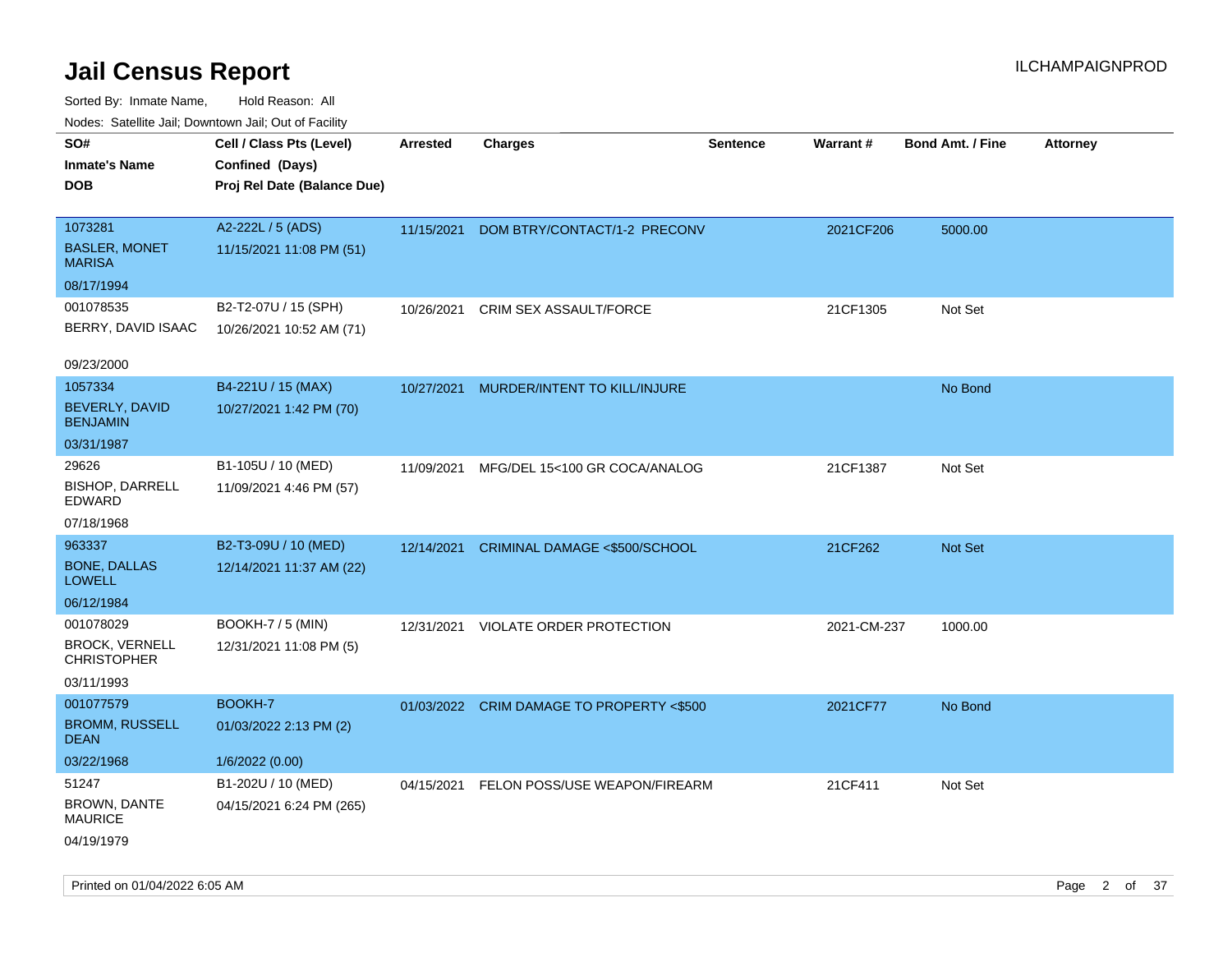# Jail Census Report

ILCHAMPAIGNPROD

Sorted By: Inmate Name, Hold Reason: All

Nodes: Satellite Jail; Downtown Jail; Out of Facility

| SO# / Inmate's Name / DOB | Cell / Class Pts (Level) / Confined (Days) / Proj Rel Date (Balance Due) | Arrested | Charges | Sentence | Warrant # | Bond Amt. / Fine | Attorney |
|---|---|---|---|---|---|---|---|
| 1073281 BASLER, MONET MARISA 08/17/1994 | A2-222L / 5 (ADS) 11/15/2021 11:08 PM (51) | 11/15/2021 | DOM BTRY/CONTACT/1-2 PRECONV | | 2021CF206 | 5000.00 | |
| 001078535 BERRY, DAVID ISAAC 09/23/2000 | B2-T2-07U / 15 (SPH) 10/26/2021 10:52 AM (71) | 10/26/2021 | CRIM SEX ASSAULT/FORCE | | 21CF1305 | Not Set | |
| 1057334 BEVERLY, DAVID BENJAMIN 03/31/1987 | B4-221U / 15 (MAX) 10/27/2021 1:42 PM (70) | 10/27/2021 | MURDER/INTENT TO KILL/INJURE | | | No Bond | |
| 29626 BISHOP, DARRELL EDWARD 07/18/1968 | B1-105U / 10 (MED) 11/09/2021 4:46 PM (57) | 11/09/2021 | MFG/DEL 15<100 GR COCA/ANALOG | | 21CF1387 | Not Set | |
| 963337 BONE, DALLAS LOWELL 06/12/1984 | B2-T3-09U / 10 (MED) 12/14/2021 11:37 AM (22) | 12/14/2021 | CRIMINAL DAMAGE <$500/SCHOOL | | 21CF262 | Not Set | |
| 001078029 BROCK, VERNELL CHRISTOPHER 03/11/1993 | BOOKH-7 / 5 (MIN) 12/31/2021 11:08 PM (5) | 12/31/2021 | VIOLATE ORDER PROTECTION | | 2021-CM-237 | 1000.00 | |
| 001077579 BROMM, RUSSELL DEAN 03/22/1968 | BOOKH-7 01/03/2022 2:13 PM (2) 1/6/2022 (0.00) | 01/03/2022 | CRIM DAMAGE TO PROPERTY <$500 | | 2021CF77 | No Bond | |
| 51247 BROWN, DANTE MAURICE 04/19/1979 | B1-202U / 10 (MED) 04/15/2021 6:24 PM (265) | 04/15/2021 | FELON POSS/USE WEAPON/FIREARM | | 21CF411 | Not Set | |

Printed on 01/04/2022 6:05 AM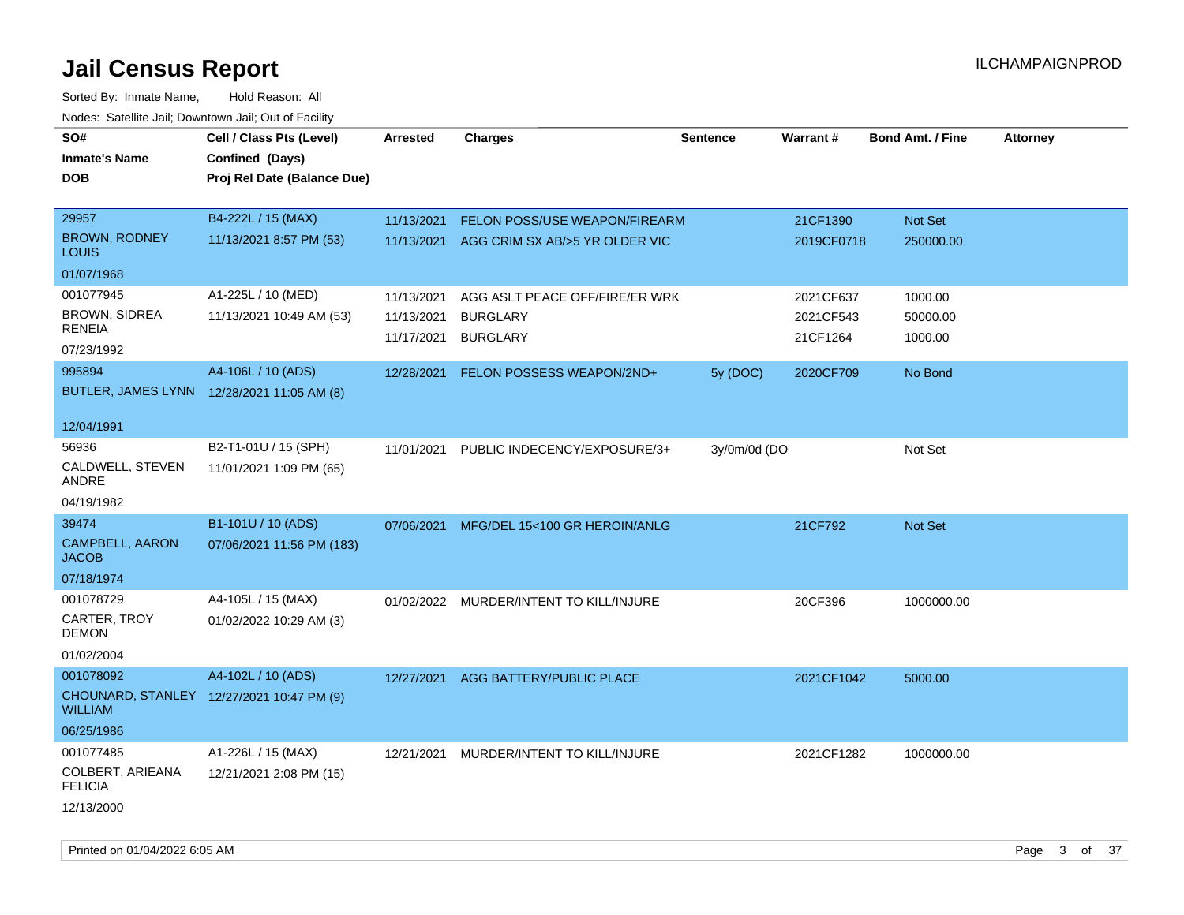# Jail Census Report

ILCHAMPAIGNPROD

Sorted By: Inmate Name, Hold Reason: All

Nodes: Satellite Jail; Downtown Jail; Out of Facility

| SO# / Inmate's Name / DOB | Cell / Class Pts (Level) / Confined (Days) / Proj Rel Date (Balance Due) | Arrested | Charges | Sentence | Warrant # | Bond Amt. / Fine | Attorney |
|---|---|---|---|---|---|---|---|
| 29957<br>BROWN, RODNEY LOUIS<br>01/07/1968 | B4-222L / 15 (MAX)<br>11/13/2021 8:57 PM (53) | 11/13/2021<br>11/13/2021 | FELON POSS/USE WEAPON/FIREARM<br>AGG CRIM SX AB/>5 YR OLDER VIC | | 21CF1390<br>2019CF0718 | Not Set<br>250000.00 | |
| 001077945<br>BROWN, SIDREA RENEIA<br>07/23/1992 | A1-225L / 10 (MED)<br>11/13/2021 10:49 AM (53) | 11/13/2021<br>11/13/2021<br>11/17/2021 | AGG ASLT PEACE OFF/FIRE/ER WRK<br>BURGLARY<br>BURGLARY | | 2021CF637<br>2021CF543<br>21CF1264 | 1000.00<br>50000.00<br>1000.00 | |
| 995894<br>BUTLER, JAMES LYNN<br>12/04/1991 | A4-106L / 10 (ADS)<br>12/28/2021 11:05 AM (8) | 12/28/2021 | FELON POSSESS WEAPON/2ND+ | 5y (DOC) | 2020CF709 | No Bond | |
| 56936<br>CALDWELL, STEVEN ANDRE<br>04/19/1982 | B2-T1-01U / 15 (SPH)<br>11/01/2021 1:09 PM (65) | 11/01/2021 | PUBLIC INDECENCY/EXPOSURE/3+ | 3y/0m/0d (DO | | Not Set | |
| 39474<br>CAMPBELL, AARON JACOB<br>07/18/1974 | B1-101U / 10 (ADS)<br>07/06/2021 11:56 PM (183) | 07/06/2021 | MFG/DEL 15<100 GR HEROIN/ANLG | | 21CF792 | Not Set | |
| 001078729<br>CARTER, TROY DEMON<br>01/02/2004 | A4-105L / 15 (MAX)<br>01/02/2022 10:29 AM (3) | 01/02/2022 | MURDER/INTENT TO KILL/INJURE | | 20CF396 | 1000000.00 | |
| 001078092<br>CHOUNARD, STANLEY WILLIAM<br>06/25/1986 | A4-102L / 10 (ADS)<br>12/27/2021 10:47 PM (9) | 12/27/2021 | AGG BATTERY/PUBLIC PLACE | | 2021CF1042 | 5000.00 | |
| 001077485<br>COLBERT, ARIEANA FELICIA<br>12/13/2000 | A1-226L / 15 (MAX)<br>12/21/2021 2:08 PM (15) | 12/21/2021 | MURDER/INTENT TO KILL/INJURE | | 2021CF1282 | 1000000.00 | |

Printed on 01/04/2022 6:05 AM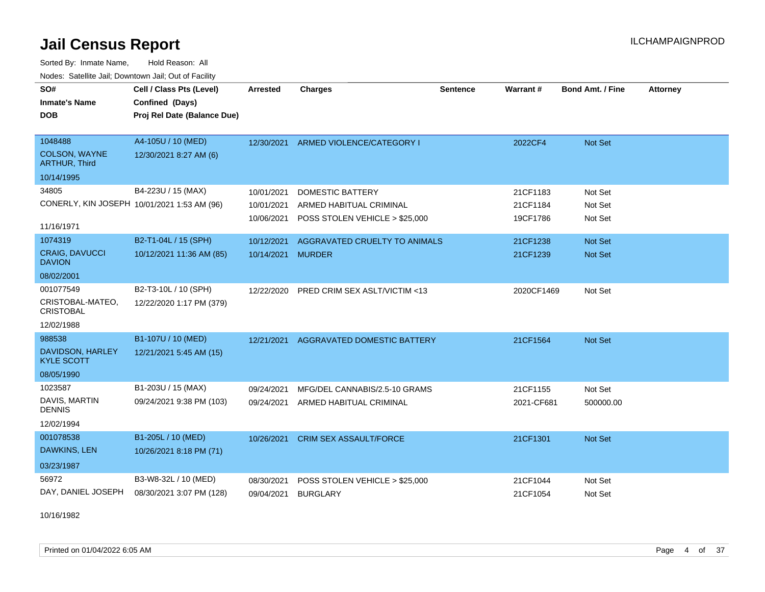# Jail Census Report

Sorted By: Inmate Name, Hold Reason: All

Nodes: Satellite Jail; Downtown Jail; Out of Facility

| SO# / Inmate's Name / DOB | Cell / Class Pts (Level) / Confined (Days) / Proj Rel Date (Balance Due) | Arrested | Charges | Sentence | Warrant # | Bond Amt. / Fine | Attorney |
|---|---|---|---|---|---|---|---|
| 1048488<br>COLSON, WAYNE ARTHUR, Third<br>10/14/1995 | A4-105U / 10 (MED)<br>12/30/2021 8:27 AM (6) | 12/30/2021 | ARMED VIOLENCE/CATEGORY I | | 2022CF4 | Not Set | |
| 34805<br>CONERLY, KIN JOSEPH<br>11/16/1971 | B4-223U / 15 (MAX)<br>10/01/2021 1:53 AM (96) | 10/01/2021<br>10/01/2021<br>10/06/2021 | DOMESTIC BATTERY<br>ARMED HABITUAL CRIMINAL<br>POSS STOLEN VEHICLE > $25,000 | | 21CF1183<br>21CF1184<br>19CF1786 | Not Set<br>Not Set<br>Not Set | |
| 1074319<br>CRAIG, DAVUCCI DAVION<br>08/02/2001 | B2-T1-04L / 15 (SPH)<br>10/12/2021 11:36 AM (85) | 10/12/2021<br>10/14/2021 | AGGRAVATED CRUELTY TO ANIMALS<br>MURDER | | 21CF1238<br>21CF1239 | Not Set<br>Not Set | |
| 001077549<br>CRISTOBAL-MATEO, CRISTOBAL<br>12/02/1988 | B2-T3-10L / 10 (SPH)<br>12/22/2020 1:17 PM (379) | 12/22/2020 | PRED CRIM SEX ASLT/VICTIM <13 | | 2020CF1469 | Not Set | |
| 988538<br>DAVIDSON, HARLEY KYLE SCOTT<br>08/05/1990 | B1-107U / 10 (MED)<br>12/21/2021 5:45 AM (15) | 12/21/2021 | AGGRAVATED DOMESTIC BATTERY | | 21CF1564 | Not Set | |
| 1023587<br>DAVIS, MARTIN DENNIS<br>12/02/1994 | B1-203U / 15 (MAX)<br>09/24/2021 9:38 PM (103) | 09/24/2021<br>09/24/2021 | MFG/DEL CANNABIS/2.5-10 GRAMS<br>ARMED HABITUAL CRIMINAL | | 21CF1155<br>2021-CF681 | Not Set<br>500000.00 | |
| 001078538<br>DAWKINS, LEN<br>03/23/1987 | B1-205L / 10 (MED)<br>10/26/2021 8:18 PM (71) | 10/26/2021 | CRIM SEX ASSAULT/FORCE | | 21CF1301 | Not Set | |
| 56972<br>DAY, DANIEL JOSEPH<br>10/16/1982 | B3-W8-32L / 10 (MED)<br>08/30/2021 3:07 PM (128) | 08/30/2021<br>09/04/2021 | POSS STOLEN VEHICLE > $25,000<br>BURGLARY | | 21CF1044<br>21CF1054 | Not Set<br>Not Set | |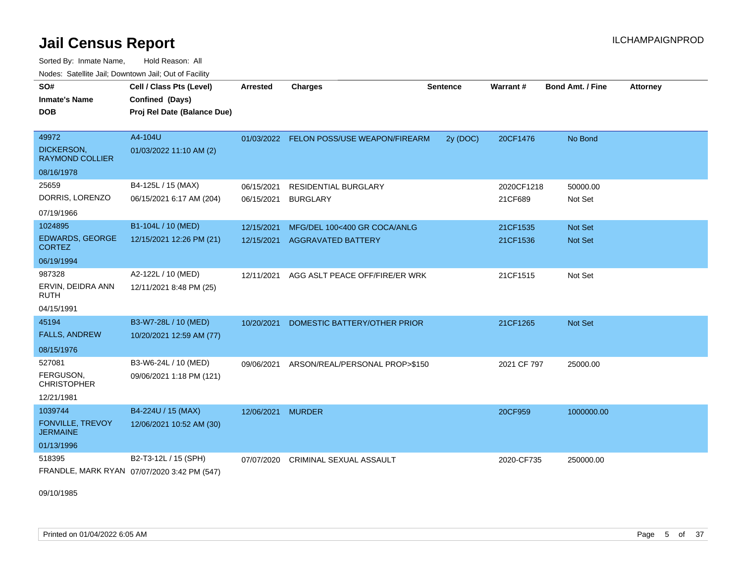# Jail Census Report

ILCHAMPAIGNPROD

Sorted By: Inmate Name, Hold Reason: All

Nodes: Satellite Jail; Downtown Jail; Out of Facility

| SO# / Inmate's Name / DOB | Cell / Class Pts (Level) / Confined (Days) / Proj Rel Date (Balance Due) | Arrested | Charges | Sentence | Warrant # | Bond Amt. / Fine | Attorney |
|---|---|---|---|---|---|---|---|
| 49972<br>DICKERSON, RAYMOND COLLIER<br>08/16/1978 | A4-104U<br>01/03/2022 11:10 AM (2) | 01/03/2022 | FELON POSS/USE WEAPON/FIREARM | 2y (DOC) | 20CF1476 | No Bond | |
| 25659<br>DORRIS, LORENZO<br>07/19/1966 | B4-125L / 15 (MAX)<br>06/15/2021 6:17 AM (204) | 06/15/2021<br>06/15/2021 | RESIDENTIAL BURGLARY<br>BURGLARY | | 2020CF1218<br>21CF689 | 50000.00<br>Not Set | |
| 1024895<br>EDWARDS, GEORGE CORTEZ<br>06/19/1994 | B1-104L / 10 (MED)<br>12/15/2021 12:26 PM (21) | 12/15/2021<br>12/15/2021 | MFG/DEL 100<400 GR COCA/ANLG<br>AGGRAVATED BATTERY | | 21CF1535<br>21CF1536 | Not Set<br>Not Set | |
| 987328<br>ERVIN, DEIDRA ANN RUTH<br>04/15/1991 | A2-122L / 10 (MED)<br>12/11/2021 8:48 PM (25) | 12/11/2021 | AGG ASLT PEACE OFF/FIRE/ER WRK | | 21CF1515 | Not Set | |
| 45194<br>FALLS, ANDREW<br>08/15/1976 | B3-W7-28L / 10 (MED)<br>10/20/2021 12:59 AM (77) | 10/20/2021 | DOMESTIC BATTERY/OTHER PRIOR | | 21CF1265 | Not Set | |
| 527081<br>FERGUSON, CHRISTOPHER<br>12/21/1981 | B3-W6-24L / 10 (MED)<br>09/06/2021 1:18 PM (121) | 09/06/2021 | ARSON/REAL/PERSONAL PROP>$150 | | 2021 CF 797 | 25000.00 | |
| 1039744<br>FONVILLE, TREVOY JERMAINE<br>01/13/1996 | B4-224U / 15 (MAX)<br>12/06/2021 10:52 AM (30) | 12/06/2021 | MURDER | | 20CF959 | 1000000.00 | |
| 518395<br>FRANDLE, MARK RYAN<br>09/10/1985 | B2-T3-12L / 15 (SPH)<br>07/07/2020 3:42 PM (547) | 07/07/2020 | CRIMINAL SEXUAL ASSAULT | | 2020-CF735 | 250000.00 | |

Printed on 01/04/2022 6:05 AM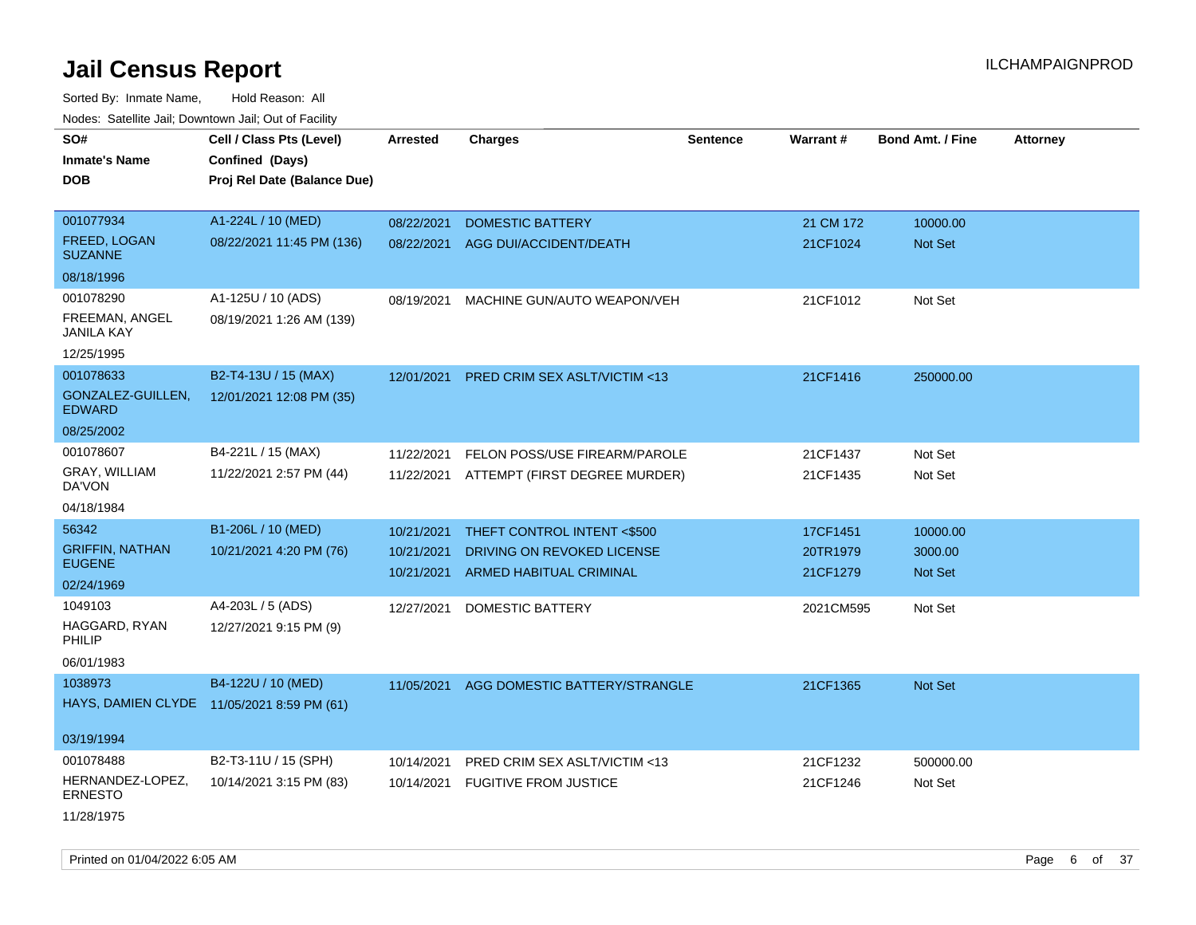# Jail Census Report

ILCHAMPAIGNPROD

Sorted By: Inmate Name, Hold Reason: All

Nodes: Satellite Jail; Downtown Jail; Out of Facility

| SO# / Inmate's Name / DOB | Cell / Class Pts (Level) / Confined (Days) / Proj Rel Date (Balance Due) | Arrested | Charges | Sentence | Warrant # | Bond Amt. / Fine | Attorney |
|---|---|---|---|---|---|---|---|
| 001077934<br>FREED, LOGAN SUZANNE<br>08/18/1996 | A1-224L / 10 (MED)<br>08/22/2021 11:45 PM (136) | 08/22/2021<br>08/22/2021 | DOMESTIC BATTERY<br>AGG DUI/ACCIDENT/DEATH | | 21 CM 172<br>21CF1024 | 10000.00<br>Not Set | |
| 001078290<br>FREEMAN, ANGEL JANILA KAY<br>12/25/1995 | A1-125U / 10 (ADS)<br>08/19/2021 1:26 AM (139) | 08/19/2021 | MACHINE GUN/AUTO WEAPON/VEH | | 21CF1012 | Not Set | |
| 001078633<br>GONZALEZ-GUILLEN, EDWARD<br>08/25/2002 | B2-T4-13U / 15 (MAX)<br>12/01/2021 12:08 PM (35) | 12/01/2021 | PRED CRIM SEX ASLT/VICTIM <13 | | 21CF1416 | 250000.00 | |
| 001078607<br>GRAY, WILLIAM DA'VON<br>04/18/1984 | B4-221L / 15 (MAX)<br>11/22/2021 2:57 PM (44) | 11/22/2021<br>11/22/2021 | FELON POSS/USE FIREARM/PAROLE<br>ATTEMPT (FIRST DEGREE MURDER) | | 21CF1437<br>21CF1435 | Not Set<br>Not Set | |
| 56342<br>GRIFFIN, NATHAN EUGENE<br>02/24/1969 | B1-206L / 10 (MED)<br>10/21/2021 4:20 PM (76) | 10/21/2021<br>10/21/2021<br>10/21/2021 | THEFT CONTROL INTENT <$500<br>DRIVING ON REVOKED LICENSE<br>ARMED HABITUAL CRIMINAL | | 17CF1451<br>20TR1979<br>21CF1279 | 10000.00<br>3000.00<br>Not Set | |
| 1049103<br>HAGGARD, RYAN PHILIP<br>06/01/1983 | A4-203L / 5 (ADS)<br>12/27/2021 9:15 PM (9) | 12/27/2021 | DOMESTIC BATTERY | | 2021CM595 | Not Set | |
| 1038973<br>HAYS, DAMIEN CLYDE<br>03/19/1994 | B4-122U / 10 (MED)<br>11/05/2021 8:59 PM (61) | 11/05/2021 | AGG DOMESTIC BATTERY/STRANGLE | | 21CF1365 | Not Set | |
| 001078488<br>HERNANDEZ-LOPEZ, ERNESTO<br>11/28/1975 | B2-T3-11U / 15 (SPH)<br>10/14/2021 3:15 PM (83) | 10/14/2021<br>10/14/2021 | PRED CRIM SEX ASLT/VICTIM <13<br>FUGITIVE FROM JUSTICE | | 21CF1232<br>21CF1246 | 500000.00<br>Not Set | |

Printed on 01/04/2022 6:05 AM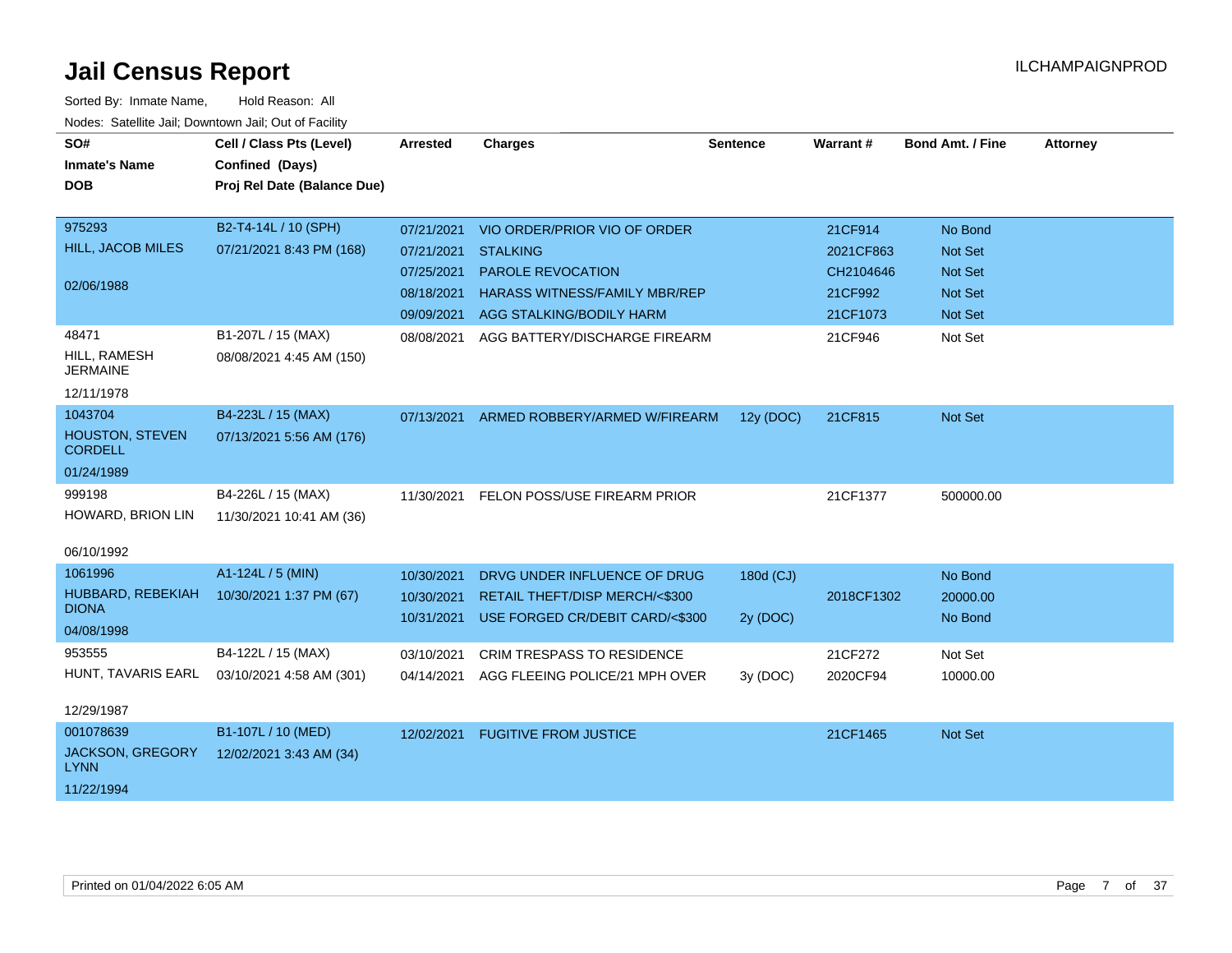# Jail Census Report

ILCHAMPAIGNPROD

Sorted By: Inmate Name, Hold Reason: All

Nodes: Satellite Jail; Downtown Jail; Out of Facility

| SO# / Inmate's Name / DOB | Cell / Class Pts (Level) / Confined (Days) / Proj Rel Date (Balance Due) | Arrested | Charges | Sentence | Warrant # | Bond Amt. / Fine | Attorney |
|---|---|---|---|---|---|---|---|
| 975293<br>HILL, JACOB MILES<br>02/06/1988 | B2-T4-14L / 10 (SPH)<br>07/21/2021 8:43 PM (168) | 07/21/2021 | VIO ORDER/PRIOR VIO OF ORDER | | 21CF914 | No Bond | |
| | | 07/21/2021 | STALKING | | 2021CF863 | Not Set | |
| | | 07/25/2021 | PAROLE REVOCATION | | CH2104646 | Not Set | |
| | | 08/18/2021 | HARASS WITNESS/FAMILY MBR/REP | | 21CF992 | Not Set | |
| | | 09/09/2021 | AGG STALKING/BODILY HARM | | 21CF1073 | Not Set | |
| 48471<br>HILL, RAMESH JERMAINE<br>12/11/1978 | B1-207L / 15 (MAX)<br>08/08/2021 4:45 AM (150) | 08/08/2021 | AGG BATTERY/DISCHARGE FIREARM | | 21CF946 | Not Set | |
| 1043704<br>HOUSTON, STEVEN CORDELL<br>01/24/1989 | B4-223L / 15 (MAX)<br>07/13/2021 5:56 AM (176) | 07/13/2021 | ARMED ROBBERY/ARMED W/FIREARM | 12y (DOC) | 21CF815 | Not Set | |
| 999198<br>HOWARD, BRION LIN<br>06/10/1992 | B4-226L / 15 (MAX)<br>11/30/2021 10:41 AM (36) | 11/30/2021 | FELON POSS/USE FIREARM PRIOR | | 21CF1377 | 500000.00 | |
| 1061996<br>HUBBARD, REBEKIAH DIONA<br>04/08/1998 | A1-124L / 5 (MIN)<br>10/30/2021 1:37 PM (67) | 10/30/2021 | DRVG UNDER INFLUENCE OF DRUG | 180d (CJ) | | No Bond | |
| | | 10/30/2021 | RETAIL THEFT/DISP MERCH/<$300 | | 2018CF1302 | 20000.00 | |
| | | 10/31/2021 | USE FORGED CR/DEBIT CARD/<$300 | 2y (DOC) | | No Bond | |
| 953555<br>HUNT, TAVARIS EARL<br>12/29/1987 | B4-122L / 15 (MAX)<br>03/10/2021 4:58 AM (301) | 03/10/2021 | CRIM TRESPASS TO RESIDENCE | | 21CF272 | Not Set | |
| | | 04/14/2021 | AGG FLEEING POLICE/21 MPH OVER | 3y (DOC) | 2020CF94 | 10000.00 | |
| 001078639<br>JACKSON, GREGORY LYNN<br>11/22/1994 | B1-107L / 10 (MED)<br>12/02/2021 3:43 AM (34) | 12/02/2021 | FUGITIVE FROM JUSTICE | | 21CF1465 | Not Set | |

Printed on 01/04/2022 6:05 AM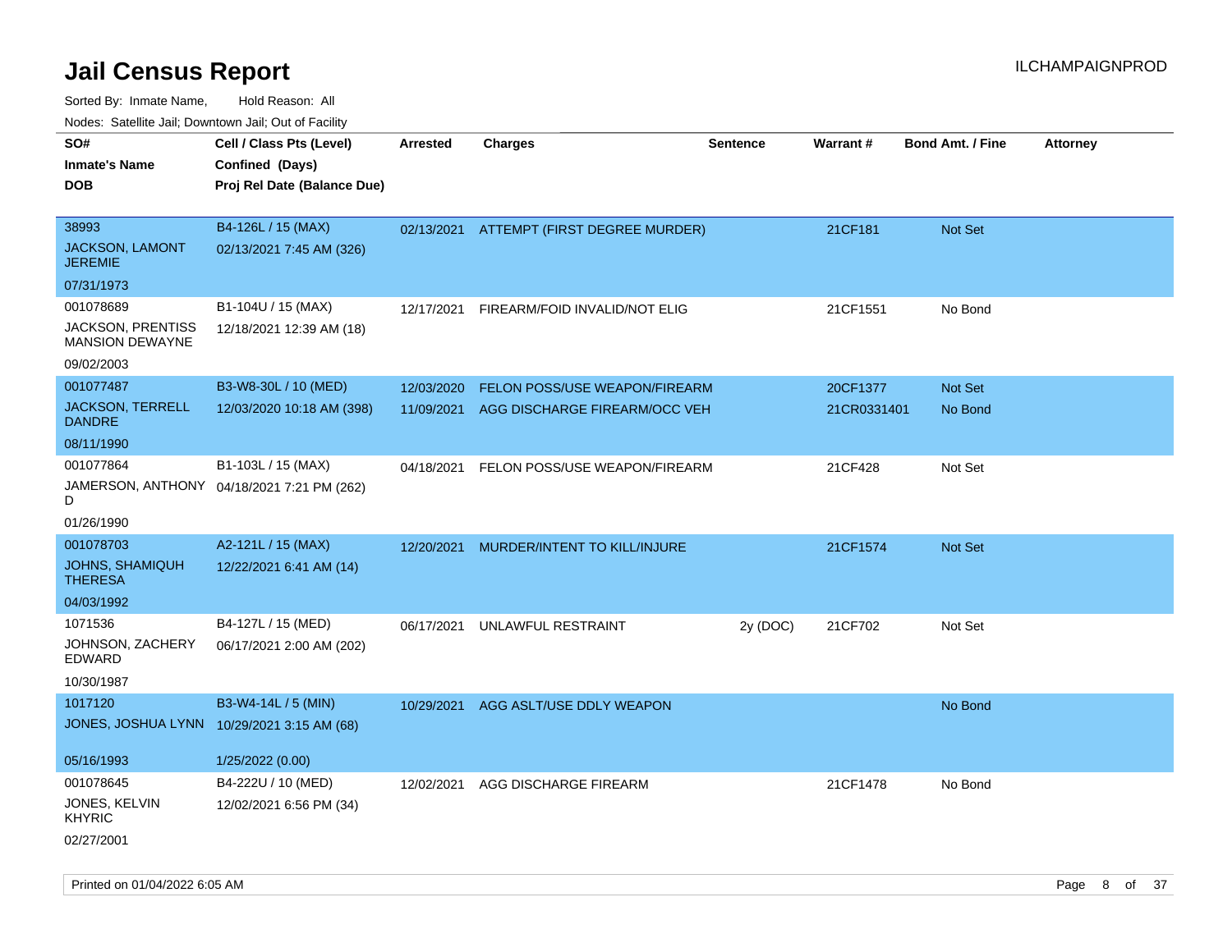# Jail Census Report

ILCHAMPAIGNPROD

Sorted By: Inmate Name, Hold Reason: All

Nodes: Satellite Jail; Downtown Jail; Out of Facility

| SO# / Inmate's Name / DOB | Cell / Class Pts (Level) / Confined (Days) / Proj Rel Date (Balance Due) | Arrested | Charges | Sentence | Warrant # | Bond Amt. / Fine | Attorney |
|---|---|---|---|---|---|---|---|
| 38993<br>JACKSON, LAMONT JEREMIE<br>07/31/1973 | B4-126L / 15 (MAX)<br>02/13/2021 7:45 AM (326) | 02/13/2021 | ATTEMPT (FIRST DEGREE MURDER) | | 21CF181 | Not Set | |
| 001078689<br>JACKSON, PRENTISS MANSION DEWAYNE<br>09/02/2003 | B1-104U / 15 (MAX)<br>12/18/2021 12:39 AM (18) | 12/17/2021 | FIREARM/FOID INVALID/NOT ELIG | | 21CF1551 | No Bond | |
| 001077487<br>JACKSON, TERRELL DANDRE<br>08/11/1990 | B3-W8-30L / 10 (MED)<br>12/03/2020 10:18 AM (398) | 12/03/2020<br>11/09/2021 | FELON POSS/USE WEAPON/FIREARM<br>AGG DISCHARGE FIREARM/OCC VEH | | 20CF1377<br>21CR0331401 | Not Set<br>No Bond | |
| 001077864<br>JAMERSON, ANTHONY D<br>01/26/1990 | B1-103L / 15 (MAX)<br>04/18/2021 7:21 PM (262) | 04/18/2021 | FELON POSS/USE WEAPON/FIREARM | | 21CF428 | Not Set | |
| 001078703<br>JOHNS, SHAMIQUH THERESA<br>04/03/1992 | A2-121L / 15 (MAX)<br>12/22/2021 6:41 AM (14) | 12/20/2021 | MURDER/INTENT TO KILL/INJURE | | 21CF1574 | Not Set | |
| 1071536<br>JOHNSON, ZACHERY EDWARD<br>10/30/1987 | B4-127L / 15 (MED)<br>06/17/2021 2:00 AM (202) | 06/17/2021 | UNLAWFUL RESTRAINT | 2y (DOC) | 21CF702 | Not Set | |
| 1017120<br>JONES, JOSHUA LYNN<br>05/16/1993 | B3-W4-14L / 5 (MIN)<br>10/29/2021 3:15 AM (68)<br>1/25/2022 (0.00) | 10/29/2021 | AGG ASLT/USE DDLY WEAPON | | | No Bond | |
| 001078645<br>JONES, KELVIN KHYRIC<br>02/27/2001 | B4-222U / 10 (MED)<br>12/02/2021 6:56 PM (34) | 12/02/2021 | AGG DISCHARGE FIREARM | | 21CF1478 | No Bond | |

Printed on 01/04/2022 6:05 AM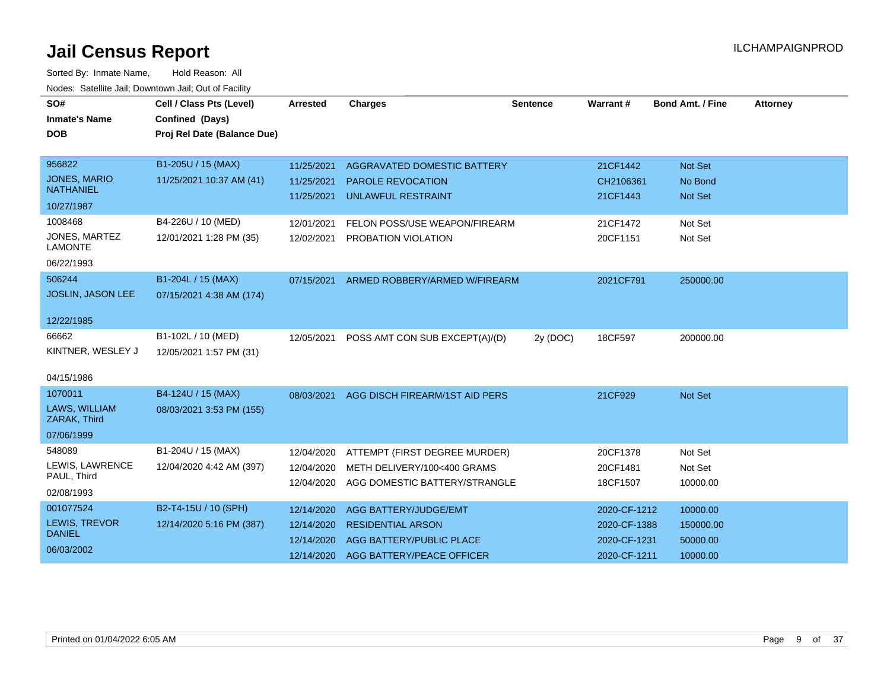# Jail Census Report

ILCHAMPAIGNPROD

Sorted By: Inmate Name, Hold Reason: All

Nodes: Satellite Jail; Downtown Jail; Out of Facility

| SO# / Inmate's Name / DOB | Cell / Class Pts (Level) / Confined (Days) / Proj Rel Date (Balance Due) | Arrested | Charges | Sentence | Warrant # | Bond Amt. / Fine | Attorney |
|---|---|---|---|---|---|---|---|
| 956822<br>JONES, MARIO NATHANIEL<br>10/27/1987 | B1-205U / 15 (MAX)<br>11/25/2021 10:37 AM (41) | 11/25/2021<br>11/25/2021<br>11/25/2021 | AGGRAVATED DOMESTIC BATTERY<br>PAROLE REVOCATION<br>UNLAWFUL RESTRAINT | | 21CF1442<br>CH2106361<br>21CF1443 | Not Set<br>No Bond<br>Not Set | |
| 1008468<br>JONES, MARTEZ LAMONTE<br>06/22/1993 | B4-226U / 10 (MED)<br>12/01/2021 1:28 PM (35) | 12/01/2021<br>12/02/2021 | FELON POSS/USE WEAPON/FIREARM<br>PROBATION VIOLATION | | 21CF1472<br>20CF1151 | Not Set<br>Not Set | |
| 506244<br>JOSLIN, JASON LEE<br>12/22/1985 | B1-204L / 15 (MAX)<br>07/15/2021 4:38 AM (174) | 07/15/2021 | ARMED ROBBERY/ARMED W/FIREARM | | 2021CF791 | 250000.00 | |
| 66662<br>KINTNER, WESLEY J<br>04/15/1986 | B1-102L / 10 (MED)<br>12/05/2021 1:57 PM (31) | 12/05/2021 | POSS AMT CON SUB EXCEPT(A)/(D) | 2y (DOC) | 18CF597 | 200000.00 | |
| 1070011<br>LAWS, WILLIAM ZARAK, Third<br>07/06/1999 | B4-124U / 15 (MAX)<br>08/03/2021 3:53 PM (155) | 08/03/2021 | AGG DISCH FIREARM/1ST AID PERS | | 21CF929 | Not Set | |
| 548089<br>LEWIS, LAWRENCE PAUL, Third<br>02/08/1993 | B1-204U / 15 (MAX)<br>12/04/2020 4:42 AM (397) | 12/04/2020<br>12/04/2020<br>12/04/2020 | ATTEMPT (FIRST DEGREE MURDER)<br>METH DELIVERY/100<400 GRAMS<br>AGG DOMESTIC BATTERY/STRANGLE | | 20CF1378<br>20CF1481<br>18CF1507 | Not Set<br>Not Set<br>10000.00 | |
| 001077524<br>LEWIS, TREVOR DANIEL<br>06/03/2002 | B2-T4-15U / 10 (SPH)<br>12/14/2020 5:16 PM (387) | 12/14/2020<br>12/14/2020<br>12/14/2020<br>12/14/2020 | AGG BATTERY/JUDGE/EMT<br>RESIDENTIAL ARSON<br>AGG BATTERY/PUBLIC PLACE<br>AGG BATTERY/PEACE OFFICER | | 2020-CF-1212<br>2020-CF-1388<br>2020-CF-1231<br>2020-CF-1211 | 10000.00<br>150000.00<br>50000.00<br>10000.00 | |

Printed on 01/04/2022 6:05 AM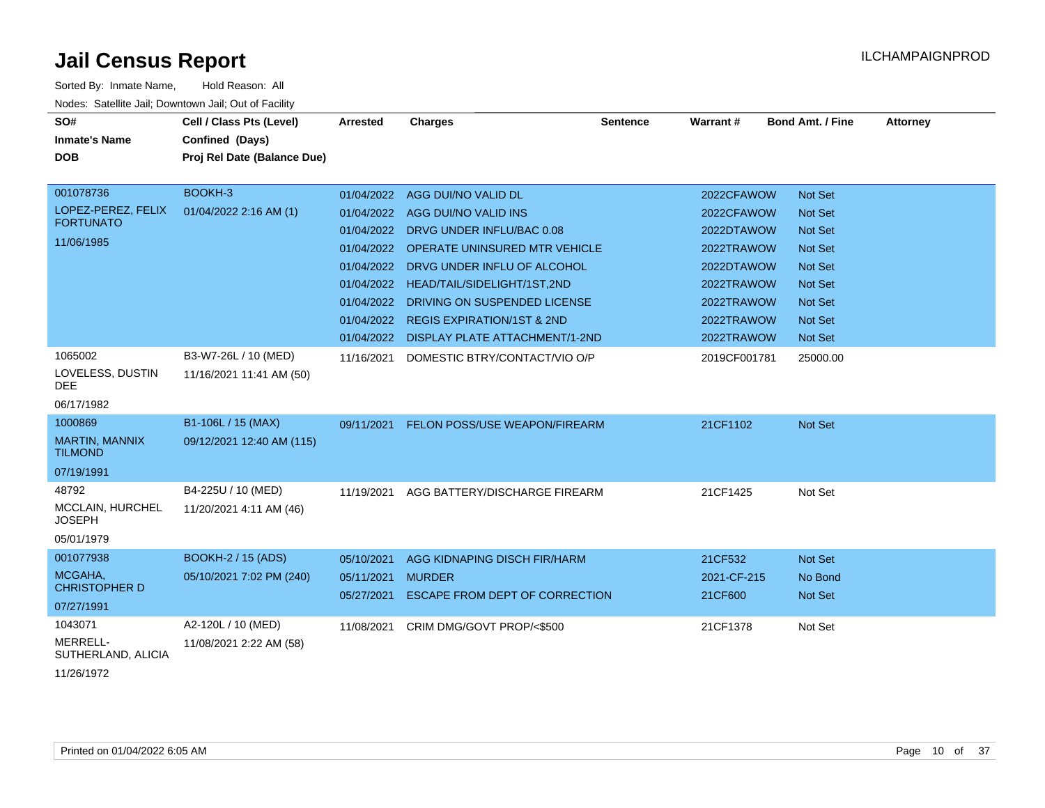# Jail Census Report

ILCHAMPAIGNPROD

Sorted By: Inmate Name, Hold Reason: All

Nodes: Satellite Jail; Downtown Jail; Out of Facility

| SO# / Inmate's Name / DOB | Cell / Class Pts (Level) / Confined (Days) / Proj Rel Date (Balance Due) | Arrested | Charges | Sentence | Warrant # | Bond Amt. / Fine | Attorney |
|---|---|---|---|---|---|---|---|
| 001078736 LOPEZ-PEREZ, FELIX FORTUNATO 11/06/1985 | BOOKH-3 01/04/2022 2:16 AM (1) | 01/04/2022 | AGG DUI/NO VALID DL | | 2022CFAWOW | Not Set | |
| | | 01/04/2022 | AGG DUI/NO VALID INS | | 2022CFAWOW | Not Set | |
| | | 01/04/2022 | DRVG UNDER INFLU/BAC 0.08 | | 2022DTAWOW | Not Set | |
| | | 01/04/2022 | OPERATE UNINSURED MTR VEHICLE | | 2022TRAWOW | Not Set | |
| | | 01/04/2022 | DRVG UNDER INFLU OF ALCOHOL | | 2022DTAWOW | Not Set | |
| | | 01/04/2022 | HEAD/TAIL/SIDELIGHT/1ST,2ND | | 2022TRAWOW | Not Set | |
| | | 01/04/2022 | DRIVING ON SUSPENDED LICENSE | | 2022TRAWOW | Not Set | |
| | | 01/04/2022 | REGIS EXPIRATION/1ST & 2ND | | 2022TRAWOW | Not Set | |
| | | 01/04/2022 | DISPLAY PLATE ATTACHMENT/1-2ND | | 2022TRAWOW | Not Set | |
| 1065002 LOVELESS, DUSTIN DEE 06/17/1982 | B3-W7-26L / 10 (MED) 11/16/2021 11:41 AM (50) | 11/16/2021 | DOMESTIC BTRY/CONTACT/VIO O/P | | 2019CF001781 | 25000.00 | |
| 1000869 MARTIN, MANNIX TILMOND 07/19/1991 | B1-106L / 15 (MAX) 09/12/2021 12:40 AM (115) | 09/11/2021 | FELON POSS/USE WEAPON/FIREARM | | 21CF1102 | Not Set | |
| 48792 MCCLAIN, HURCHEL JOSEPH 05/01/1979 | B4-225U / 10 (MED) 11/20/2021 4:11 AM (46) | 11/19/2021 | AGG BATTERY/DISCHARGE FIREARM | | 21CF1425 | Not Set | |
| 001077938 MCGAHA, CHRISTOPHER D 07/27/1991 | BOOKH-2 / 15 (ADS) 05/10/2021 7:02 PM (240) | 05/10/2021 | AGG KIDNAPING DISCH FIR/HARM | | 21CF532 | Not Set | |
| | | 05/11/2021 | MURDER | | 2021-CF-215 | No Bond | |
| | | 05/27/2021 | ESCAPE FROM DEPT OF CORRECTION | | 21CF600 | Not Set | |
| 1043071 MERRELL-SUTHERLAND, ALICIA 11/26/1972 | A2-120L / 10 (MED) 11/08/2021 2:22 AM (58) | 11/08/2021 | CRIM DMG/GOVT PROP/<$500 | | 21CF1378 | Not Set | |

Printed on 01/04/2022 6:05 AM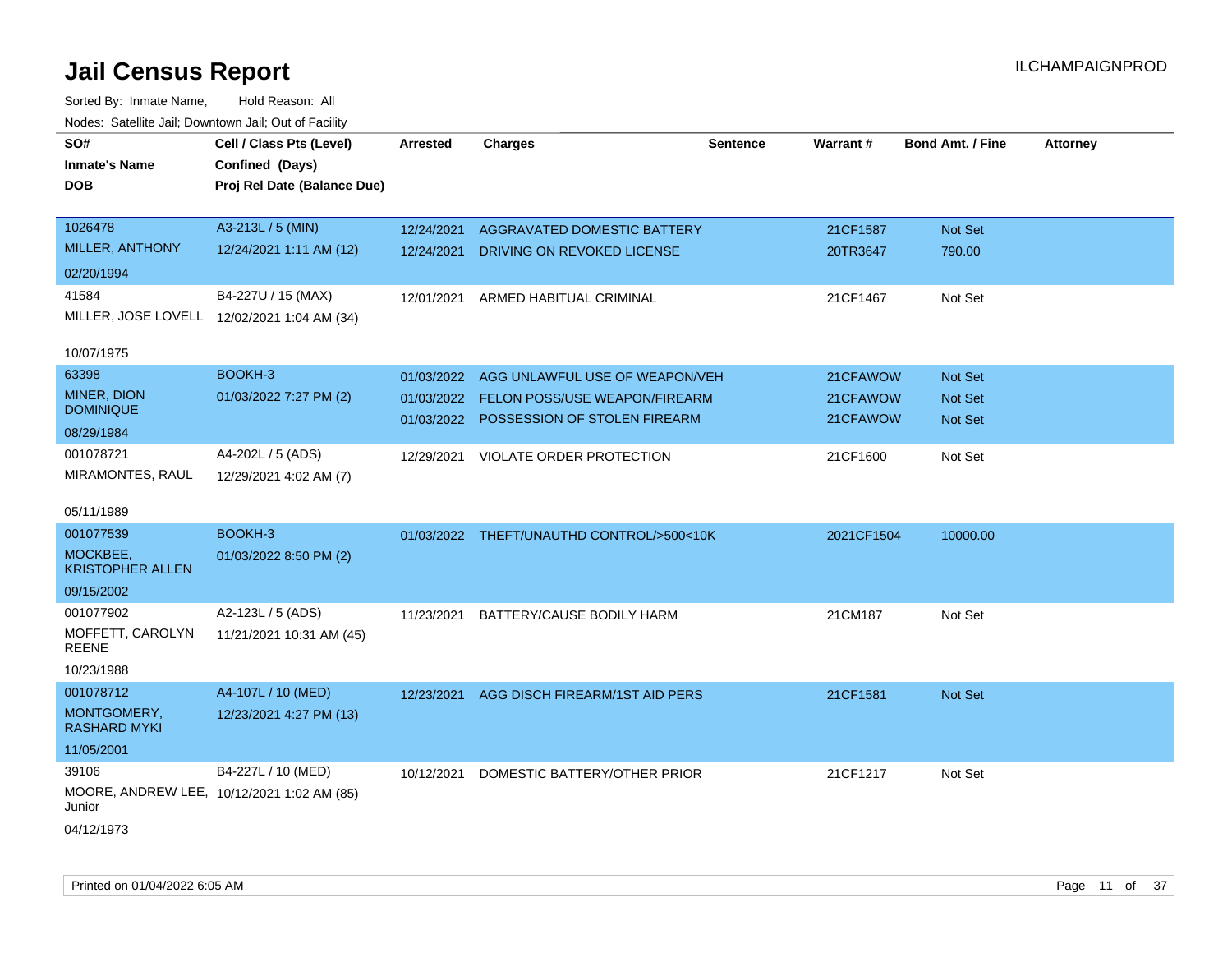# Jail Census Report

ILCHAMPAIGNPROD

Sorted By: Inmate Name, Hold Reason: All

Nodes: Satellite Jail; Downtown Jail; Out of Facility

| SO# / Inmate's Name / DOB | Cell / Class Pts (Level) / Confined (Days) / Proj Rel Date (Balance Due) | Arrested | Charges | Sentence | Warrant # | Bond Amt. / Fine | Attorney |
|---|---|---|---|---|---|---|---|
| 1026478<br>MILLER, ANTHONY<br>02/20/1994 | A3-213L / 5 (MIN)<br>12/24/2021 1:11 AM (12) | 12/24/2021<br>12/24/2021 | AGGRAVATED DOMESTIC BATTERY<br>DRIVING ON REVOKED LICENSE | | 21CF1587<br>20TR3647 | Not Set<br>790.00 | |
| 41584<br>MILLER, JOSE LOVELL<br>10/07/1975 | B4-227U / 15 (MAX)<br>12/02/2021 1:04 AM (34) | 12/01/2021 | ARMED HABITUAL CRIMINAL | | 21CF1467 | Not Set | |
| 63398<br>MINER, DION DOMINIQUE<br>08/29/1984 | BOOKH-3<br>01/03/2022 7:27 PM (2) | 01/03/2022<br>01/03/2022<br>01/03/2022 | AGG UNLAWFUL USE OF WEAPON/VEH<br>FELON POSS/USE WEAPON/FIREARM<br>POSSESSION OF STOLEN FIREARM | | 21CFAWOW<br>21CFAWOW<br>21CFAWOW | Not Set<br>Not Set<br>Not Set | |
| 001078721<br>MIRAMONTES, RAUL<br>05/11/1989 | A4-202L / 5 (ADS)<br>12/29/2021 4:02 AM (7) | 12/29/2021 | VIOLATE ORDER PROTECTION | | 21CF1600 | Not Set | |
| 001077539<br>MOCKBEE, KRISTOPHER ALLEN<br>09/15/2002 | BOOKH-3<br>01/03/2022 8:50 PM (2) | 01/03/2022 | THEFT/UNAUTHD CONTROL/>500<10K | | 2021CF1504 | 10000.00 | |
| 001077902<br>MOFFETT, CAROLYN REENE<br>10/23/1988 | A2-123L / 5 (ADS)<br>11/21/2021 10:31 AM (45) | 11/23/2021 | BATTERY/CAUSE BODILY HARM | | 21CM187 | Not Set | |
| 001078712<br>MONTGOMERY, RASHARD MYKI<br>11/05/2001 | A4-107L / 10 (MED)<br>12/23/2021 4:27 PM (13) | 12/23/2021 | AGG DISCH FIREARM/1ST AID PERS | | 21CF1581 | Not Set | |
| 39106<br>MOORE, ANDREW LEE, Junior<br>04/12/1973 | B4-227L / 10 (MED)<br>10/12/2021 1:02 AM (85) | 10/12/2021 | DOMESTIC BATTERY/OTHER PRIOR | | 21CF1217 | Not Set | |

Printed on 01/04/2022 6:05 AM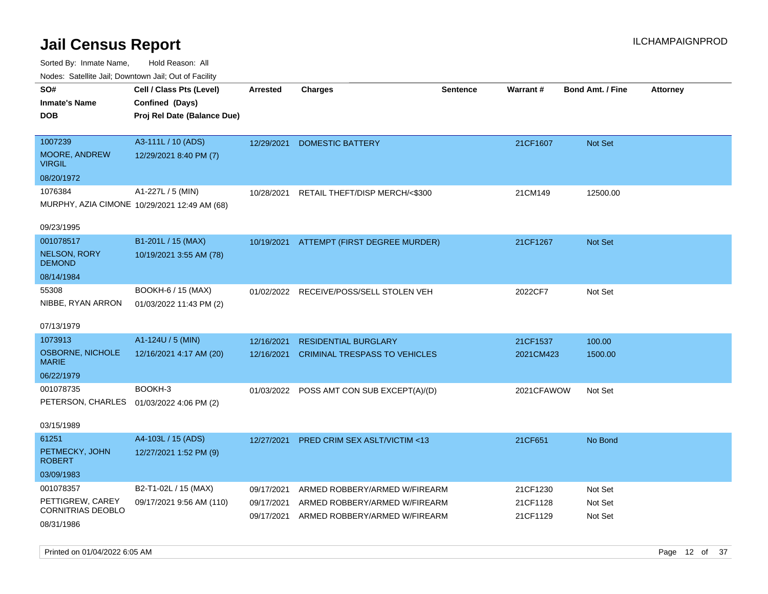# Jail Census Report

ILCHAMPAIGNPROD

Sorted By: Inmate Name, Hold Reason: All

Nodes: Satellite Jail; Downtown Jail; Out of Facility

| SO# / Inmate's Name / DOB | Cell / Class Pts (Level) / Confined (Days) / Proj Rel Date (Balance Due) | Arrested | Charges | Sentence | Warrant # | Bond Amt. / Fine | Attorney |
|---|---|---|---|---|---|---|---|
| 1007239<br>MOORE, ANDREW VIRGIL<br>08/20/1972 | A3-111L / 10 (ADS)<br>12/29/2021 8:40 PM (7) | 12/29/2021 | DOMESTIC BATTERY | | 21CF1607 | Not Set | |
| 1076384<br>MURPHY, AZIA CIMONE<br>09/23/1995 | A1-227L / 5 (MIN)<br>10/29/2021 12:49 AM (68) | 10/28/2021 | RETAIL THEFT/DISP MERCH/<$300 | | 21CM149 | 12500.00 | |
| 001078517<br>NELSON, RORY DEMOND<br>08/14/1984 | B1-201L / 15 (MAX)<br>10/19/2021 3:55 AM (78) | 10/19/2021 | ATTEMPT (FIRST DEGREE MURDER) | | 21CF1267 | Not Set | |
| 55308<br>NIBBE, RYAN ARRON<br>07/13/1979 | BOOKH-6 / 15 (MAX)<br>01/03/2022 11:43 PM (2) | 01/02/2022 | RECEIVE/POSS/SELL STOLEN VEH | | 2022CF7 | Not Set | |
| 1073913<br>OSBORNE, NICHOLE MARIE<br>06/22/1979 | A1-124U / 5 (MIN)<br>12/16/2021 4:17 AM (20) | 12/16/2021<br>12/16/2021 | RESIDENTIAL BURGLARY<br>CRIMINAL TRESPASS TO VEHICLES | | 21CF1537<br>2021CM423 | 100.00<br>1500.00 | |
| 001078735<br>PETERSON, CHARLES<br>03/15/1989 | BOOKH-3<br>01/03/2022 4:06 PM (2) | 01/03/2022 | POSS AMT CON SUB EXCEPT(A)/(D) | | 2021CFAWOW | Not Set | |
| 61251<br>PETMECKY, JOHN ROBERT<br>03/09/1983 | A4-103L / 15 (ADS)<br>12/27/2021 1:52 PM (9) | 12/27/2021 | PRED CRIM SEX ASLT/VICTIM <13 | | 21CF651 | No Bond | |
| 001078357<br>PETTIGREW, CAREY CORNITRIAS DEOBLO<br>08/31/1986 | B2-T1-02L / 15 (MAX)<br>09/17/2021 9:56 AM (110) | 09/17/2021<br>09/17/2021<br>09/17/2021 | ARMED ROBBERY/ARMED W/FIREARM<br>ARMED ROBBERY/ARMED W/FIREARM<br>ARMED ROBBERY/ARMED W/FIREARM | | 21CF1230<br>21CF1128<br>21CF1129 | Not Set<br>Not Set<br>Not Set | |

Printed on 01/04/2022 6:05 AM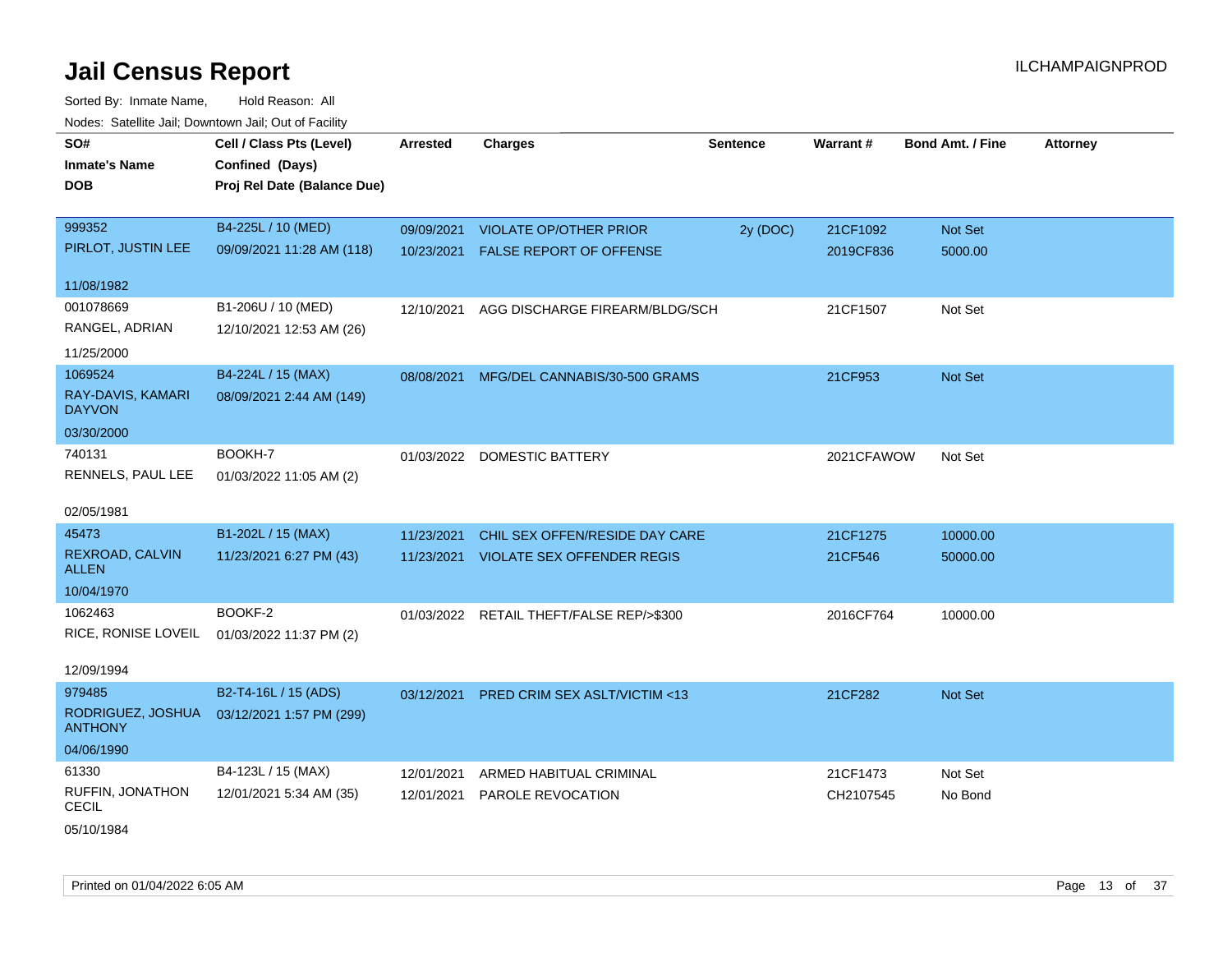# Jail Census Report

ILCHAMPAIGNPROD

Sorted By: Inmate Name, Hold Reason: All

Nodes: Satellite Jail; Downtown Jail; Out of Facility

| SO#<br>Inmate's Name<br>DOB | Cell / Class Pts (Level)<br>Confined (Days)<br>Proj Rel Date (Balance Due) | Arrested | Charges | Sentence | Warrant # | Bond Amt. / Fine | Attorney |
|---|---|---|---|---|---|---|---|
| 999352<br>PIRLOT, JUSTIN LEE<br>11/08/1982 | B4-225L / 10 (MED)<br>09/09/2021 11:28 AM (118) | 09/09/2021<br>10/23/2021 | VIOLATE OP/OTHER PRIOR<br>FALSE REPORT OF OFFENSE | 2y (DOC) | 21CF1092<br>2019CF836 | Not Set<br>5000.00 | |
| 001078669<br>RANGEL, ADRIAN<br>11/25/2000 | B1-206U / 10 (MED)<br>12/10/2021 12:53 AM (26) | 12/10/2021 | AGG DISCHARGE FIREARM/BLDG/SCH | | 21CF1507 | Not Set | |
| 1069524<br>RAY-DAVIS, KAMARI DAYVON<br>03/30/2000 | B4-224L / 15 (MAX)<br>08/09/2021 2:44 AM (149) | 08/08/2021 | MFG/DEL CANNABIS/30-500 GRAMS | | 21CF953 | Not Set | |
| 740131<br>RENNELS, PAUL LEE<br>02/05/1981 | BOOKH-7<br>01/03/2022 11:05 AM (2) | 01/03/2022 | DOMESTIC BATTERY | | 2021CFAWOW | Not Set | |
| 45473<br>REXROAD, CALVIN ALLEN<br>10/04/1970 | B1-202L / 15 (MAX)<br>11/23/2021 6:27 PM (43) | 11/23/2021<br>11/23/2021 | CHIL SEX OFFEN/RESIDE DAY CARE<br>VIOLATE SEX OFFENDER REGIS | | 21CF1275<br>21CF546 | 10000.00<br>50000.00 | |
| 1062463<br>RICE, RONISE LOVEIL<br>12/09/1994 | BOOKF-2<br>01/03/2022 11:37 PM (2) | 01/03/2022 | RETAIL THEFT/FALSE REP/>$300 | | 2016CF764 | 10000.00 | |
| 979485<br>RODRIGUEZ, JOSHUA ANTHONY<br>04/06/1990 | B2-T4-16L / 15 (ADS)<br>03/12/2021 1:57 PM (299) | 03/12/2021 | PRED CRIM SEX ASLT/VICTIM <13 | | 21CF282 | Not Set | |
| 61330<br>RUFFIN, JONATHON CECIL<br>05/10/1984 | B4-123L / 15 (MAX)<br>12/01/2021 5:34 AM (35) | 12/01/2021<br>12/01/2021 | ARMED HABITUAL CRIMINAL<br>PAROLE REVOCATION | | 21CF1473<br>CH2107545 | Not Set<br>No Bond | |

Printed on 01/04/2022 6:05 AM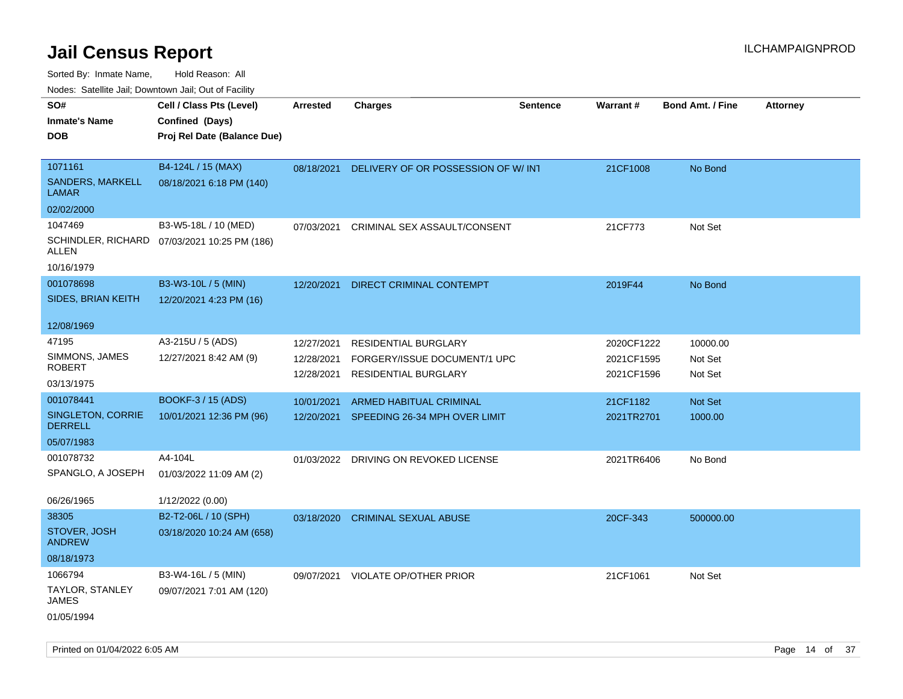# Jail Census Report

ILCHAMPAIGNPROD

Sorted By: Inmate Name, Hold Reason: All

Nodes: Satellite Jail; Downtown Jail; Out of Facility

| SO# / Inmate's Name / DOB | Cell / Class Pts (Level) / Confined (Days) / Proj Rel Date (Balance Due) | Arrested | Charges | Sentence | Warrant # | Bond Amt. / Fine | Attorney |
|---|---|---|---|---|---|---|---|
| 1071161<br>SANDERS, MARKELL LAMAR<br>02/02/2000 | B4-124L / 15 (MAX)<br>08/18/2021 6:18 PM (140) | 08/18/2021 | DELIVERY OF OR POSSESSION OF W/ INT | | 21CF1008 | No Bond | |
| 1047469<br>SCHINDLER, RICHARD ALLEN<br>10/16/1979 | B3-W5-18L / 10 (MED)<br>07/03/2021 10:25 PM (186) | 07/03/2021 | CRIMINAL SEX ASSAULT/CONSENT | | 21CF773 | Not Set | |
| 001078698<br>SIDES, BRIAN KEITH<br>12/08/1969 | B3-W3-10L / 5 (MIN)<br>12/20/2021 4:23 PM (16) | 12/20/2021 | DIRECT CRIMINAL CONTEMPT | | 2019F44 | No Bond | |
| 47195<br>SIMMONS, JAMES ROBERT<br>03/13/1975 | A3-215U / 5 (ADS)<br>12/27/2021 8:42 AM (9) | 12/27/2021<br>12/28/2021<br>12/28/2021 | RESIDENTIAL BURGLARY<br>FORGERY/ISSUE DOCUMENT/1 UPC<br>RESIDENTIAL BURGLARY | | 2020CF1222<br>2021CF1595<br>2021CF1596 | 10000.00<br>Not Set<br>Not Set | |
| 001078441<br>SINGLETON, CORRIE DERRELL<br>05/07/1983 | BOOKF-3 / 15 (ADS)<br>10/01/2021 12:36 PM (96) | 10/01/2021<br>12/20/2021 | ARMED HABITUAL CRIMINAL<br>SPEEDING 26-34 MPH OVER LIMIT | | 21CF1182<br>2021TR2701 | Not Set<br>1000.00 | |
| 001078732<br>SPANGLO, A JOSEPH<br>06/26/1965 | A4-104L<br>01/03/2022 11:09 AM (2)<br>1/12/2022 (0.00) | 01/03/2022 | DRIVING ON REVOKED LICENSE | | 2021TR6406 | No Bond | |
| 38305<br>STOVER, JOSH ANDREW<br>08/18/1973 | B2-T2-06L / 10 (SPH)<br>03/18/2020 10:24 AM (658) | 03/18/2020 | CRIMINAL SEXUAL ABUSE | | 20CF-343 | 500000.00 | |
| 1066794<br>TAYLOR, STANLEY JAMES<br>01/05/1994 | B3-W4-16L / 5 (MIN)<br>09/07/2021 7:01 AM (120) | 09/07/2021 | VIOLATE OP/OTHER PRIOR | | 21CF1061 | Not Set | |

Printed on 01/04/2022 6:05 AM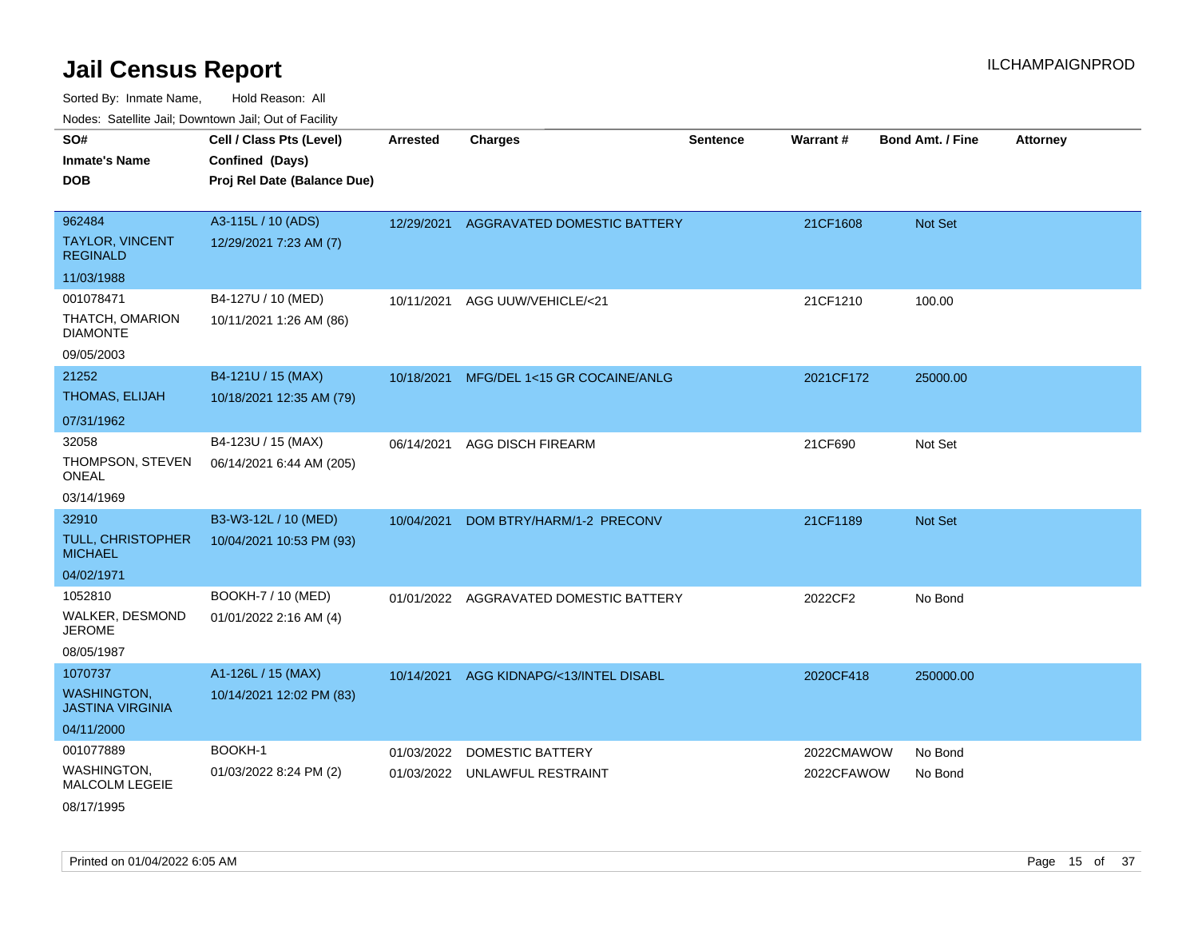# Jail Census Report

ILCHAMPAIGNPROD

Sorted By: Inmate Name, Hold Reason: All

Nodes: Satellite Jail; Downtown Jail; Out of Facility

| SO# / Inmate's Name / DOB | Cell / Class Pts (Level) / Confined (Days) / Proj Rel Date (Balance Due) | Arrested | Charges | Sentence | Warrant # | Bond Amt. / Fine | Attorney |
|---|---|---|---|---|---|---|---|
| 962484<br>TAYLOR, VINCENT REGINALD<br>11/03/1988 | A3-115L / 10 (ADS)<br>12/29/2021 7:23 AM (7) | 12/29/2021 | AGGRAVATED DOMESTIC BATTERY | | 21CF1608 | Not Set | |
| 001078471<br>THATCH, OMARION DIAMONTE<br>09/05/2003 | B4-127U / 10 (MED)<br>10/11/2021 1:26 AM (86) | 10/11/2021 | AGG UUW/VEHICLE/<21 | | 21CF1210 | 100.00 | |
| 21252<br>THOMAS, ELIJAH<br>07/31/1962 | B4-121U / 15 (MAX)<br>10/18/2021 12:35 AM (79) | 10/18/2021 | MFG/DEL 1<15 GR COCAINE/ANLG | | 2021CF172 | 25000.00 | |
| 32058<br>THOMPSON, STEVEN ONEAL<br>03/14/1969 | B4-123U / 15 (MAX)<br>06/14/2021 6:44 AM (205) | 06/14/2021 | AGG DISCH FIREARM | | 21CF690 | Not Set | |
| 32910<br>TULL, CHRISTOPHER MICHAEL<br>04/02/1971 | B3-W3-12L / 10 (MED)<br>10/04/2021 10:53 PM (93) | 10/04/2021 | DOM BTRY/HARM/1-2 PRECONV | | 21CF1189 | Not Set | |
| 1052810<br>WALKER, DESMOND JEROME<br>08/05/1987 | BOOKH-7 / 10 (MED)<br>01/01/2022 2:16 AM (4) | 01/01/2022 | AGGRAVATED DOMESTIC BATTERY | | 2022CF2 | No Bond | |
| 1070737<br>WASHINGTON, JASTINA VIRGINIA<br>04/11/2000 | A1-126L / 15 (MAX)<br>10/14/2021 12:02 PM (83) | 10/14/2021 | AGG KIDNAPG/<13/INTEL DISABL | | 2020CF418 | 250000.00 | |
| 001077889<br>WASHINGTON, MALCOLM LEGEIE<br>08/17/1995 | BOOKH-1<br>01/03/2022 8:24 PM (2) | 01/03/2022<br>01/03/2022 | DOMESTIC BATTERY<br>UNLAWFUL RESTRAINT | | 2022CMAWOW<br>2022CFAWOW | No Bond<br>No Bond | |

Printed on 01/04/2022 6:05 AM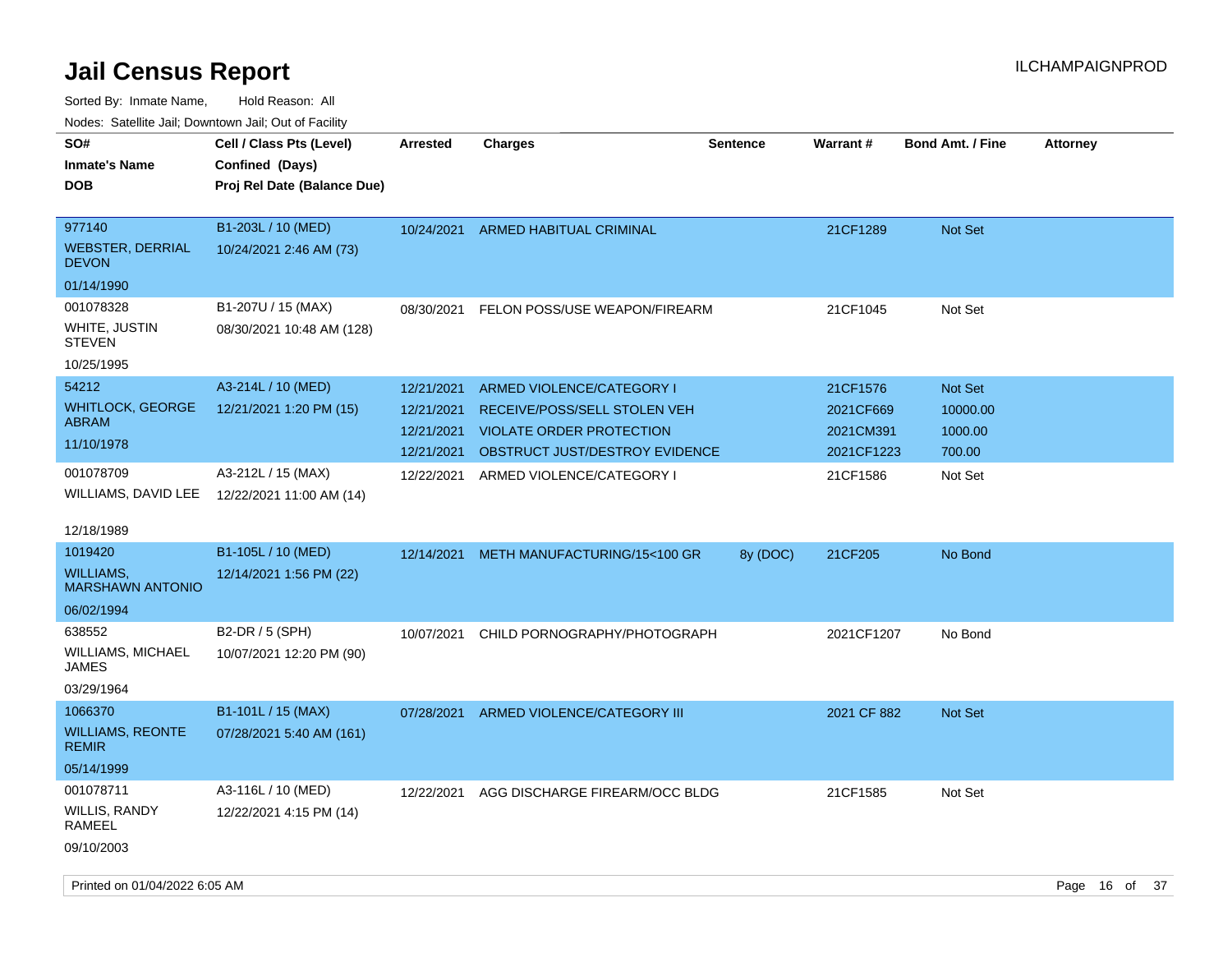# Jail Census Report

ILCHAMPAIGNPROD

Sorted By: Inmate Name, Hold Reason: All

Nodes: Satellite Jail; Downtown Jail; Out of Facility

| SO# / Inmate's Name / DOB | Cell / Class Pts (Level) / Confined (Days) / Proj Rel Date (Balance Due) | Arrested | Charges | Sentence | Warrant # | Bond Amt. / Fine | Attorney |
|---|---|---|---|---|---|---|---|
| 977140<br>WEBSTER, DERRIAL DEVON<br>01/14/1990 | B1-203L / 10 (MED)<br>10/24/2021 2:46 AM (73) | 10/24/2021 | ARMED HABITUAL CRIMINAL | | 21CF1289 | Not Set | |
| 001078328<br>WHITE, JUSTIN STEVEN<br>10/25/1995 | B1-207U / 15 (MAX)<br>08/30/2021 10:48 AM (128) | 08/30/2021 | FELON POSS/USE WEAPON/FIREARM | | 21CF1045 | Not Set | |
| 54212<br>WHITLOCK, GEORGE ABRAM<br>11/10/1978 | A3-214L / 10 (MED)<br>12/21/2021 1:20 PM (15) | 12/21/2021 | ARMED VIOLENCE/CATEGORY I | | 21CF1576 | Not Set | |
| | | 12/21/2021 | RECEIVE/POSS/SELL STOLEN VEH | | 2021CF669 | 10000.00 | |
| | | 12/21/2021 | VIOLATE ORDER PROTECTION | | 2021CM391 | 1000.00 | |
| | | 12/21/2021 | OBSTRUCT JUST/DESTROY EVIDENCE | | 2021CF1223 | 700.00 | |
| 001078709<br>WILLIAMS, DAVID LEE<br>12/18/1989 | A3-212L / 15 (MAX)<br>12/22/2021 11:00 AM (14) | 12/22/2021 | ARMED VIOLENCE/CATEGORY I | | 21CF1586 | Not Set | |
| 1019420<br>WILLIAMS, MARSHAWN ANTONIO<br>06/02/1994 | B1-105L / 10 (MED)<br>12/14/2021 1:56 PM (22) | 12/14/2021 | METH MANUFACTURING/15<100 GR | 8y (DOC) | 21CF205 | No Bond | |
| 638552<br>WILLIAMS, MICHAEL JAMES<br>03/29/1964 | B2-DR / 5 (SPH)<br>10/07/2021 12:20 PM (90) | 10/07/2021 | CHILD PORNOGRAPHY/PHOTOGRAPH | | 2021CF1207 | No Bond | |
| 1066370<br>WILLIAMS, REONTE REMIR<br>05/14/1999 | B1-101L / 15 (MAX)<br>07/28/2021 5:40 AM (161) | 07/28/2021 | ARMED VIOLENCE/CATEGORY III | | 2021 CF 882 | Not Set | |
| 001078711<br>WILLIS, RANDY RAMEEL<br>09/10/2003 | A3-116L / 10 (MED)<br>12/22/2021 4:15 PM (14) | 12/22/2021 | AGG DISCHARGE FIREARM/OCC BLDG | | 21CF1585 | Not Set | |

Printed on 01/04/2022 6:05 AM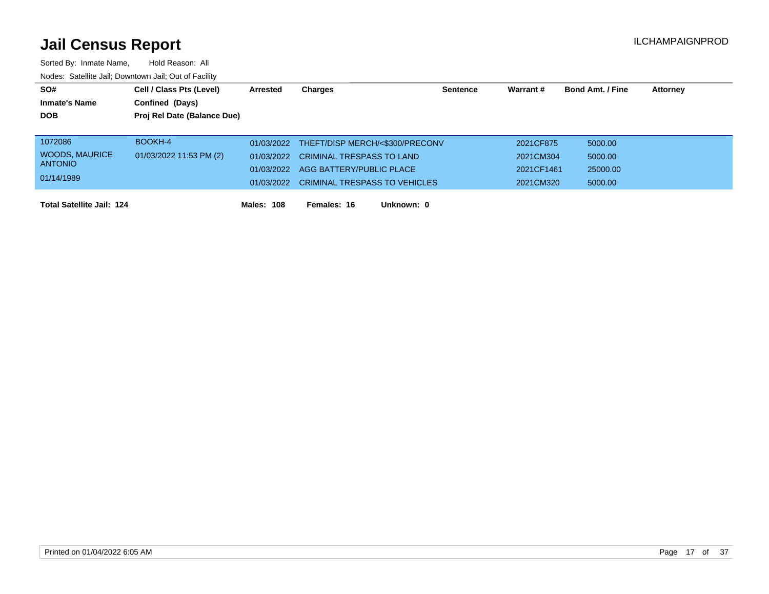# Jail Census Report

Sorted By: Inmate Name, Hold Reason: All

Nodes: Satellite Jail; Downtown Jail; Out of Facility

| SO# / Inmate's Name / DOB | Cell / Class Pts (Level) / Confined (Days) / Proj Rel Date (Balance Due) | Arrested | Charges | Sentence | Warrant # | Bond Amt. / Fine | Attorney |
|---|---|---|---|---|---|---|---|
| 1072086 | BOOKH-4 | 01/03/2022 | THEFT/DISP MERCH/<$300/PRECONV | | 2021CF875 | 5000.00 | |
| WOODS, MAURICE ANTONIO | 01/03/2022 11:53 PM (2) | 01/03/2022 | CRIMINAL TRESPASS TO LAND | | 2021CM304 | 5000.00 | |
| 01/14/1989 | | 01/03/2022 | AGG BATTERY/PUBLIC PLACE | | 2021CF1461 | 25000.00 | |
| | | 01/03/2022 | CRIMINAL TRESPASS TO VEHICLES | | 2021CM320 | 5000.00 | |

**Total Satellite Jail: 124** **Males: 108** **Females: 16** **Unknown: 0**

Printed on 01/04/2022 6:05 AM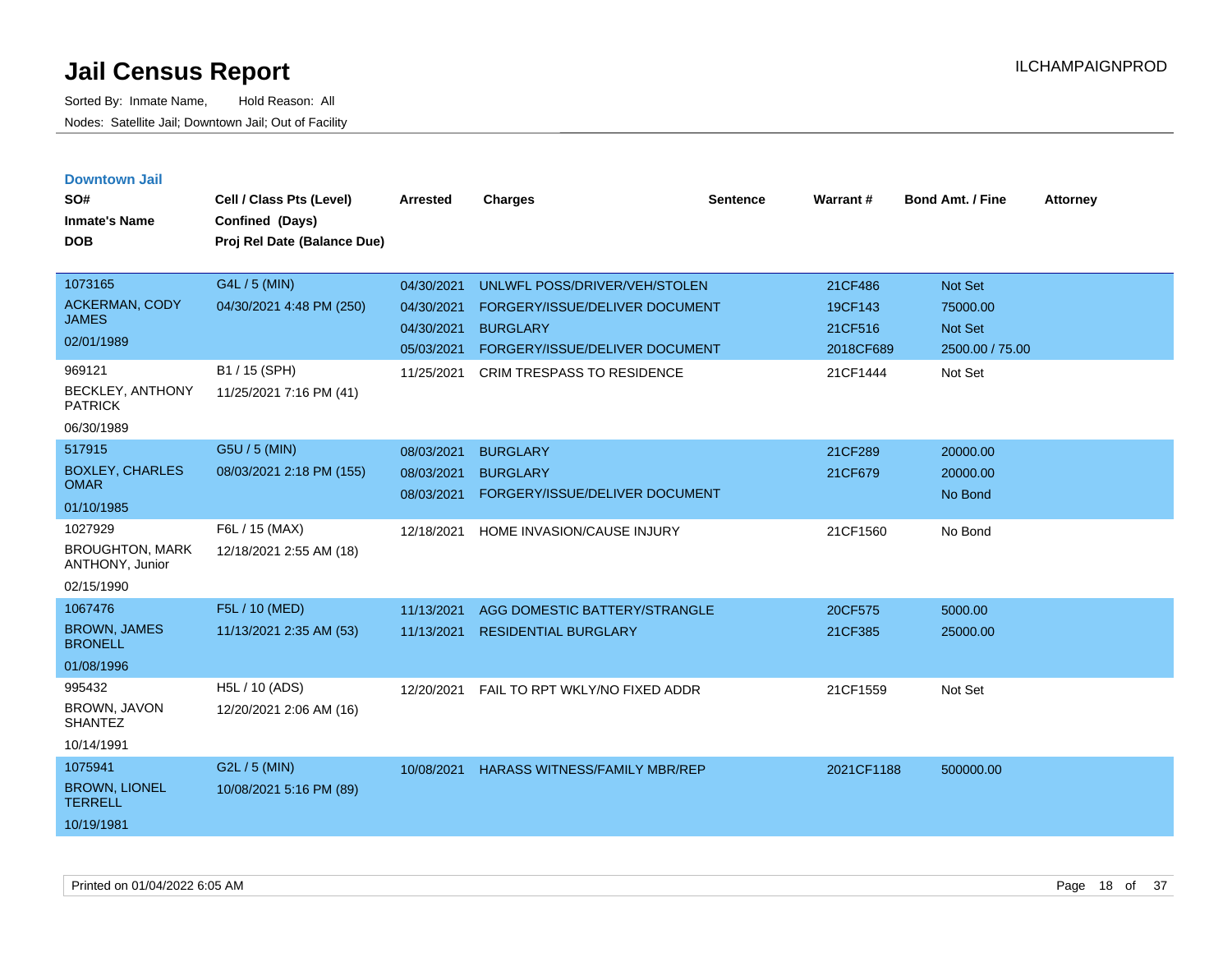# Jail Census Report

Sorted By: Inmate Name, Hold Reason: All
Nodes: Satellite Jail; Downtown Jail; Out of Facility

## Downtown Jail

| SO# / Inmate's Name / DOB | Cell / Class Pts (Level) / Confined (Days) / Proj Rel Date (Balance Due) | Arrested | Charges | Sentence | Warrant # | Bond Amt. / Fine | Attorney |
|---|---|---|---|---|---|---|---|
| 1073165 ACKERMAN, CODY JAMES 02/01/1989 | G4L / 5 (MIN) 04/30/2021 4:48 PM (250) | 04/30/2021 | UNLWFL POSS/DRIVER/VEH/STOLEN | | 21CF486 | Not Set | |
| | | 04/30/2021 | FORGERY/ISSUE/DELIVER DOCUMENT | | 19CF143 | 75000.00 | |
| | | 04/30/2021 | BURGLARY | | 21CF516 | Not Set | |
| | | 05/03/2021 | FORGERY/ISSUE/DELIVER DOCUMENT | | 2018CF689 | 2500.00 / 75.00 | |
| 969121 BECKLEY, ANTHONY PATRICK 06/30/1989 | B1 / 15 (SPH) 11/25/2021 7:16 PM (41) | 11/25/2021 | CRIM TRESPASS TO RESIDENCE | | 21CF1444 | Not Set | |
| 517915 BOXLEY, CHARLES OMAR 01/10/1985 | G5U / 5 (MIN) 08/03/2021 2:18 PM (155) | 08/03/2021 | BURGLARY | | 21CF289 | 20000.00 | |
| | | 08/03/2021 | BURGLARY | | 21CF679 | 20000.00 | |
| | | 08/03/2021 | FORGERY/ISSUE/DELIVER DOCUMENT | | | No Bond | |
| 1027929 BROUGHTON, MARK ANTHONY, Junior 02/15/1990 | F6L / 15 (MAX) 12/18/2021 2:55 AM (18) | 12/18/2021 | HOME INVASION/CAUSE INJURY | | 21CF1560 | No Bond | |
| 1067476 BROWN, JAMES BRONELL 01/08/1996 | F5L / 10 (MED) 11/13/2021 2:35 AM (53) | 11/13/2021 | AGG DOMESTIC BATTERY/STRANGLE | | 20CF575 | 5000.00 | |
| | | 11/13/2021 | RESIDENTIAL BURGLARY | | 21CF385 | 25000.00 | |
| 995432 BROWN, JAVON SHANTEZ 10/14/1991 | H5L / 10 (ADS) 12/20/2021 2:06 AM (16) | 12/20/2021 | FAIL TO RPT WKLY/NO FIXED ADDR | | 21CF1559 | Not Set | |
| 1075941 BROWN, LIONEL TERRELL 10/19/1981 | G2L / 5 (MIN) 10/08/2021 5:16 PM (89) | 10/08/2021 | HARASS WITNESS/FAMILY MBR/REP | | 2021CF1188 | 500000.00 | |

Printed on 01/04/2022 6:05 AM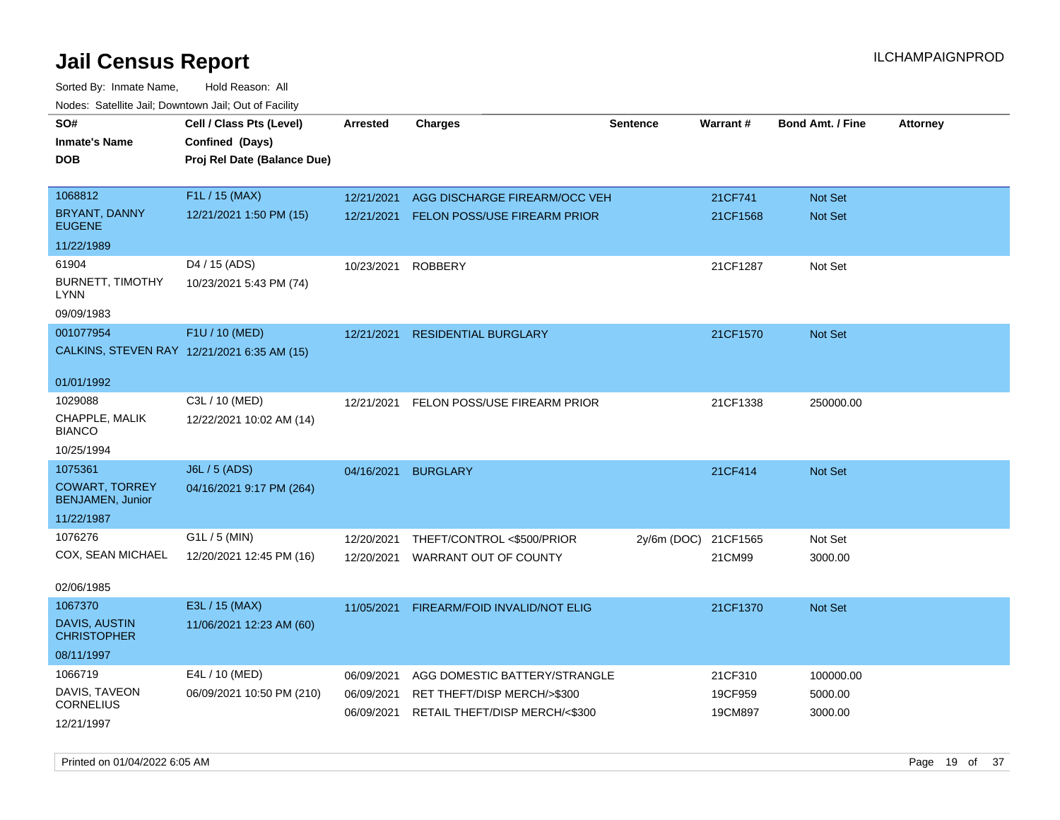# Jail Census Report

ILCHAMPAIGNPROD

Sorted By: Inmate Name, Hold Reason: All

Nodes: Satellite Jail; Downtown Jail; Out of Facility

| SO# / Inmate's Name / DOB | Cell / Class Pts (Level) / Confined (Days) / Proj Rel Date (Balance Due) | Arrested | Charges | Sentence | Warrant # | Bond Amt. / Fine | Attorney |
|---|---|---|---|---|---|---|---|
| 1068812 BRYANT, DANNY EUGENE 11/22/1989 | F1L / 15 (MAX) 12/21/2021 1:50 PM (15) | 12/21/2021 | AGG DISCHARGE FIREARM/OCC VEH | | 21CF741 | Not Set | |
| | | 12/21/2021 | FELON POSS/USE FIREARM PRIOR | | 21CF1568 | Not Set | |
| 61904 BURNETT, TIMOTHY LYNN 09/09/1983 | D4 / 15 (ADS) 10/23/2021 5:43 PM (74) | 10/23/2021 | ROBBERY | | 21CF1287 | Not Set | |
| 001077954 CALKINS, STEVEN RAY 01/01/1992 | F1U / 10 (MED) 12/21/2021 6:35 AM (15) | 12/21/2021 | RESIDENTIAL BURGLARY | | 21CF1570 | Not Set | |
| 1029088 CHAPPLE, MALIK BIANCO 10/25/1994 | C3L / 10 (MED) 12/22/2021 10:02 AM (14) | 12/21/2021 | FELON POSS/USE FIREARM PRIOR | | 21CF1338 | 250000.00 | |
| 1075361 COWART, TORREY BENJAMEN, Junior 11/22/1987 | J6L / 5 (ADS) 04/16/2021 9:17 PM (264) | 04/16/2021 | BURGLARY | | 21CF414 | Not Set | |
| 1076276 COX, SEAN MICHAEL 02/06/1985 | G1L / 5 (MIN) 12/20/2021 12:45 PM (16) | 12/20/2021 | THEFT/CONTROL <$500/PRIOR | 2y/6m (DOC) | 21CF1565 | Not Set | |
| | | 12/20/2021 | WARRANT OUT OF COUNTY | | 21CM99 | 3000.00 | |
| 1067370 DAVIS, AUSTIN CHRISTOPHER 08/11/1997 | E3L / 15 (MAX) 11/06/2021 12:23 AM (60) | 11/05/2021 | FIREARM/FOID INVALID/NOT ELIG | | 21CF1370 | Not Set | |
| 1066719 DAVIS, TAVEON CORNELIUS 12/21/1997 | E4L / 10 (MED) 06/09/2021 10:50 PM (210) | 06/09/2021 | AGG DOMESTIC BATTERY/STRANGLE | | 21CF310 | 100000.00 | |
| | | 06/09/2021 | RET THEFT/DISP MERCH/>$300 | | 19CF959 | 5000.00 | |
| | | 06/09/2021 | RETAIL THEFT/DISP MERCH/<$300 | | 19CM897 | 3000.00 | |

Printed on 01/04/2022 6:05 AM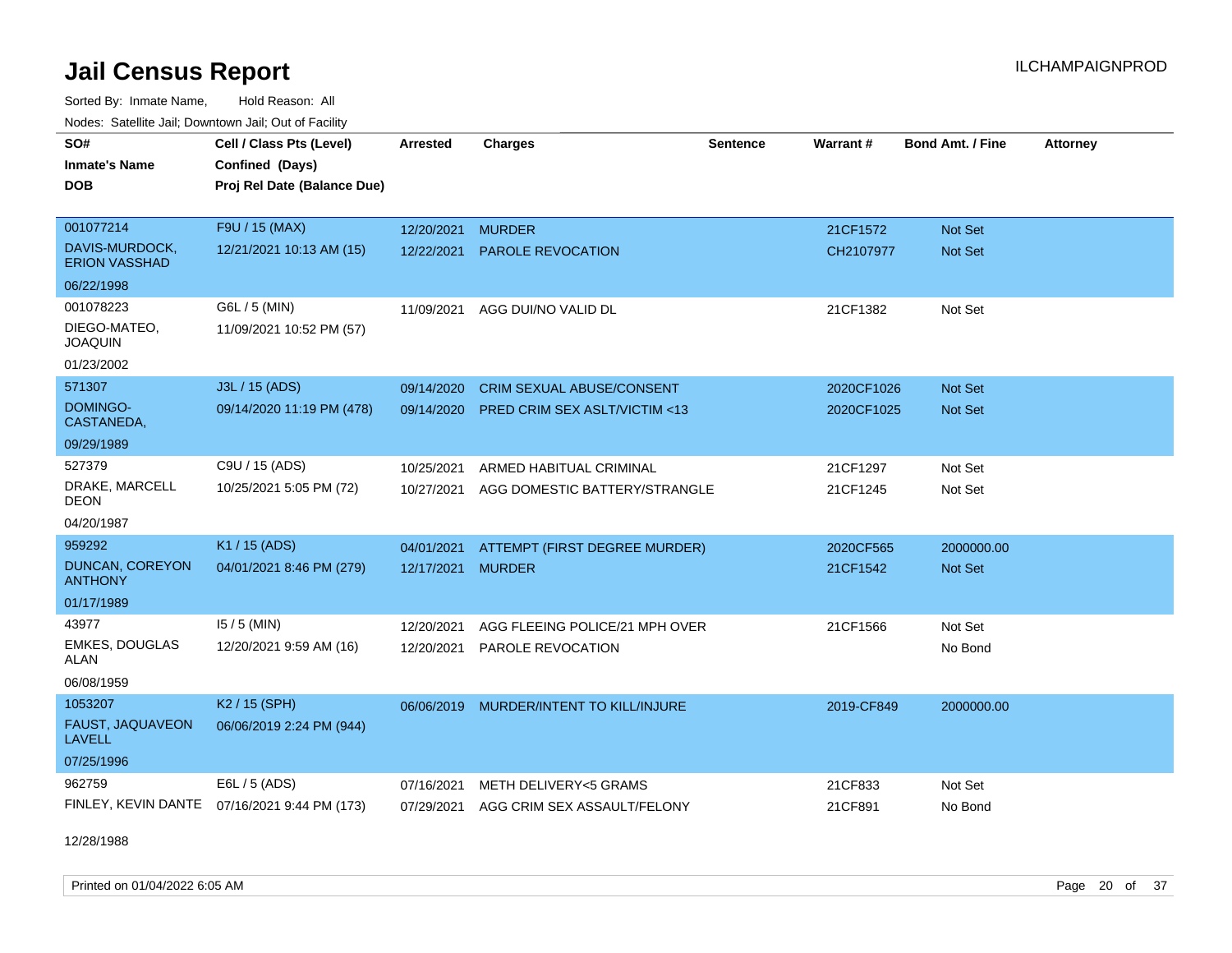# Jail Census Report

ILCHAMPAIGNPROD

Sorted By: Inmate Name, Hold Reason: All

Nodes: Satellite Jail; Downtown Jail; Out of Facility

| SO# / Inmate's Name / DOB | Cell / Class Pts (Level) / Confined (Days) / Proj Rel Date (Balance Due) | Arrested | Charges | Sentence | Warrant # | Bond Amt. / Fine | Attorney |
|---|---|---|---|---|---|---|---|
| 001077214<br>DAVIS-MURDOCK, ERION VASSHAD<br>06/22/1998 | F9U / 15 (MAX)<br>12/21/2021 10:13 AM (15) | 12/20/2021<br>12/22/2021 | MURDER<br>PAROLE REVOCATION | | 21CF1572<br>CH2107977 | Not Set<br>Not Set | |
| 001078223<br>DIEGO-MATEO, JOAQUIN<br>01/23/2002 | G6L / 5 (MIN)<br>11/09/2021 10:52 PM (57) | 11/09/2021 | AGG DUI/NO VALID DL | | 21CF1382 | Not Set | |
| 571307<br>DOMINGO-CASTANEDA,<br>09/29/1989 | J3L / 15 (ADS)<br>09/14/2020 11:19 PM (478) | 09/14/2020<br>09/14/2020 | CRIM SEXUAL ABUSE/CONSENT<br>PRED CRIM SEX ASLT/VICTIM <13 | | 2020CF1026<br>2020CF1025 | Not Set<br>Not Set | |
| 527379<br>DRAKE, MARCELL DEON<br>04/20/1987 | C9U / 15 (ADS)<br>10/25/2021 5:05 PM (72) | 10/25/2021<br>10/27/2021 | ARMED HABITUAL CRIMINAL<br>AGG DOMESTIC BATTERY/STRANGLE | | 21CF1297<br>21CF1245 | Not Set<br>Not Set | |
| 959292<br>DUNCAN, COREYON ANTHONY<br>01/17/1989 | K1 / 15 (ADS)<br>04/01/2021 8:46 PM (279) | 04/01/2021<br>12/17/2021 | ATTEMPT (FIRST DEGREE MURDER)<br>MURDER | | 2020CF565<br>21CF1542 | 2000000.00<br>Not Set | |
| 43977<br>EMKES, DOUGLAS ALAN<br>06/08/1959 | I5 / 5 (MIN)<br>12/20/2021 9:59 AM (16) | 12/20/2021<br>12/20/2021 | AGG FLEEING POLICE/21 MPH OVER<br>PAROLE REVOCATION | | 21CF1566 | Not Set<br>No Bond | |
| 1053207<br>FAUST, JAQUAVEON LAVELL<br>07/25/1996 | K2 / 15 (SPH)<br>06/06/2019 2:24 PM (944) | 06/06/2019 | MURDER/INTENT TO KILL/INJURE | | 2019-CF849 | 2000000.00 | |
| 962759<br>FINLEY, KEVIN DANTE<br>12/28/1988 | E6L / 5 (ADS)<br>07/16/2021 9:44 PM (173) | 07/16/2021<br>07/29/2021 | METH DELIVERY<5 GRAMS<br>AGG CRIM SEX ASSAULT/FELONY | | 21CF833<br>21CF891 | Not Set<br>No Bond | |

Printed on 01/04/2022 6:05 AM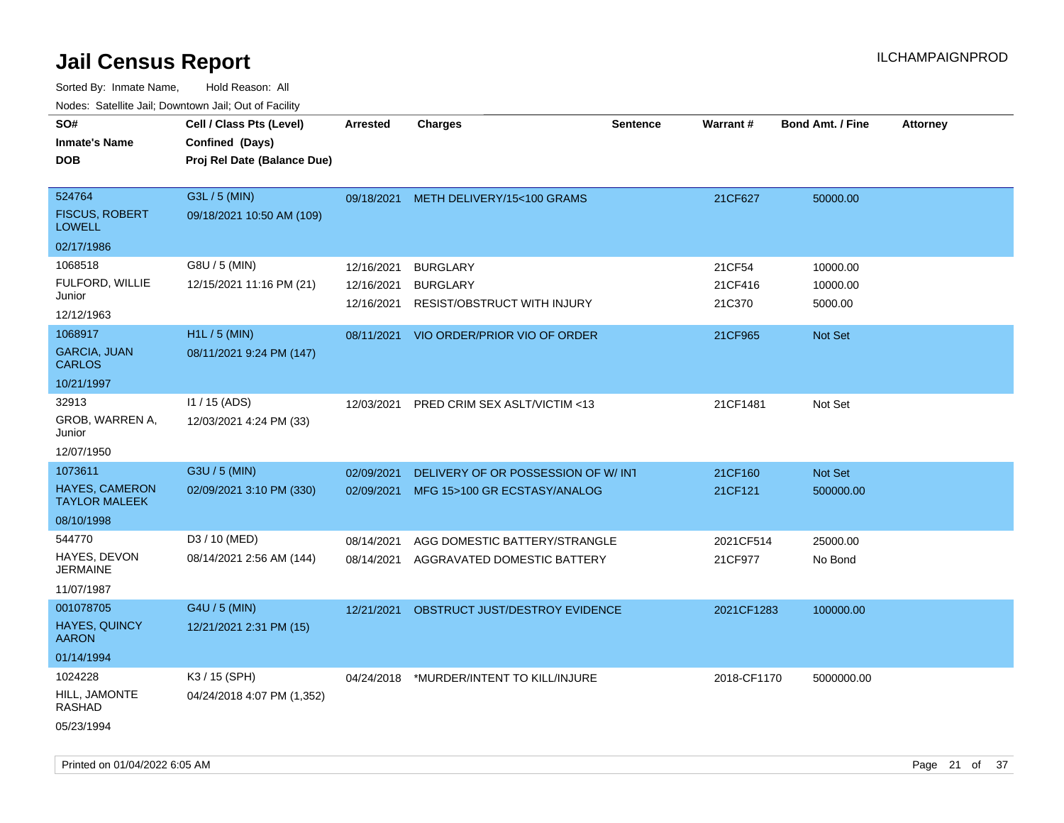# Jail Census Report

ILCHAMPAIGNPROD

Sorted By: Inmate Name, Hold Reason: All

Nodes: Satellite Jail; Downtown Jail; Out of Facility

| SO#<br>Inmate's Name<br>DOB | Cell / Class Pts (Level)<br>Confined (Days)<br>Proj Rel Date (Balance Due) | Arrested | Charges | Sentence | Warrant # | Bond Amt. / Fine | Attorney |
|---|---|---|---|---|---|---|---|
| 524764<br>FISCUS, ROBERT LOWELL<br>02/17/1986 | G3L / 5 (MIN)<br>09/18/2021 10:50 AM (109) | 09/18/2021 | METH DELIVERY/15<100 GRAMS | | 21CF627 | 50000.00 | |
| 1068518<br>FULFORD, WILLIE Junior<br>12/12/1963 | G8U / 5 (MIN)<br>12/15/2021 11:16 PM (21) | 12/16/2021<br>12/16/2021<br>12/16/2021 | BURGLARY<br>BURGLARY<br>RESIST/OBSTRUCT WITH INJURY | | 21CF54<br>21CF416<br>21C370 | 10000.00<br>10000.00<br>5000.00 | |
| 1068917<br>GARCIA, JUAN CARLOS<br>10/21/1997 | H1L / 5 (MIN)<br>08/11/2021 9:24 PM (147) | 08/11/2021 | VIO ORDER/PRIOR VIO OF ORDER | | 21CF965 | Not Set | |
| 32913<br>GROB, WARREN A, Junior<br>12/07/1950 | I1 / 15 (ADS)<br>12/03/2021 4:24 PM (33) | 12/03/2021 | PRED CRIM SEX ASLT/VICTIM <13 | | 21CF1481 | Not Set | |
| 1073611<br>HAYES, CAMERON TAYLOR MALEEK<br>08/10/1998 | G3U / 5 (MIN)<br>02/09/2021 3:10 PM (330) | 02/09/2021<br>02/09/2021 | DELIVERY OF OR POSSESSION OF W/ INT<br>MFG 15>100 GR ECSTASY/ANALOG | | 21CF160<br>21CF121 | Not Set<br>500000.00 | |
| 544770<br>HAYES, DEVON JERMAINE<br>11/07/1987 | D3 / 10 (MED)<br>08/14/2021 2:56 AM (144) | 08/14/2021<br>08/14/2021 | AGG DOMESTIC BATTERY/STRANGLE<br>AGGRAVATED DOMESTIC BATTERY | | 2021CF514<br>21CF977 | 25000.00<br>No Bond | |
| 001078705<br>HAYES, QUINCY AARON<br>01/14/1994 | G4U / 5 (MIN)<br>12/21/2021 2:31 PM (15) | 12/21/2021 | OBSTRUCT JUST/DESTROY EVIDENCE | | 2021CF1283 | 100000.00 | |
| 1024228<br>HILL, JAMONTE RASHAD<br>05/23/1994 | K3 / 15 (SPH)<br>04/24/2018 4:07 PM (1,352) | 04/24/2018 | *MURDER/INTENT TO KILL/INJURE | | 2018-CF1170 | 5000000.00 | |

Printed on 01/04/2022 6:05 AM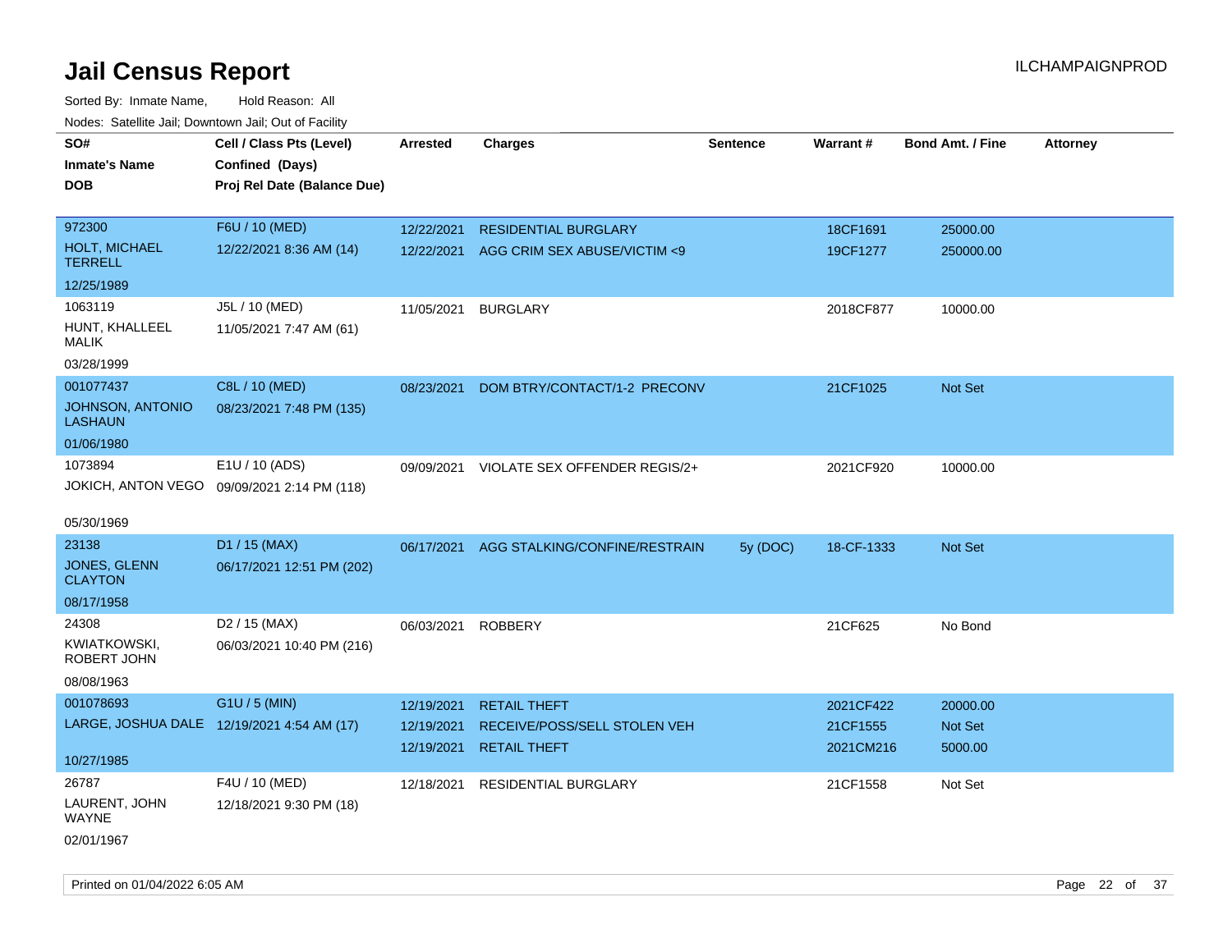# Jail Census Report

ILCHAMPAIGNPROD

Sorted By: Inmate Name, Hold Reason: All

Nodes: Satellite Jail; Downtown Jail; Out of Facility

| SO# / Inmate's Name / DOB | Cell / Class Pts (Level) / Confined (Days) / Proj Rel Date (Balance Due) | Arrested | Charges | Sentence | Warrant # | Bond Amt. / Fine | Attorney |
|---|---|---|---|---|---|---|---|
| 972300<br>HOLT, MICHAEL TERRELL<br>12/25/1989 | F6U / 10 (MED)<br>12/22/2021 8:36 AM (14) | 12/22/2021<br>12/22/2021 | RESIDENTIAL BURGLARY<br>AGG CRIM SEX ABUSE/VICTIM <9 | | 18CF1691<br>19CF1277 | 25000.00<br>250000.00 | |
| 1063119<br>HUNT, KHALLEEL MALIK<br>03/28/1999 | J5L / 10 (MED)<br>11/05/2021 7:47 AM (61) | 11/05/2021 | BURGLARY | | 2018CF877 | 10000.00 | |
| 001077437<br>JOHNSON, ANTONIO LASHAUN<br>01/06/1980 | C8L / 10 (MED)<br>08/23/2021 7:48 PM (135) | 08/23/2021 | DOM BTRY/CONTACT/1-2 PRECONV | | 21CF1025 | Not Set | |
| 1073894<br>JOKICH, ANTON VEGO<br>05/30/1969 | E1U / 10 (ADS)<br>09/09/2021 2:14 PM (118) | 09/09/2021 | VIOLATE SEX OFFENDER REGIS/2+ | | 2021CF920 | 10000.00 | |
| 23138<br>JONES, GLENN CLAYTON<br>08/17/1958 | D1 / 15 (MAX)<br>06/17/2021 12:51 PM (202) | 06/17/2021 | AGG STALKING/CONFINE/RESTRAIN | 5y (DOC) | 18-CF-1333 | Not Set | |
| 24308<br>KWIATKOWSKI, ROBERT JOHN<br>08/08/1963 | D2 / 15 (MAX)<br>06/03/2021 10:40 PM (216) | 06/03/2021 | ROBBERY | | 21CF625 | No Bond | |
| 001078693<br>LARGE, JOSHUA DALE<br>10/27/1985 | G1U / 5 (MIN)<br>12/19/2021 4:54 AM (17) | 12/19/2021<br>12/19/2021<br>12/19/2021 | RETAIL THEFT<br>RECEIVE/POSS/SELL STOLEN VEH<br>RETAIL THEFT | | 2021CF422<br>21CF1555<br>2021CM216 | 20000.00<br>Not Set<br>5000.00 | |
| 26787<br>LAURENT, JOHN WAYNE<br>02/01/1967 | F4U / 10 (MED)<br>12/18/2021 9:30 PM (18) | 12/18/2021 | RESIDENTIAL BURGLARY | | 21CF1558 | Not Set | |

Printed on 01/04/2022 6:05 AM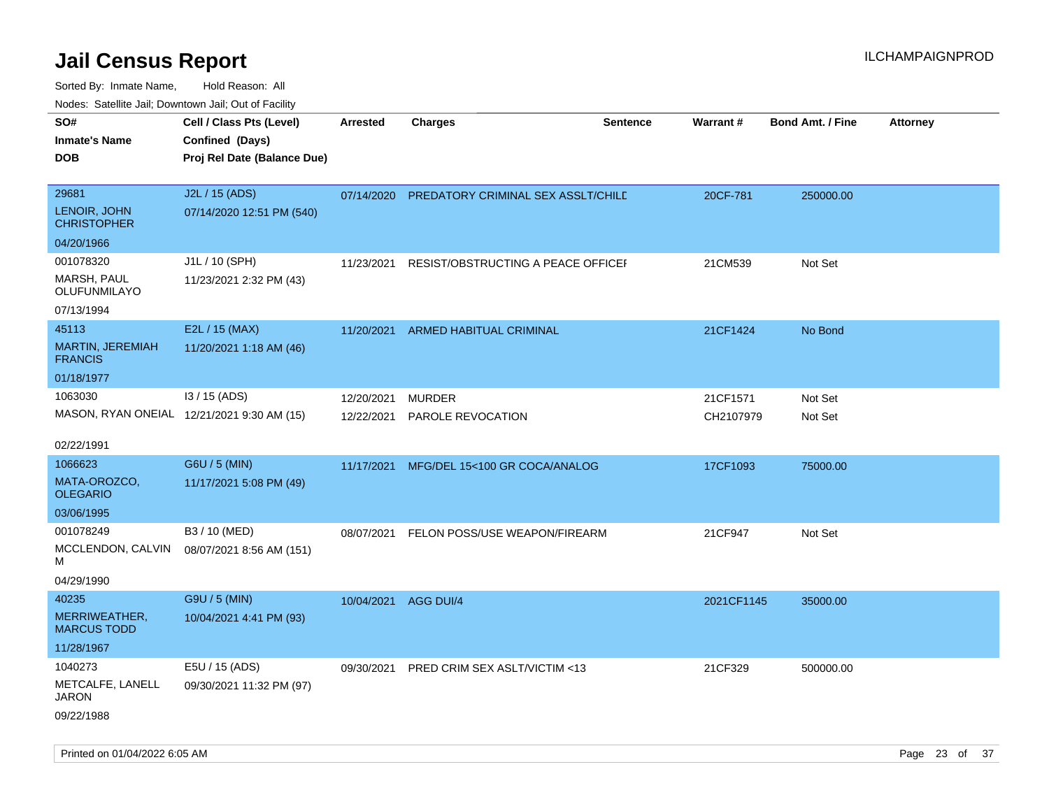# Jail Census Report

ILCHAMPAIGNPROD

Sorted By: Inmate Name, Hold Reason: All

Nodes: Satellite Jail; Downtown Jail; Out of Facility

| SO#<br>Inmate's Name<br>DOB | Cell / Class Pts (Level)<br>Confined (Days)<br>Proj Rel Date (Balance Due) | Arrested | Charges | Sentence | Warrant # | Bond Amt. / Fine | Attorney |
|---|---|---|---|---|---|---|---|
| 29681<br>LENOIR, JOHN CHRISTOPHER<br>04/20/1966 | J2L / 15 (ADS)<br>07/14/2020 12:51 PM (540) | 07/14/2020 | PREDATORY CRIMINAL SEX ASSLT/CHILD | | 20CF-781 | 250000.00 | |
| 001078320<br>MARSH, PAUL OLUFUNMILAYO<br>07/13/1994 | J1L / 10 (SPH)<br>11/23/2021 2:32 PM (43) | 11/23/2021 | RESIST/OBSTRUCTING A PEACE OFFICER | | 21CM539 | Not Set | |
| 45113<br>MARTIN, JEREMIAH FRANCIS<br>01/18/1977 | E2L / 15 (MAX)<br>11/20/2021 1:18 AM (46) | 11/20/2021 | ARMED HABITUAL CRIMINAL | | 21CF1424 | No Bond | |
| 1063030<br>MASON, RYAN ONEIAL<br>02/22/1991 | I3 / 15 (ADS)<br>12/21/2021 9:30 AM (15) | 12/20/2021<br>12/22/2021 | MURDER<br>PAROLE REVOCATION | | 21CF1571<br>CH2107979 | Not Set<br>Not Set | |
| 1066623<br>MATA-OROZCO, OLEGARIO<br>03/06/1995 | G6U / 5 (MIN)<br>11/17/2021 5:08 PM (49) | 11/17/2021 | MFG/DEL 15<100 GR COCA/ANALOG | | 17CF1093 | 75000.00 | |
| 001078249<br>MCCLENDON, CALVIN M<br>04/29/1990 | B3 / 10 (MED)<br>08/07/2021 8:56 AM (151) | 08/07/2021 | FELON POSS/USE WEAPON/FIREARM | | 21CF947 | Not Set | |
| 40235<br>MERRIWEATHER, MARCUS TODD<br>11/28/1967 | G9U / 5 (MIN)<br>10/04/2021 4:41 PM (93) | 10/04/2021 | AGG DUI/4 | | 2021CF1145 | 35000.00 | |
| 1040273<br>METCALFE, LANELL JARON<br>09/22/1988 | E5U / 15 (ADS)<br>09/30/2021 11:32 PM (97) | 09/30/2021 | PRED CRIM SEX ASLT/VICTIM <13 | | 21CF329 | 500000.00 | |

Printed on 01/04/2022 6:05 AM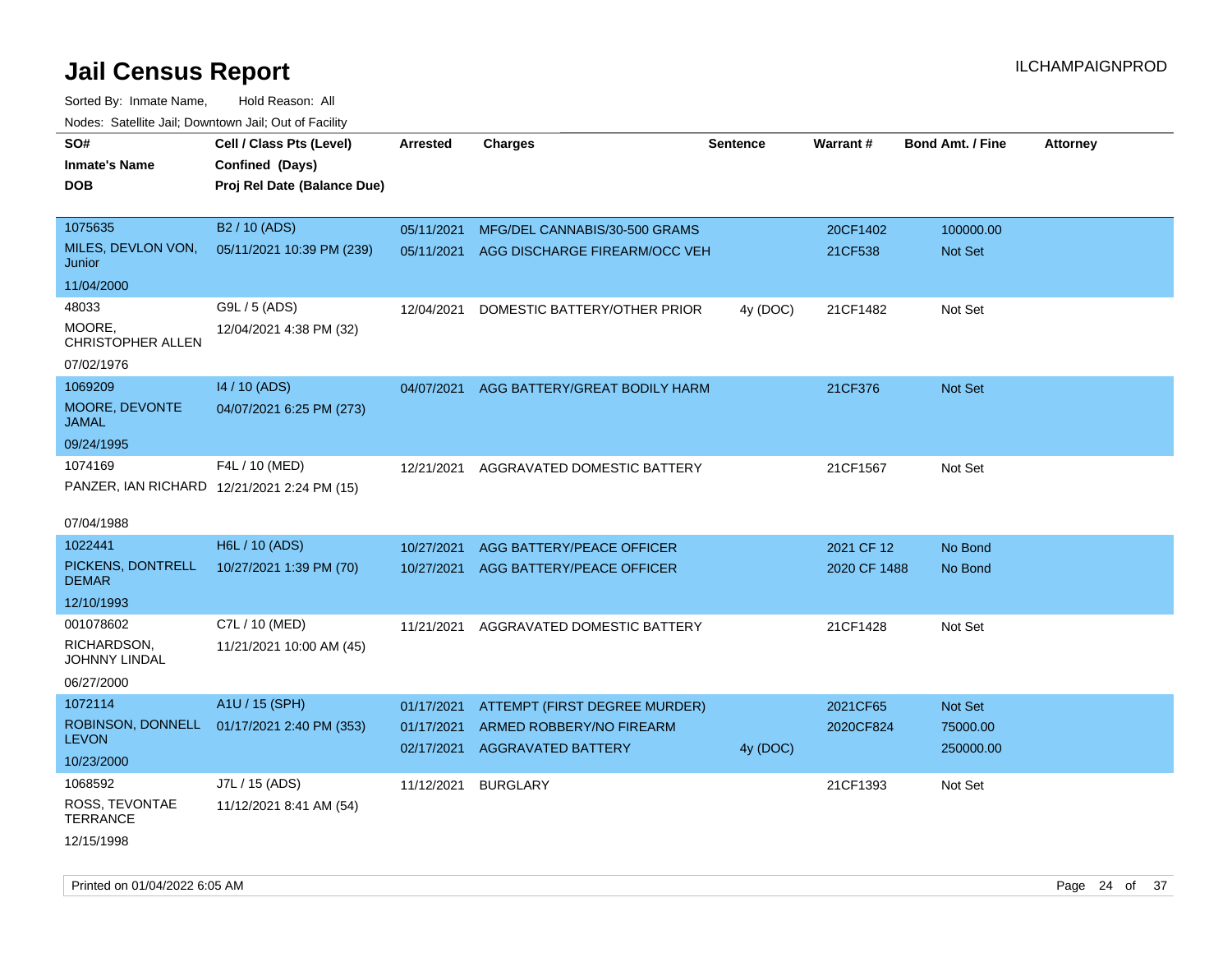# Jail Census Report

ILCHAMPAIGNPROD

Sorted By: Inmate Name, Hold Reason: All

Nodes: Satellite Jail; Downtown Jail; Out of Facility

| SO# / Inmate's Name / DOB | Cell / Class Pts (Level) / Confined (Days) / Proj Rel Date (Balance Due) | Arrested | Charges | Sentence | Warrant # | Bond Amt. / Fine | Attorney |
|---|---|---|---|---|---|---|---|
| 1075635<br>MILES, DEVLON VON, Junior<br>11/04/2000 | B2 / 10 (ADS)<br>05/11/2021 10:39 PM (239) | 05/11/2021<br>05/11/2021 | MFG/DEL CANNABIS/30-500 GRAMS<br>AGG DISCHARGE FIREARM/OCC VEH | | 20CF1402<br>21CF538 | 100000.00<br>Not Set | |
| 48033<br>MOORE, CHRISTOPHER ALLEN<br>07/02/1976 | G9L / 5 (ADS)<br>12/04/2021 4:38 PM (32) | 12/04/2021 | DOMESTIC BATTERY/OTHER PRIOR | 4y (DOC) | 21CF1482 | Not Set | |
| 1069209<br>MOORE, DEVONTE JAMAL<br>09/24/1995 | I4 / 10 (ADS)<br>04/07/2021 6:25 PM (273) | 04/07/2021 | AGG BATTERY/GREAT BODILY HARM | | 21CF376 | Not Set | |
| 1074169<br>PANZER, IAN RICHARD<br>07/04/1988 | F4L / 10 (MED)<br>12/21/2021 2:24 PM (15) | 12/21/2021 | AGGRAVATED DOMESTIC BATTERY | | 21CF1567 | Not Set | |
| 1022441<br>PICKENS, DONTRELL DEMAR<br>12/10/1993 | H6L / 10 (ADS)<br>10/27/2021 1:39 PM (70) | 10/27/2021<br>10/27/2021 | AGG BATTERY/PEACE OFFICER<br>AGG BATTERY/PEACE OFFICER | | 2021 CF 12<br>2020 CF 1488 | No Bond<br>No Bond | |
| 001078602<br>RICHARDSON, JOHNNY LINDAL<br>06/27/2000 | C7L / 10 (MED)<br>11/21/2021 10:00 AM (45) | 11/21/2021 | AGGRAVATED DOMESTIC BATTERY | | 21CF1428 | Not Set | |
| 1072114<br>ROBINSON, DONNELL LEVON<br>10/23/2000 | A1U / 15 (SPH)<br>01/17/2021 2:40 PM (353) | 01/17/2021<br>01/17/2021<br>02/17/2021 | ATTEMPT (FIRST DEGREE MURDER)<br>ARMED ROBBERY/NO FIREARM<br>AGGRAVATED BATTERY | <br><br>4y (DOC) | 2021CF65<br>2020CF824 | Not Set<br>75000.00<br>250000.00 | |
| 1068592<br>ROSS, TEVONTAE TERRANCE<br>12/15/1998 | J7L / 15 (ADS)<br>11/12/2021 8:41 AM (54) | 11/12/2021 | BURGLARY | | 21CF1393 | Not Set | |

Printed on 01/04/2022 6:05 AM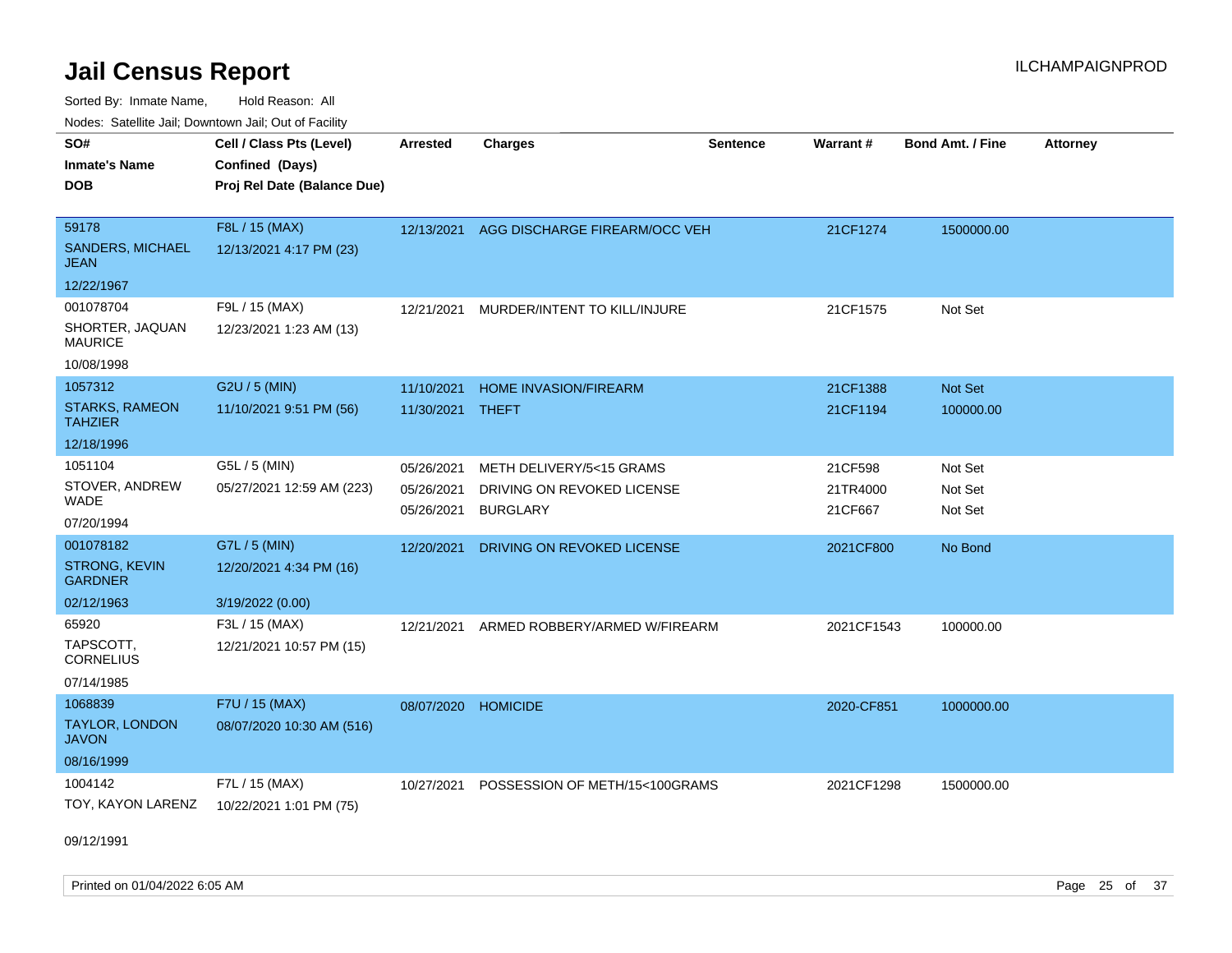# Jail Census Report

ILCHAMPAIGNPROD

Sorted By: Inmate Name, Hold Reason: All

Nodes: Satellite Jail; Downtown Jail; Out of Facility

| SO# / Inmate's Name / DOB | Cell / Class Pts (Level) / Confined (Days) / Proj Rel Date (Balance Due) | Arrested | Charges | Sentence | Warrant # | Bond Amt. / Fine | Attorney |
|---|---|---|---|---|---|---|---|
| 59178<br>SANDERS, MICHAEL JEAN<br>12/22/1967 | F8L / 15 (MAX)<br>12/13/2021 4:17 PM (23) | 12/13/2021 | AGG DISCHARGE FIREARM/OCC VEH | | 21CF1274 | 1500000.00 | |
| 001078704<br>SHORTER, JAQUAN MAURICE<br>10/08/1998 | F9L / 15 (MAX)<br>12/23/2021 1:23 AM (13) | 12/21/2021 | MURDER/INTENT TO KILL/INJURE | | 21CF1575 | Not Set | |
| 1057312<br>STARKS, RAMEON TAHZIER<br>12/18/1996 | G2U / 5 (MIN)<br>11/10/2021 9:51 PM (56) | 11/10/2021<br>11/30/2021 | HOME INVASION/FIREARM<br>THEFT | | 21CF1388<br>21CF1194 | Not Set<br>100000.00 | |
| 1051104<br>STOVER, ANDREW WADE<br>07/20/1994 | G5L / 5 (MIN)<br>05/27/2021 12:59 AM (223) | 05/26/2021<br>05/26/2021<br>05/26/2021 | METH DELIVERY/5<15 GRAMS<br>DRIVING ON REVOKED LICENSE<br>BURGLARY | | 21CF598<br>21TR4000<br>21CF667 | Not Set<br>Not Set<br>Not Set | |
| 001078182<br>STRONG, KEVIN GARDNER<br>02/12/1963 | G7L / 5 (MIN)<br>12/20/2021 4:34 PM (16)<br>3/19/2022 (0.00) | 12/20/2021 | DRIVING ON REVOKED LICENSE | | 2021CF800 | No Bond | |
| 65920<br>TAPSCOTT, CORNELIUS<br>07/14/1985 | F3L / 15 (MAX)<br>12/21/2021 10:57 PM (15) | 12/21/2021 | ARMED ROBBERY/ARMED W/FIREARM | | 2021CF1543 | 100000.00 | |
| 1068839<br>TAYLOR, LONDON JAVON<br>08/16/1999 | F7U / 15 (MAX)<br>08/07/2020 10:30 AM (516) | 08/07/2020 | HOMICIDE | | 2020-CF851 | 1000000.00 | |
| 1004142<br>TOY, KAYON LARENZ<br>09/12/1991 | F7L / 15 (MAX)<br>10/22/2021 1:01 PM (75) | 10/27/2021 | POSSESSION OF METH/15<100GRAMS | | 2021CF1298 | 1500000.00 | |

Printed on 01/04/2022 6:05 AM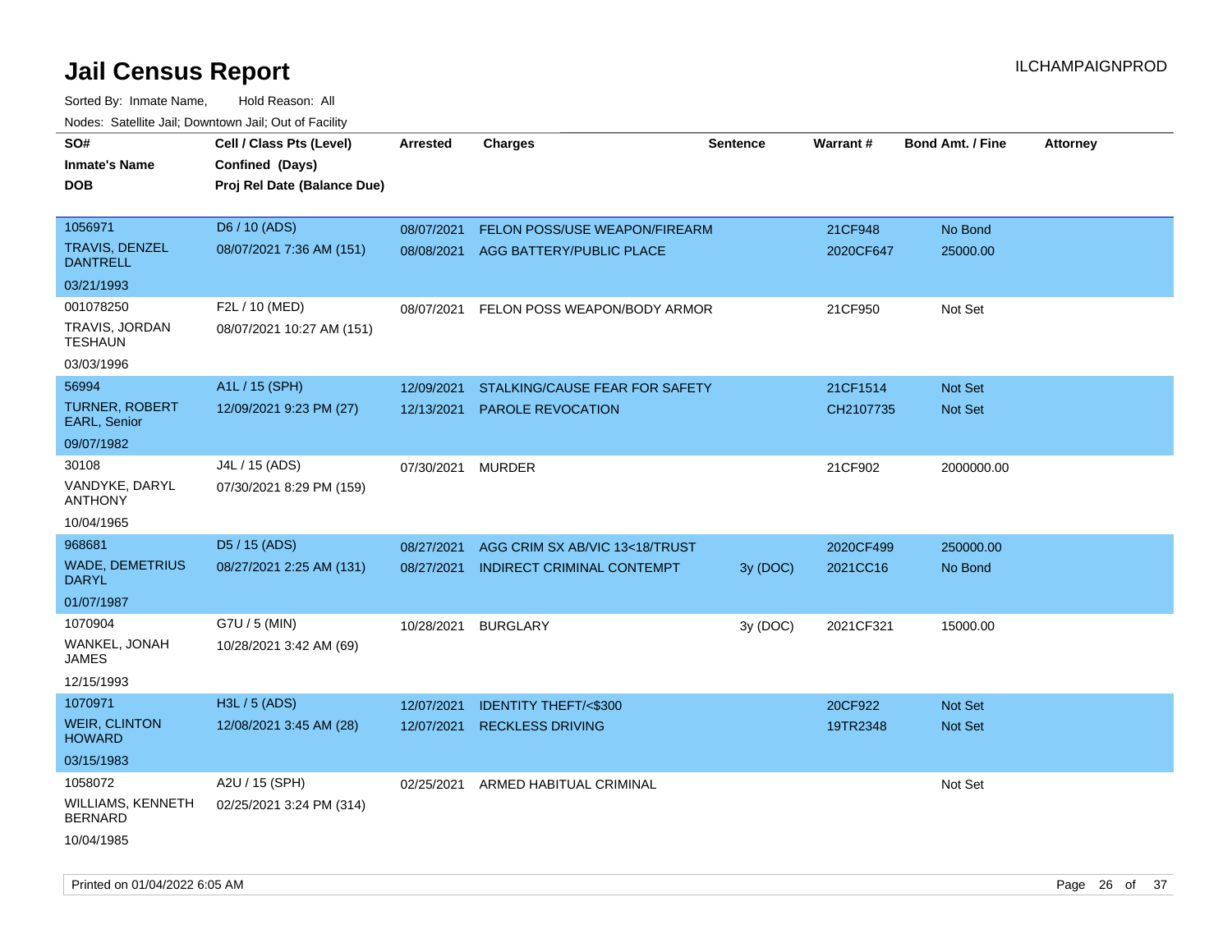# Jail Census Report

ILCHAMPAIGNPROD

Sorted By: Inmate Name, Hold Reason: All

Nodes: Satellite Jail; Downtown Jail; Out of Facility

| SO# / Inmate's Name / DOB | Cell / Class Pts (Level) / Confined (Days) / Proj Rel Date (Balance Due) | Arrested | Charges | Sentence | Warrant # | Bond Amt. / Fine | Attorney |
|---|---|---|---|---|---|---|---|
| 1056971<br>TRAVIS, DENZEL DANTRELL<br>03/21/1993 | D6 / 10 (ADS)<br>08/07/2021 7:36 AM (151) | 08/07/2021<br>08/08/2021 | FELON POSS/USE WEAPON/FIREARM<br>AGG BATTERY/PUBLIC PLACE | | 21CF948<br>2020CF647 | No Bond<br>25000.00 | |
| 001078250<br>TRAVIS, JORDAN TESHAUN<br>03/03/1996 | F2L / 10 (MED)<br>08/07/2021 10:27 AM (151) | 08/07/2021 | FELON POSS WEAPON/BODY ARMOR | | 21CF950 | Not Set | |
| 56994<br>TURNER, ROBERT EARL, Senior<br>09/07/1982 | A1L / 15 (SPH)<br>12/09/2021 9:23 PM (27) | 12/09/2021<br>12/13/2021 | STALKING/CAUSE FEAR FOR SAFETY<br>PAROLE REVOCATION | | 21CF1514<br>CH2107735 | Not Set<br>Not Set | |
| 30108<br>VANDYKE, DARYL ANTHONY<br>10/04/1965 | J4L / 15 (ADS)<br>07/30/2021 8:29 PM (159) | 07/30/2021 | MURDER | | 21CF902 | 2000000.00 | |
| 968681<br>WADE, DEMETRIUS DARYL<br>01/07/1987 | D5 / 15 (ADS)<br>08/27/2021 2:25 AM (131) | 08/27/2021<br>08/27/2021 | AGG CRIM SX AB/VIC 13<18/TRUST<br>INDIRECT CRIMINAL CONTEMPT | <br>3y (DOC) | 2020CF499<br>2021CC16 | 250000.00<br>No Bond | |
| 1070904<br>WANKEL, JONAH JAMES<br>12/15/1993 | G7U / 5 (MIN)<br>10/28/2021 3:42 AM (69) | 10/28/2021 | BURGLARY | 3y (DOC) | 2021CF321 | 15000.00 | |
| 1070971<br>WEIR, CLINTON HOWARD<br>03/15/1983 | H3L / 5 (ADS)<br>12/08/2021 3:45 AM (28) | 12/07/2021<br>12/07/2021 | IDENTITY THEFT/<$300<br>RECKLESS DRIVING | | 20CF922<br>19TR2348 | Not Set<br>Not Set | |
| 1058072<br>WILLIAMS, KENNETH BERNARD<br>10/04/1985 | A2U / 15 (SPH)<br>02/25/2021 3:24 PM (314) | 02/25/2021 | ARMED HABITUAL CRIMINAL | | | Not Set | |

Printed on 01/04/2022 6:05 AM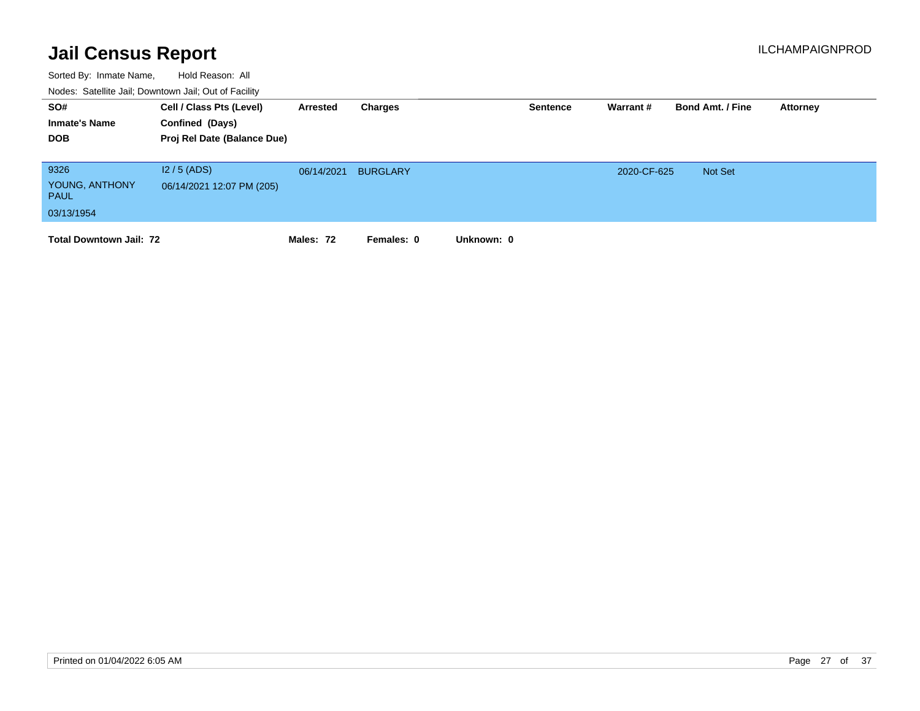# Jail Census Report

ILCHAMPAIGNPROD

Sorted By: Inmate Name, Hold Reason: All

Nodes: Satellite Jail; Downtown Jail; Out of Facility

| SO# / Inmate's Name / DOB | Cell / Class Pts (Level) / Confined (Days) / Proj Rel Date (Balance Due) | Arrested | Charges | Sentence | Warrant # | Bond Amt. / Fine | Attorney |
|---|---|---|---|---|---|---|---|
| 9326<br>YOUNG, ANTHONY PAUL<br>03/13/1954 | I2 / 5 (ADS)<br>06/14/2021 12:07 PM (205) | 06/14/2021 | BURGLARY | | 2020-CF-625 | Not Set | |

**Total Downtown Jail: 72** **Males: 72** **Females: 0** **Unknown: 0**

Printed on 01/04/2022 6:05 AM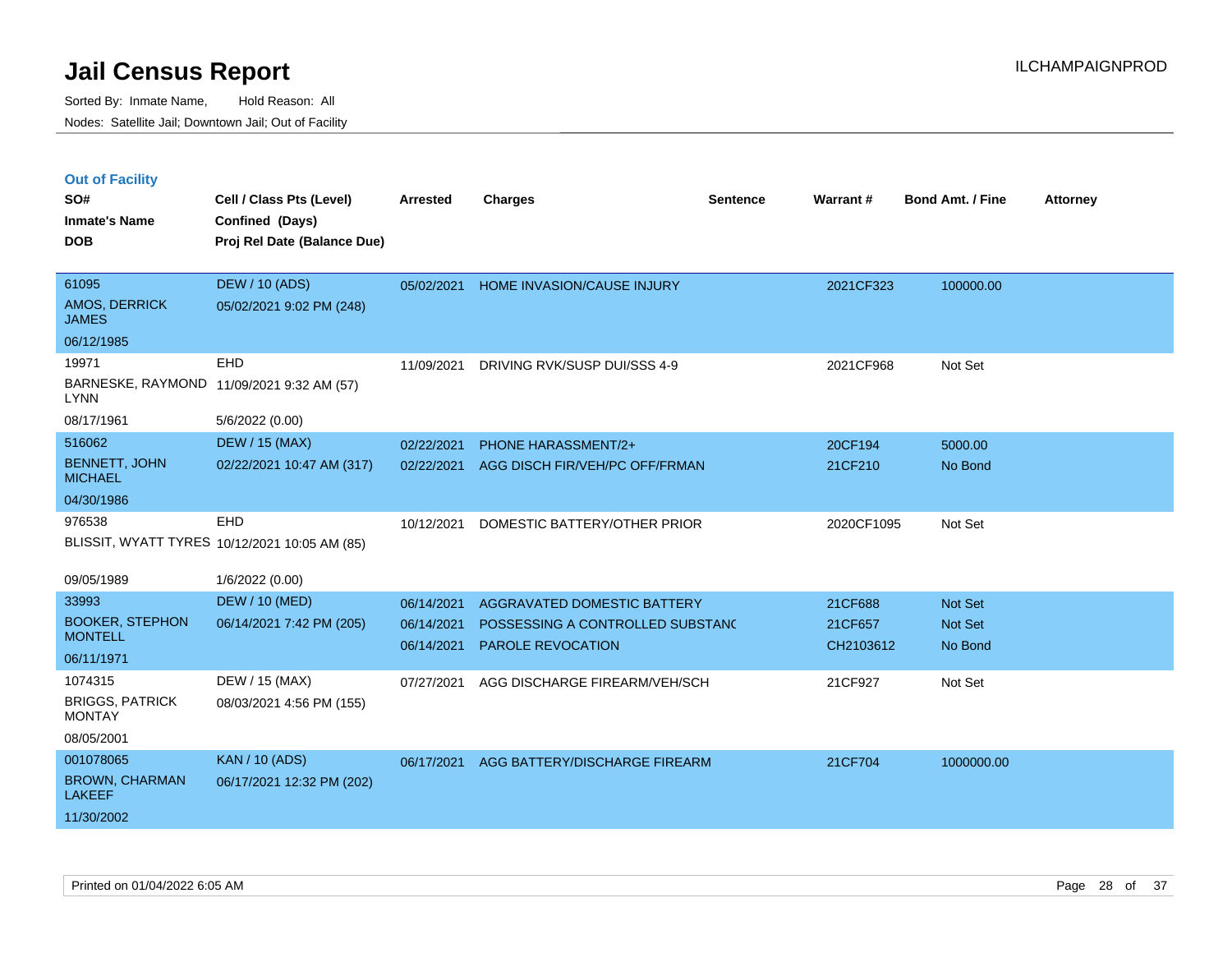# Jail Census Report

Sorted By: Inmate Name, Hold Reason: All

Nodes: Satellite Jail; Downtown Jail; Out of Facility

ILCHAMPAIGNPROD

## Out of Facility

| SO# / Inmate's Name / DOB | Cell / Class Pts (Level) / Confined (Days) / Proj Rel Date (Balance Due) | Arrested | Charges | Sentence | Warrant # | Bond Amt. / Fine | Attorney |
|---|---|---|---|---|---|---|---|
| 61095 AMOS, DERRICK JAMES 06/12/1985 | DEW / 10 (ADS) 05/02/2021 9:02 PM (248) | 05/02/2021 | HOME INVASION/CAUSE INJURY | | 2021CF323 | 100000.00 | |
| 19971 BARNESKE, RAYMOND LYNN 08/17/1961 | EHD 11/09/2021 9:32 AM (57) 5/6/2022 (0.00) | 11/09/2021 | DRIVING RVK/SUSP DUI/SSS 4-9 | | 2021CF968 | Not Set | |
| 516062 BENNETT, JOHN MICHAEL 04/30/1986 | DEW / 15 (MAX) 02/22/2021 10:47 AM (317) | 02/22/2021 | PHONE HARASSMENT/2+ | | 20CF194 | 5000.00 | |
| | | 02/22/2021 | AGG DISCH FIR/VEH/PC OFF/FRMAN | | 21CF210 | No Bond | |
| 976538 BLISSIT, WYATT TYRES 09/05/1989 | EHD 10/12/2021 10:05 AM (85) 1/6/2022 (0.00) | 10/12/2021 | DOMESTIC BATTERY/OTHER PRIOR | | 2020CF1095 | Not Set | |
| 33993 BOOKER, STEPHON MONTELL 06/11/1971 | DEW / 10 (MED) 06/14/2021 7:42 PM (205) | 06/14/2021 | AGGRAVATED DOMESTIC BATTERY | | 21CF688 | Not Set | |
| | | 06/14/2021 | POSSESSING A CONTROLLED SUBSTANC | | 21CF657 | Not Set | |
| | | 06/14/2021 | PAROLE REVOCATION | | CH2103612 | No Bond | |
| 1074315 BRIGGS, PATRICK MONTAY 08/05/2001 | DEW / 15 (MAX) 08/03/2021 4:56 PM (155) | 07/27/2021 | AGG DISCHARGE FIREARM/VEH/SCH | | 21CF927 | Not Set | |
| 001078065 BROWN, CHARMAN LAKEEF 11/30/2002 | KAN / 10 (ADS) 06/17/2021 12:32 PM (202) | 06/17/2021 | AGG BATTERY/DISCHARGE FIREARM | | 21CF704 | 1000000.00 | |

Printed on 01/04/2022 6:05 AM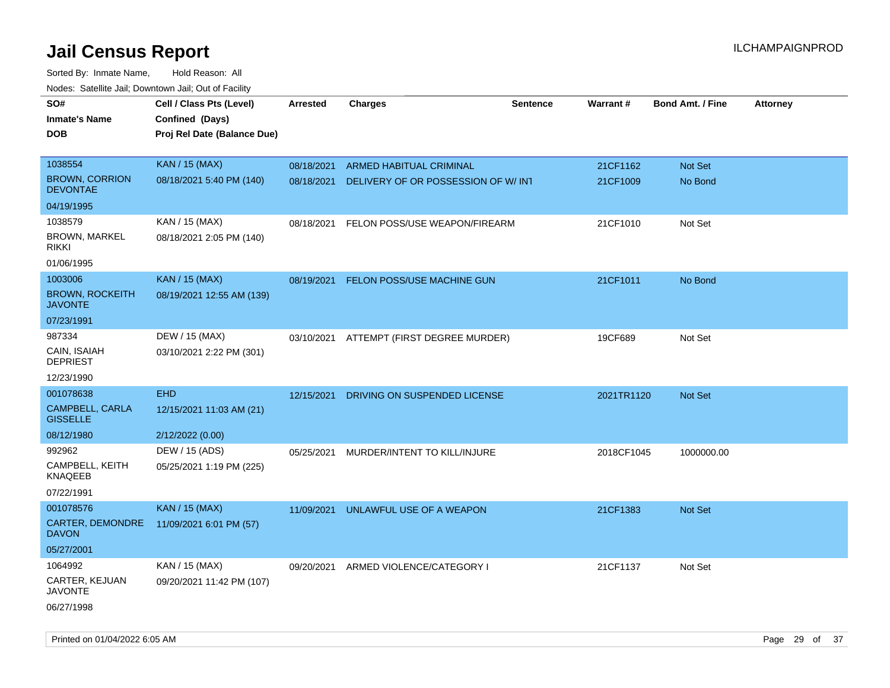# Jail Census Report

Sorted By: Inmate Name, Hold Reason: All

Nodes: Satellite Jail; Downtown Jail; Out of Facility

| SO# / Inmate's Name / DOB | Cell / Class Pts (Level) / Confined (Days) / Proj Rel Date (Balance Due) | Arrested | Charges | Sentence | Warrant # | Bond Amt. / Fine | Attorney |
|---|---|---|---|---|---|---|---|
| 1038554<br>BROWN, CORRION DEVONTAE<br>04/19/1995 | KAN / 15 (MAX)<br>08/18/2021 5:40 PM (140) | 08/18/2021 | ARMED HABITUAL CRIMINAL | | 21CF1162 | Not Set | |
| | | 08/18/2021 | DELIVERY OF OR POSSESSION OF W/ INT | | 21CF1009 | No Bond | |
| 1038579<br>BROWN, MARKEL RIKKI<br>01/06/1995 | KAN / 15 (MAX)<br>08/18/2021 2:05 PM (140) | 08/18/2021 | FELON POSS/USE WEAPON/FIREARM | | 21CF1010 | Not Set | |
| 1003006<br>BROWN, ROCKEITH JAVONTE<br>07/23/1991 | KAN / 15 (MAX)<br>08/19/2021 12:55 AM (139) | 08/19/2021 | FELON POSS/USE MACHINE GUN | | 21CF1011 | No Bond | |
| 987334<br>CAIN, ISAIAH DEPRIEST<br>12/23/1990 | DEW / 15 (MAX)<br>03/10/2021 2:22 PM (301) | 03/10/2021 | ATTEMPT (FIRST DEGREE MURDER) | | 19CF689 | Not Set | |
| 001078638<br>CAMPBELL, CARLA GISSELLE<br>08/12/1980 | EHD<br>12/15/2021 11:03 AM (21)<br>2/12/2022 (0.00) | 12/15/2021 | DRIVING ON SUSPENDED LICENSE | | 2021TR1120 | Not Set | |
| 992962<br>CAMPBELL, KEITH KNAQEEB<br>07/22/1991 | DEW / 15 (ADS)<br>05/25/2021 1:19 PM (225) | 05/25/2021 | MURDER/INTENT TO KILL/INJURE | | 2018CF1045 | 1000000.00 | |
| 001078576<br>CARTER, DEMONDRE DAVON<br>05/27/2001 | KAN / 15 (MAX)<br>11/09/2021 6:01 PM (57) | 11/09/2021 | UNLAWFUL USE OF A WEAPON | | 21CF1383 | Not Set | |
| 1064992<br>CARTER, KEJUAN JAVONTE<br>06/27/1998 | KAN / 15 (MAX)<br>09/20/2021 11:42 PM (107) | 09/20/2021 | ARMED VIOLENCE/CATEGORY I | | 21CF1137 | Not Set | |

Printed on 01/04/2022 6:05 AM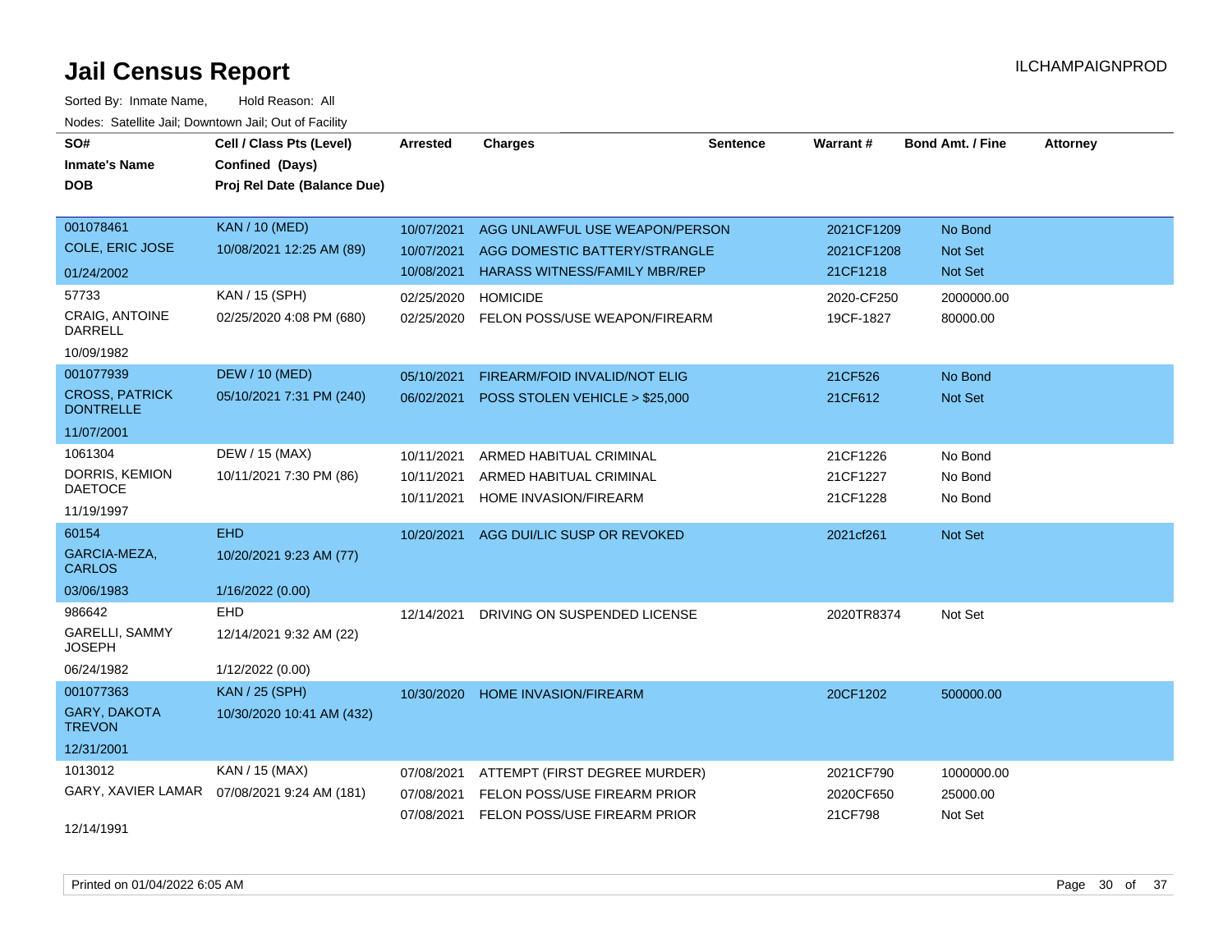# Jail Census Report

ILCHAMPAIGNPROD

Sorted By: Inmate Name, Hold Reason: All

Nodes: Satellite Jail; Downtown Jail; Out of Facility

| SO# / Inmate's Name / DOB | Cell / Class Pts (Level) / Confined (Days) / Proj Rel Date (Balance Due) | Arrested | Charges | Sentence | Warrant # | Bond Amt. / Fine | Attorney |
|---|---|---|---|---|---|---|---|
| 001078461<br>COLE, ERIC JOSE<br>01/24/2002 | KAN / 10 (MED)<br>10/08/2021 12:25 AM (89) | 10/07/2021<br>10/07/2021<br>10/08/2021 | AGG UNLAWFUL USE WEAPON/PERSON<br>AGG DOMESTIC BATTERY/STRANGLE<br>HARASS WITNESS/FAMILY MBR/REP | | 2021CF1209<br>2021CF1208<br>21CF1218 | No Bond<br>Not Set<br>Not Set | |
| 57733<br>CRAIG, ANTOINE DARRELL<br>10/09/1982 | KAN / 15 (SPH)<br>02/25/2020 4:08 PM (680) | 02/25/2020<br>02/25/2020 | HOMICIDE<br>FELON POSS/USE WEAPON/FIREARM | | 2020-CF250<br>19CF-1827 | 2000000.00<br>80000.00 | |
| 001077939<br>CROSS, PATRICK DONTRELLE<br>11/07/2001 | DEW / 10 (MED)<br>05/10/2021 7:31 PM (240) | 05/10/2021<br>06/02/2021 | FIREARM/FOID INVALID/NOT ELIG<br>POSS STOLEN VEHICLE > $25,000 | | 21CF526<br>21CF612 | No Bond<br>Not Set | |
| 1061304<br>DORRIS, KEMION DAETOCE<br>11/19/1997 | DEW / 15 (MAX)<br>10/11/2021 7:30 PM (86) | 10/11/2021<br>10/11/2021<br>10/11/2021 | ARMED HABITUAL CRIMINAL<br>ARMED HABITUAL CRIMINAL<br>HOME INVASION/FIREARM | | 21CF1226<br>21CF1227<br>21CF1228 | No Bond<br>No Bond<br>No Bond | |
| 60154<br>GARCIA-MEZA, CARLOS<br>03/06/1983 | EHD<br>10/20/2021 9:23 AM (77)<br>1/16/2022 (0.00) | 10/20/2021 | AGG DUI/LIC SUSP OR REVOKED | | 2021cf261 | Not Set | |
| 986642<br>GARELLI, SAMMY JOSEPH<br>06/24/1982 | EHD<br>12/14/2021 9:32 AM (22)<br>1/12/2022 (0.00) | 12/14/2021 | DRIVING ON SUSPENDED LICENSE | | 2020TR8374 | Not Set | |
| 001077363<br>GARY, DAKOTA TREVON<br>12/31/2001 | KAN / 25 (SPH)<br>10/30/2020 10:41 AM (432) | 10/30/2020 | HOME INVASION/FIREARM | | 20CF1202 | 500000.00 | |
| 1013012<br>GARY, XAVIER LAMAR<br>12/14/1991 | KAN / 15 (MAX)<br>07/08/2021 9:24 AM (181) | 07/08/2021<br>07/08/2021<br>07/08/2021 | ATTEMPT (FIRST DEGREE MURDER)<br>FELON POSS/USE FIREARM PRIOR<br>FELON POSS/USE FIREARM PRIOR | | 2021CF790<br>2020CF650<br>21CF798 | 1000000.00<br>25000.00<br>Not Set | |

Printed on 01/04/2022 6:05 AM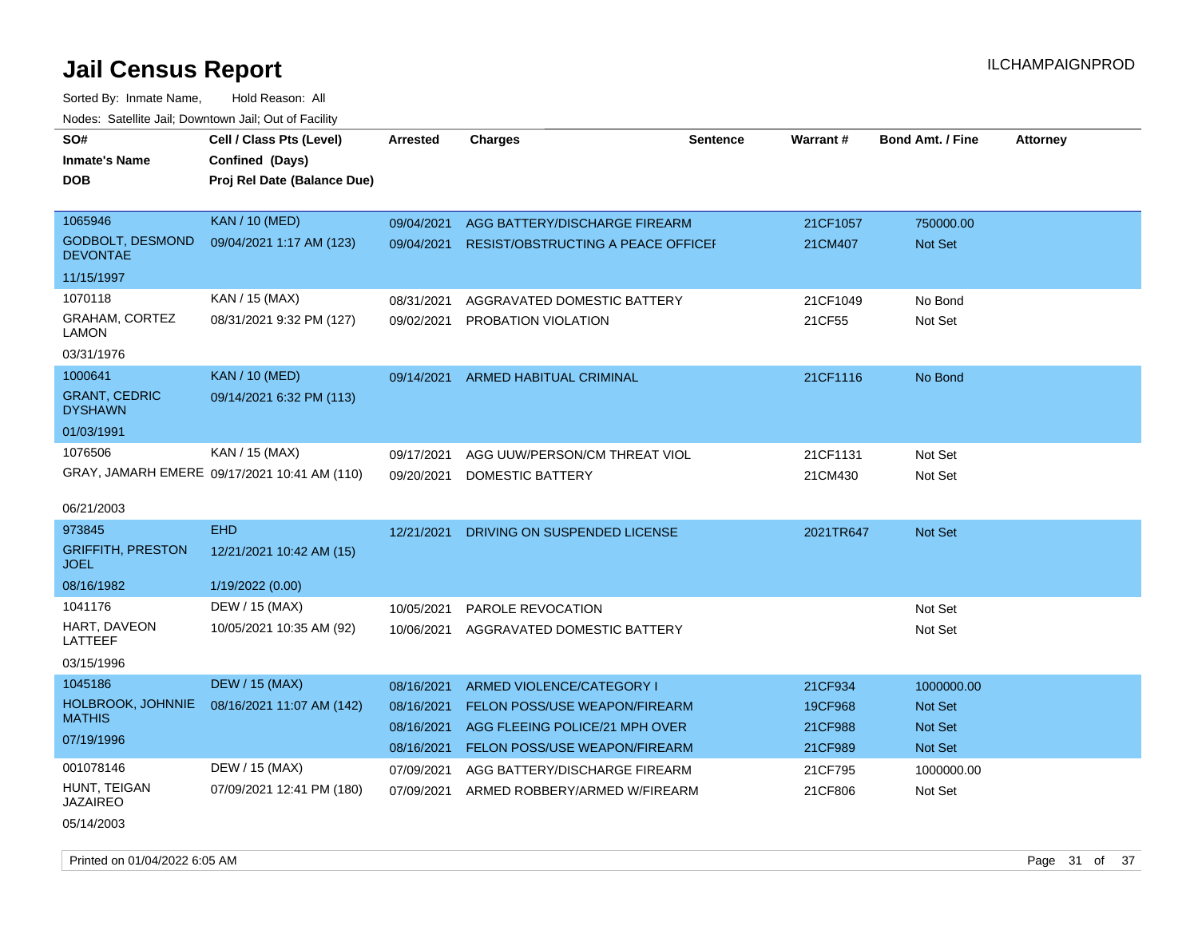# Jail Census Report

ILCHAMPAIGNPROD

Sorted By: Inmate Name, Hold Reason: All

Nodes: Satellite Jail; Downtown Jail; Out of Facility

| SO# / Inmate's Name / DOB | Cell / Class Pts (Level) / Confined (Days) / Proj Rel Date (Balance Due) | Arrested | Charges | Sentence | Warrant # | Bond Amt. / Fine | Attorney |
|---|---|---|---|---|---|---|---|
| 1065946<br>GODBOLT, DESMOND DEVONTAE<br>11/15/1997 | KAN / 10 (MED)<br>09/04/2021 1:17 AM (123) | 09/04/2021<br>09/04/2021 | AGG BATTERY/DISCHARGE FIREARM<br>RESIST/OBSTRUCTING A PEACE OFFICEI | | 21CF1057<br>21CM407 | 750000.00<br>Not Set | |
| 1070118<br>GRAHAM, CORTEZ LAMON<br>03/31/1976 | KAN / 15 (MAX)<br>08/31/2021 9:32 PM (127) | 08/31/2021<br>09/02/2021 | AGGRAVATED DOMESTIC BATTERY<br>PROBATION VIOLATION | | 21CF1049<br>21CF55 | No Bond<br>Not Set | |
| 1000641<br>GRANT, CEDRIC DYSHAWN<br>01/03/1991 | KAN / 10 (MED)<br>09/14/2021 6:32 PM (113) | 09/14/2021 | ARMED HABITUAL CRIMINAL | | 21CF1116 | No Bond | |
| 1076506<br>GRAY, JAMARH EMERE<br>06/21/2003 | KAN / 15 (MAX)<br>09/17/2021 10:41 AM (110) | 09/17/2021<br>09/20/2021 | AGG UUW/PERSON/CM THREAT VIOL<br>DOMESTIC BATTERY | | 21CF1131<br>21CM430 | Not Set<br>Not Set | |
| 973845<br>GRIFFITH, PRESTON JOEL<br>08/16/1982 | EHD<br>12/21/2021 10:42 AM (15)<br>1/19/2022 (0.00) | 12/21/2021 | DRIVING ON SUSPENDED LICENSE | | 2021TR647 | Not Set | |
| 1041176<br>HART, DAVEON LATTEEF<br>03/15/1996 | DEW / 15 (MAX)<br>10/05/2021 10:35 AM (92) | 10/05/2021<br>10/06/2021 | PAROLE REVOCATION<br>AGGRAVATED DOMESTIC BATTERY | | | Not Set<br>Not Set | |
| 1045186<br>HOLBROOK, JOHNNIE MATHIS<br>07/19/1996 | DEW / 15 (MAX)<br>08/16/2021 11:07 AM (142) | 08/16/2021<br>08/16/2021<br>08/16/2021<br>08/16/2021 | ARMED VIOLENCE/CATEGORY I<br>FELON POSS/USE WEAPON/FIREARM<br>AGG FLEEING POLICE/21 MPH OVER<br>FELON POSS/USE WEAPON/FIREARM | | 21CF934<br>19CF968<br>21CF988<br>21CF989 | 1000000.00<br>Not Set<br>Not Set<br>Not Set | |
| 001078146<br>HUNT, TEIGAN JAZAIREO<br>05/14/2003 | DEW / 15 (MAX)<br>07/09/2021 12:41 PM (180) | 07/09/2021<br>07/09/2021 | AGG BATTERY/DISCHARGE FIREARM<br>ARMED ROBBERY/ARMED W/FIREARM | | 21CF795<br>21CF806 | 1000000.00<br>Not Set | |

Printed on 01/04/2022 6:05 AM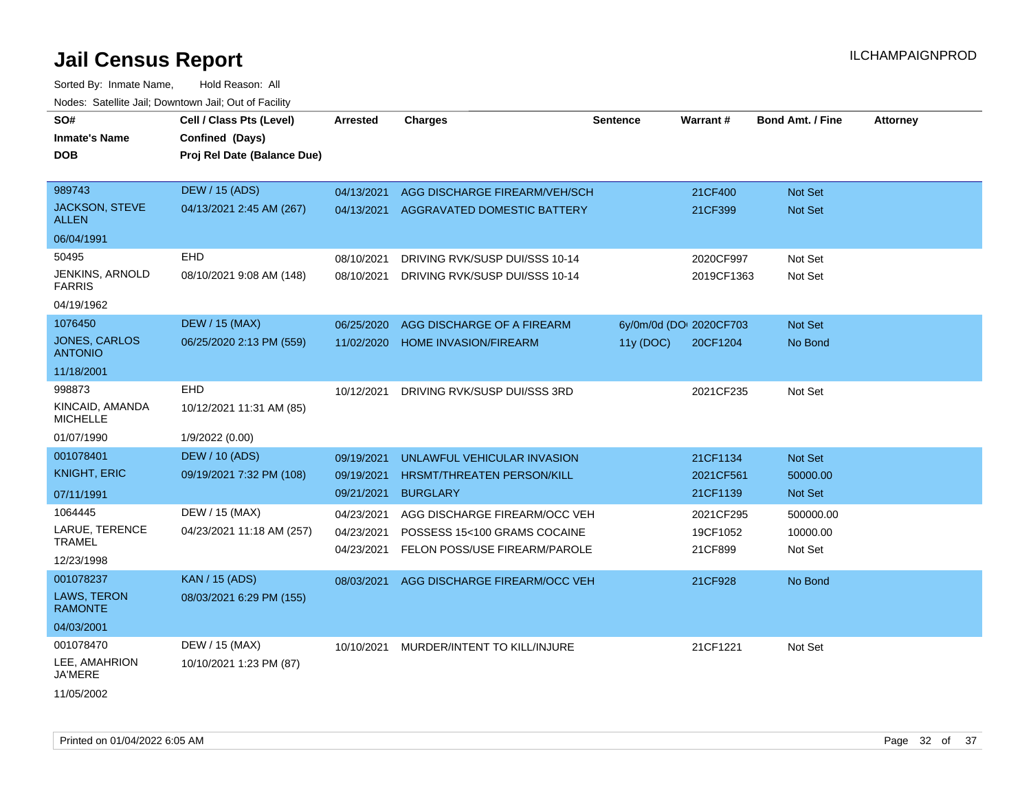# Jail Census Report

ILCHAMPAIGNPROD

Sorted By: Inmate Name, Hold Reason: All

Nodes: Satellite Jail; Downtown Jail; Out of Facility

| SO# / Inmate's Name / DOB | Cell / Class Pts (Level) / Confined (Days) / Proj Rel Date (Balance Due) | Arrested | Charges | Sentence | Warrant # | Bond Amt. / Fine | Attorney |
|---|---|---|---|---|---|---|---|
| 989743 JACKSON, STEVE ALLEN 06/04/1991 | DEW / 15 (ADS) 04/13/2021 2:45 AM (267) | 04/13/2021 | AGG DISCHARGE FIREARM/VEH/SCH | | 21CF400 | Not Set | |
| | | 04/13/2021 | AGGRAVATED DOMESTIC BATTERY | | 21CF399 | Not Set | |
| 50495 JENKINS, ARNOLD FARRIS 04/19/1962 | EHD 08/10/2021 9:08 AM (148) | 08/10/2021 | DRIVING RVK/SUSP DUI/SSS 10-14 | | 2020CF997 | Not Set | |
| | | 08/10/2021 | DRIVING RVK/SUSP DUI/SSS 10-14 | | 2019CF1363 | Not Set | |
| 1076450 JONES, CARLOS ANTONIO 11/18/2001 | DEW / 15 (MAX) 06/25/2020 2:13 PM (559) | 06/25/2020 | AGG DISCHARGE OF A FIREARM | 6y/0m/0d (DO | 2020CF703 | Not Set | |
| | | 11/02/2020 | HOME INVASION/FIREARM | 11y (DOC) | 20CF1204 | No Bond | |
| 998873 KINCAID, AMANDA MICHELLE 01/07/1990 | EHD 10/12/2021 11:31 AM (85) 1/9/2022 (0.00) | 10/12/2021 | DRIVING RVK/SUSP DUI/SSS 3RD | | 2021CF235 | Not Set | |
| 001078401 KNIGHT, ERIC 07/11/1991 | DEW / 10 (ADS) 09/19/2021 7:32 PM (108) | 09/19/2021 | UNLAWFUL VEHICULAR INVASION | | 21CF1134 | Not Set | |
| | | 09/19/2021 | HRSMT/THREATEN PERSON/KILL | | 2021CF561 | 50000.00 | |
| | | 09/21/2021 | BURGLARY | | 21CF1139 | Not Set | |
| 1064445 LARUE, TERENCE TRAMEL 12/23/1998 | DEW / 15 (MAX) 04/23/2021 11:18 AM (257) | 04/23/2021 | AGG DISCHARGE FIREARM/OCC VEH | | 2021CF295 | 500000.00 | |
| | | 04/23/2021 | POSSESS 15<100 GRAMS COCAINE | | 19CF1052 | 10000.00 | |
| | | 04/23/2021 | FELON POSS/USE FIREARM/PAROLE | | 21CF899 | Not Set | |
| 001078237 LAWS, TERON RAMONTE 04/03/2001 | KAN / 15 (ADS) 08/03/2021 6:29 PM (155) | 08/03/2021 | AGG DISCHARGE FIREARM/OCC VEH | | 21CF928 | No Bond | |
| 001078470 LEE, AMAHRION JA'MERE 11/05/2002 | DEW / 15 (MAX) 10/10/2021 1:23 PM (87) | 10/10/2021 | MURDER/INTENT TO KILL/INJURE | | 21CF1221 | Not Set | |

Printed on 01/04/2022 6:05 AM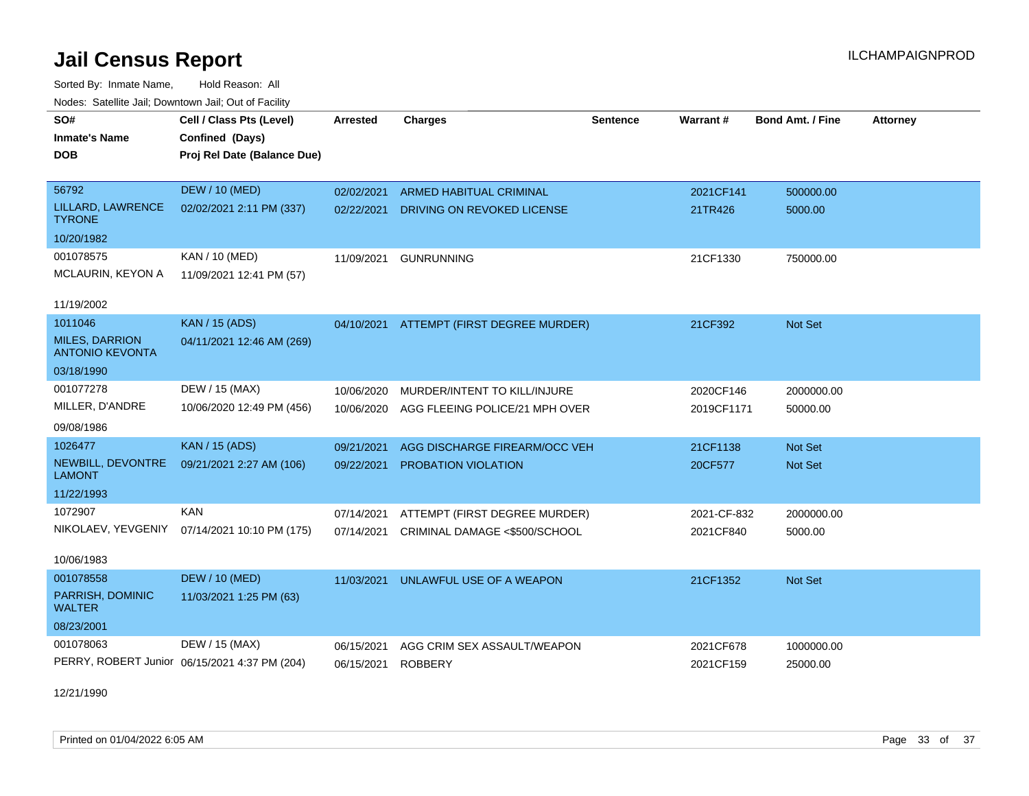# Jail Census Report

ILCHAMPAIGNPROD

Sorted By: Inmate Name, Hold Reason: All

Nodes: Satellite Jail; Downtown Jail; Out of Facility

| SO# / Inmate's Name / DOB | Cell / Class Pts (Level) / Confined (Days) / Proj Rel Date (Balance Due) | Arrested | Charges | Sentence | Warrant # | Bond Amt. / Fine | Attorney |
|---|---|---|---|---|---|---|---|
| 56792 | DEW / 10 (MED) | 02/02/2021 | ARMED HABITUAL CRIMINAL | | 2021CF141 | 500000.00 | |
| LILLARD, LAWRENCE TYRONE | 02/02/2021 2:11 PM (337) | 02/22/2021 | DRIVING ON REVOKED LICENSE | | 21TR426 | 5000.00 | |
| 10/20/1982 | | | | | | | |
| 001078575 | KAN / 10 (MED) | 11/09/2021 | GUNRUNNING | | 21CF1330 | 750000.00 | |
| MCLAURIN, KEYON A | 11/09/2021 12:41 PM (57) | | | | | | |
| 11/19/2002 | | | | | | | |
| 1011046 | KAN / 15 (ADS) | 04/10/2021 | ATTEMPT (FIRST DEGREE MURDER) | | 21CF392 | Not Set | |
| MILES, DARRION ANTONIO KEVONTA | 04/11/2021 12:46 AM (269) | | | | | | |
| 03/18/1990 | | | | | | | |
| 001077278 | DEW / 15 (MAX) | 10/06/2020 | MURDER/INTENT TO KILL/INJURE | | 2020CF146 | 2000000.00 | |
| MILLER, D'ANDRE | 10/06/2020 12:49 PM (456) | 10/06/2020 | AGG FLEEING POLICE/21 MPH OVER | | 2019CF1171 | 50000.00 | |
| 09/08/1986 | | | | | | | |
| 1026477 | KAN / 15 (ADS) | 09/21/2021 | AGG DISCHARGE FIREARM/OCC VEH | | 21CF1138 | Not Set | |
| NEWBILL, DEVONTRE LAMONT | 09/21/2021 2:27 AM (106) | 09/22/2021 | PROBATION VIOLATION | | 20CF577 | Not Set | |
| 11/22/1993 | | | | | | | |
| 1072907 | KAN | 07/14/2021 | ATTEMPT (FIRST DEGREE MURDER) | | 2021-CF-832 | 2000000.00 | |
| NIKOLAEV, YEVGENIY | 07/14/2021 10:10 PM (175) | 07/14/2021 | CRIMINAL DAMAGE <$500/SCHOOL | | 2021CF840 | 5000.00 | |
| 10/06/1983 | | | | | | | |
| 001078558 | DEW / 10 (MED) | 11/03/2021 | UNLAWFUL USE OF A WEAPON | | 21CF1352 | Not Set | |
| PARRISH, DOMINIC WALTER | 11/03/2021 1:25 PM (63) | | | | | | |
| 08/23/2001 | | | | | | | |
| 001078063 | DEW / 15 (MAX) | 06/15/2021 | AGG CRIM SEX ASSAULT/WEAPON | | 2021CF678 | 1000000.00 | |
| PERRY, ROBERT Junior | 06/15/2021 4:37 PM (204) | 06/15/2021 | ROBBERY | | 2021CF159 | 25000.00 | |
| 12/21/1990 | | | | | | | |

Printed on 01/04/2022 6:05 AM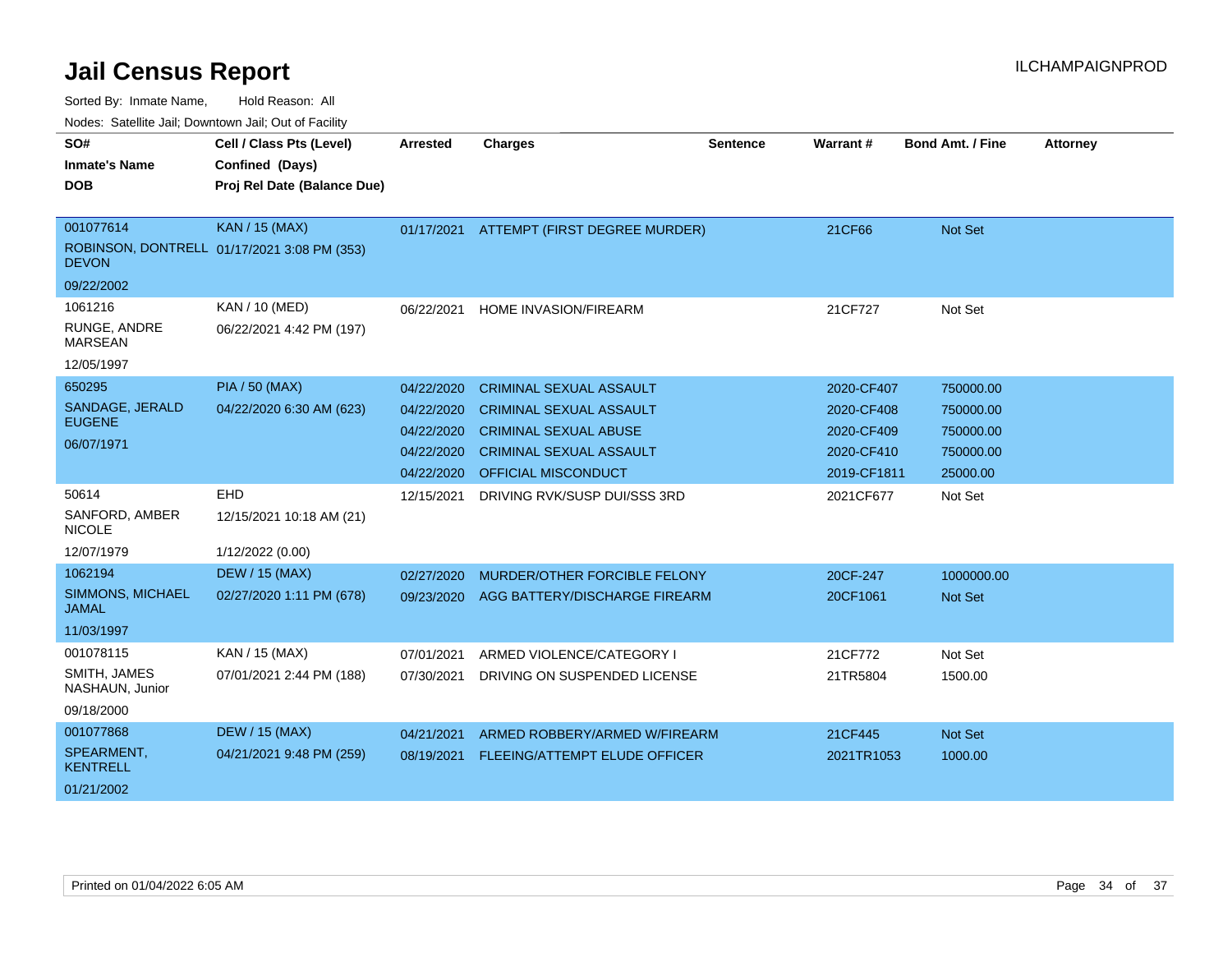# Jail Census Report

Sorted By: Inmate Name, Hold Reason: All

Nodes: Satellite Jail; Downtown Jail; Out of Facility

| SO# / Inmate's Name / DOB | Cell / Class Pts (Level) / Confined (Days) / Proj Rel Date (Balance Due) | Arrested | Charges | Sentence | Warrant # | Bond Amt. / Fine | Attorney |
|---|---|---|---|---|---|---|---|
| 001077614 ROBINSON, DONTRELL DEVON 09/22/2002 | KAN / 15 (MAX) 01/17/2021 3:08 PM (353) | 01/17/2021 | ATTEMPT (FIRST DEGREE MURDER) | | 21CF66 | Not Set | |
| 1061216 RUNGE, ANDRE MARSEAN 12/05/1997 | KAN / 10 (MED) 06/22/2021 4:42 PM (197) | 06/22/2021 | HOME INVASION/FIREARM | | 21CF727 | Not Set | |
| 650295 SANDAGE, JERALD EUGENE 06/07/1971 | PIA / 50 (MAX) 04/22/2020 6:30 AM (623) | 04/22/2020 | CRIMINAL SEXUAL ASSAULT | | 2020-CF407 | 750000.00 | |
| | | 04/22/2020 | CRIMINAL SEXUAL ASSAULT | | 2020-CF408 | 750000.00 | |
| | | 04/22/2020 | CRIMINAL SEXUAL ABUSE | | 2020-CF409 | 750000.00 | |
| | | 04/22/2020 | CRIMINAL SEXUAL ASSAULT | | 2020-CF410 | 750000.00 | |
| | | 04/22/2020 | OFFICIAL MISCONDUCT | | 2019-CF1811 | 25000.00 | |
| 50614 SANFORD, AMBER NICOLE 12/07/1979 | EHD 12/15/2021 10:18 AM (21) 1/12/2022 (0.00) | 12/15/2021 | DRIVING RVK/SUSP DUI/SSS 3RD | | 2021CF677 | Not Set | |
| 1062194 SIMMONS, MICHAEL JAMAL 11/03/1997 | DEW / 15 (MAX) 02/27/2020 1:11 PM (678) | 02/27/2020 | MURDER/OTHER FORCIBLE FELONY | | 20CF-247 | 1000000.00 | |
| | | 09/23/2020 | AGG BATTERY/DISCHARGE FIREARM | | 20CF1061 | Not Set | |
| 001078115 SMITH, JAMES NASHAUN, Junior 09/18/2000 | KAN / 15 (MAX) 07/01/2021 2:44 PM (188) | 07/01/2021 | ARMED VIOLENCE/CATEGORY I | | 21CF772 | Not Set | |
| | | 07/30/2021 | DRIVING ON SUSPENDED LICENSE | | 21TR5804 | 1500.00 | |
| 001077868 SPEARMENT, KENTRELL 01/21/2002 | DEW / 15 (MAX) 04/21/2021 9:48 PM (259) | 04/21/2021 | ARMED ROBBERY/ARMED W/FIREARM | | 21CF445 | Not Set | |
| | | 08/19/2021 | FLEEING/ATTEMPT ELUDE OFFICER | | 2021TR1053 | 1000.00 | |

Printed on 01/04/2022 6:05 AM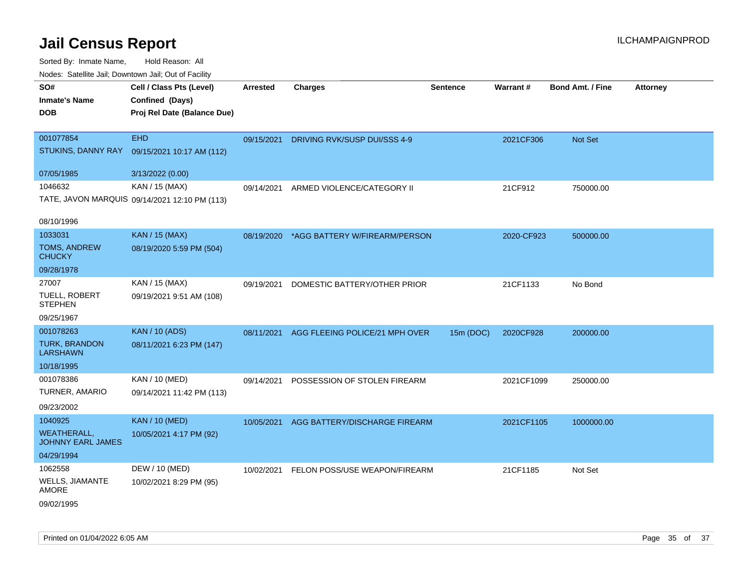# Jail Census Report

ILCHAMPAIGNPROD

Sorted By: Inmate Name, Hold Reason: All

Nodes: Satellite Jail; Downtown Jail; Out of Facility

| SO# Inmate's Name DOB | Cell / Class Pts (Level) Confined (Days) Proj Rel Date (Balance Due) | Arrested | Charges | Sentence | Warrant # | Bond Amt. / Fine | Attorney |
|---|---|---|---|---|---|---|---|
| 001077854 STUKINS, DANNY RAY 07/05/1985 | EHD 09/15/2021 10:17 AM (112) 3/13/2022 (0.00) | 09/15/2021 | DRIVING RVK/SUSP DUI/SSS 4-9 | | 2021CF306 | Not Set | |
| 1046632 TATE, JAVON MARQUIS 08/10/1996 | KAN / 15 (MAX) 09/14/2021 12:10 PM (113) | 09/14/2021 | ARMED VIOLENCE/CATEGORY II | | 21CF912 | 750000.00 | |
| 1033031 TOMS, ANDREW CHUCKY 09/28/1978 | KAN / 15 (MAX) 08/19/2020 5:59 PM (504) | 08/19/2020 | *AGG BATTERY W/FIREARM/PERSON | | 2020-CF923 | 500000.00 | |
| 27007 TUELL, ROBERT STEPHEN 09/25/1967 | KAN / 15 (MAX) 09/19/2021 9:51 AM (108) | 09/19/2021 | DOMESTIC BATTERY/OTHER PRIOR | | 21CF1133 | No Bond | |
| 001078263 TURK, BRANDON LARSHAWN 10/18/1995 | KAN / 10 (ADS) 08/11/2021 6:23 PM (147) | 08/11/2021 | AGG FLEEING POLICE/21 MPH OVER | 15m (DOC) | 2020CF928 | 200000.00 | |
| 001078386 TURNER, AMARIO 09/23/2002 | KAN / 10 (MED) 09/14/2021 11:42 PM (113) | 09/14/2021 | POSSESSION OF STOLEN FIREARM | | 2021CF1099 | 250000.00 | |
| 1040925 WEATHERALL, JOHNNY EARL JAMES 04/29/1994 | KAN / 10 (MED) 10/05/2021 4:17 PM (92) | 10/05/2021 | AGG BATTERY/DISCHARGE FIREARM | | 2021CF1105 | 1000000.00 | |
| 1062558 WELLS, JIAMANTE AMORE 09/02/1995 | DEW / 10 (MED) 10/02/2021 8:29 PM (95) | 10/02/2021 | FELON POSS/USE WEAPON/FIREARM | | 21CF1185 | Not Set | |

Printed on 01/04/2022 6:05 AM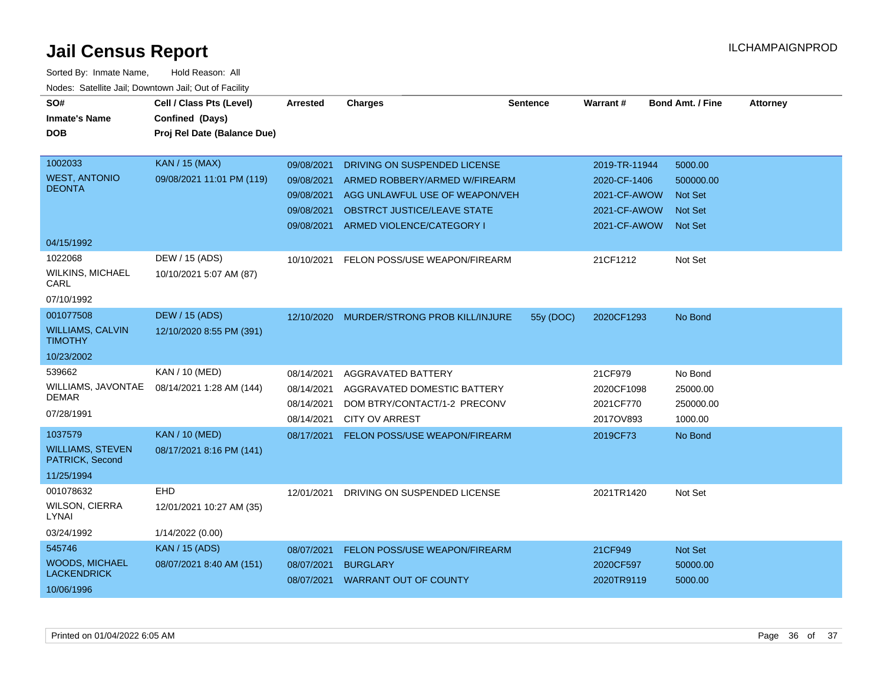# Jail Census Report

ILCHAMPAIGNPROD

Sorted By: Inmate Name, Hold Reason: All

Nodes: Satellite Jail; Downtown Jail; Out of Facility

| SO# / Inmate's Name / DOB | Cell / Class Pts (Level) / Confined (Days) / Proj Rel Date (Balance Due) | Arrested | Charges | Sentence | Warrant # | Bond Amt. / Fine | Attorney |
|---|---|---|---|---|---|---|---|
| 1002033 WEST, ANTONIO DEONTA 04/15/1992 | KAN / 15 (MAX) 09/08/2021 11:01 PM (119) | 09/08/2021 | DRIVING ON SUSPENDED LICENSE | | 2019-TR-11944 | 5000.00 | |
| | | 09/08/2021 | ARMED ROBBERY/ARMED W/FIREARM | | 2020-CF-1406 | 500000.00 | |
| | | 09/08/2021 | AGG UNLAWFUL USE OF WEAPON/VEH | | 2021-CF-AWOW | Not Set | |
| | | 09/08/2021 | OBSTRCT JUSTICE/LEAVE STATE | | 2021-CF-AWOW | Not Set | |
| | | 09/08/2021 | ARMED VIOLENCE/CATEGORY I | | 2021-CF-AWOW | Not Set | |
| 1022068 WILKINS, MICHAEL CARL 07/10/1992 | DEW / 15 (ADS) 10/10/2021 5:07 AM (87) | 10/10/2021 | FELON POSS/USE WEAPON/FIREARM | | 21CF1212 | Not Set | |
| 001077508 WILLIAMS, CALVIN TIMOTHY 10/23/2002 | DEW / 15 (ADS) 12/10/2020 8:55 PM (391) | 12/10/2020 | MURDER/STRONG PROB KILL/INJURE | 55y (DOC) | 2020CF1293 | No Bond | |
| 539662 WILLIAMS, JAVONTAE DEMAR 07/28/1991 | KAN / 10 (MED) 08/14/2021 1:28 AM (144) | 08/14/2021 | AGGRAVATED BATTERY | | 21CF979 | No Bond | |
| | | 08/14/2021 | AGGRAVATED DOMESTIC BATTERY | | 2020CF1098 | 25000.00 | |
| | | 08/14/2021 | DOM BTRY/CONTACT/1-2 PRECONV | | 2021CF770 | 250000.00 | |
| | | 08/14/2021 | CITY OV ARREST | | 2017OV893 | 1000.00 | |
| 1037579 WILLIAMS, STEVEN PATRICK, Second 11/25/1994 | KAN / 10 (MED) 08/17/2021 8:16 PM (141) | 08/17/2021 | FELON POSS/USE WEAPON/FIREARM | | 2019CF73 | No Bond | |
| 001078632 WILSON, CIERRA LYNAI 03/24/1992 | EHD 12/01/2021 10:27 AM (35) 1/14/2022 (0.00) | 12/01/2021 | DRIVING ON SUSPENDED LICENSE | | 2021TR1420 | Not Set | |
| 545746 WOODS, MICHAEL LACKENDRICK 10/06/1996 | KAN / 15 (ADS) 08/07/2021 8:40 AM (151) | 08/07/2021 | FELON POSS/USE WEAPON/FIREARM | | 21CF949 | Not Set | |
| | | 08/07/2021 | BURGLARY | | 2020CF597 | 50000.00 | |
| | | 08/07/2021 | WARRANT OUT OF COUNTY | | 2020TR9119 | 5000.00 | |

Printed on 01/04/2022 6:05 AM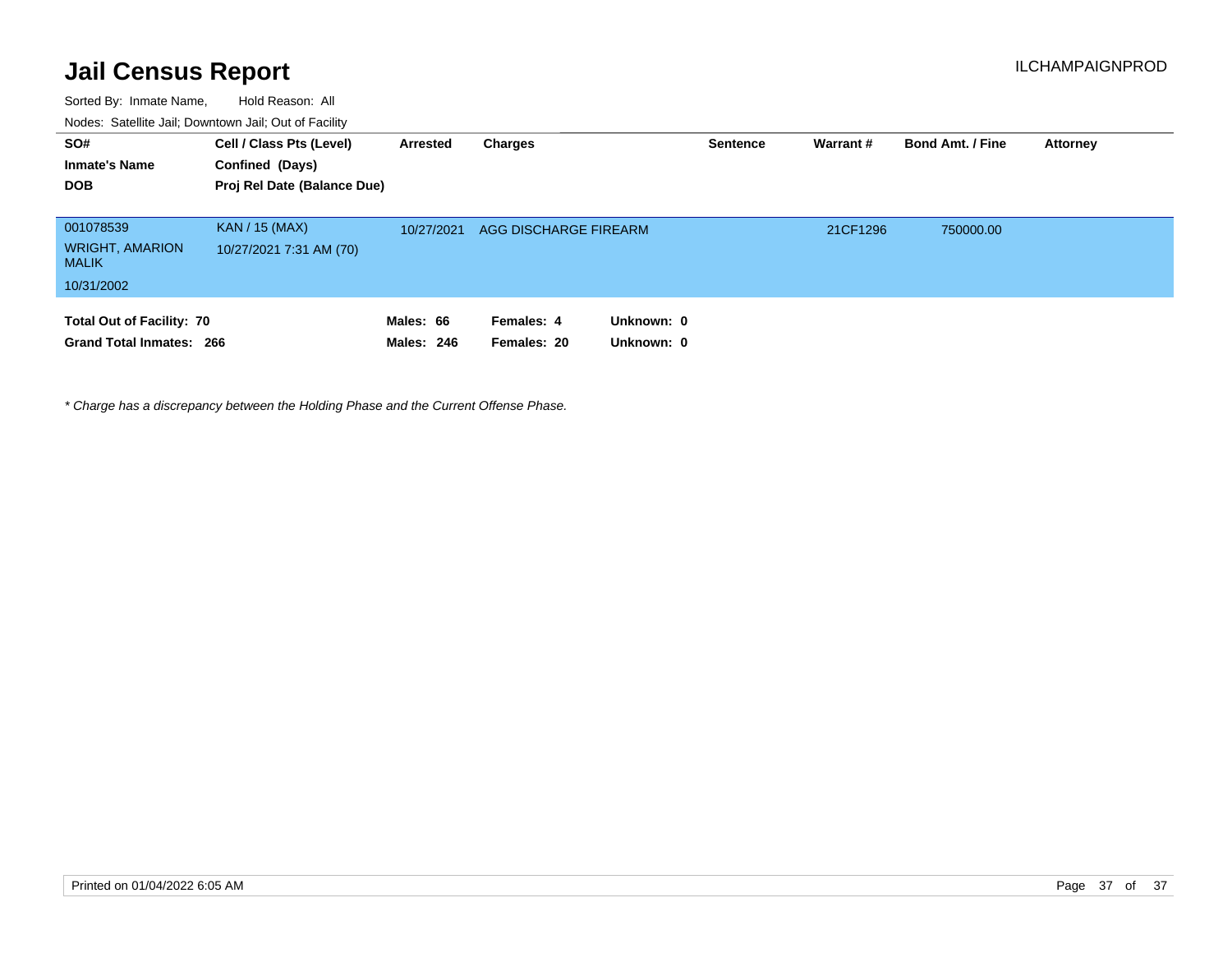# Jail Census Report

ILCHAMPAIGNPROD

Sorted By: Inmate Name, Hold Reason: All

Nodes: Satellite Jail; Downtown Jail; Out of Facility

| SO# / Inmate's Name / DOB | Cell / Class Pts (Level) / Confined (Days) / Proj Rel Date (Balance Due) | Arrested | Charges | Sentence | Warrant # | Bond Amt. / Fine | Attorney |
|---|---|---|---|---|---|---|---|
| 001078539<br>WRIGHT, AMARION MALIK<br>10/31/2002 | KAN / 15 (MAX)<br>10/27/2021 7:31 AM (70) | 10/27/2021 | AGG DISCHARGE FIREARM | | 21CF1296 | 750000.00 | |

| | | | |
|---|---|---|---|
| **Total Out of Facility: 70** | **Males: 66** | **Females: 4** | **Unknown: 0** |
| **Grand Total Inmates: 266** | **Males: 246** | **Females: 20** | **Unknown: 0** |

*\* Charge has a discrepancy between the Holding Phase and the Current Offense Phase.*

Printed on 01/04/2022 6:05 AM